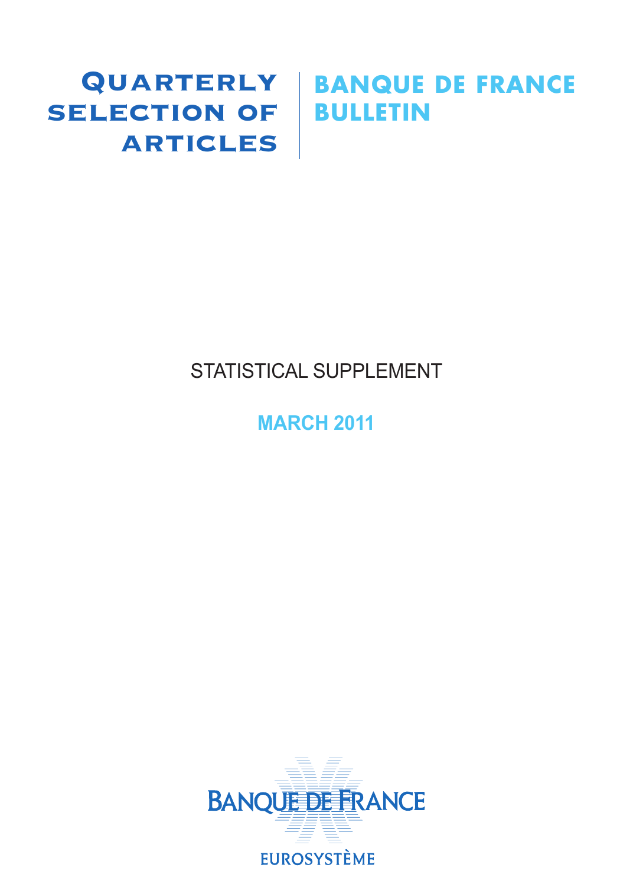# Quarterly Selection of Articles

# Banque de France Bulletin

STATISTICAL SUPPLEMENT

**MARCH 2011**

BANQUE DE FRANCE

EUROSYSTÈME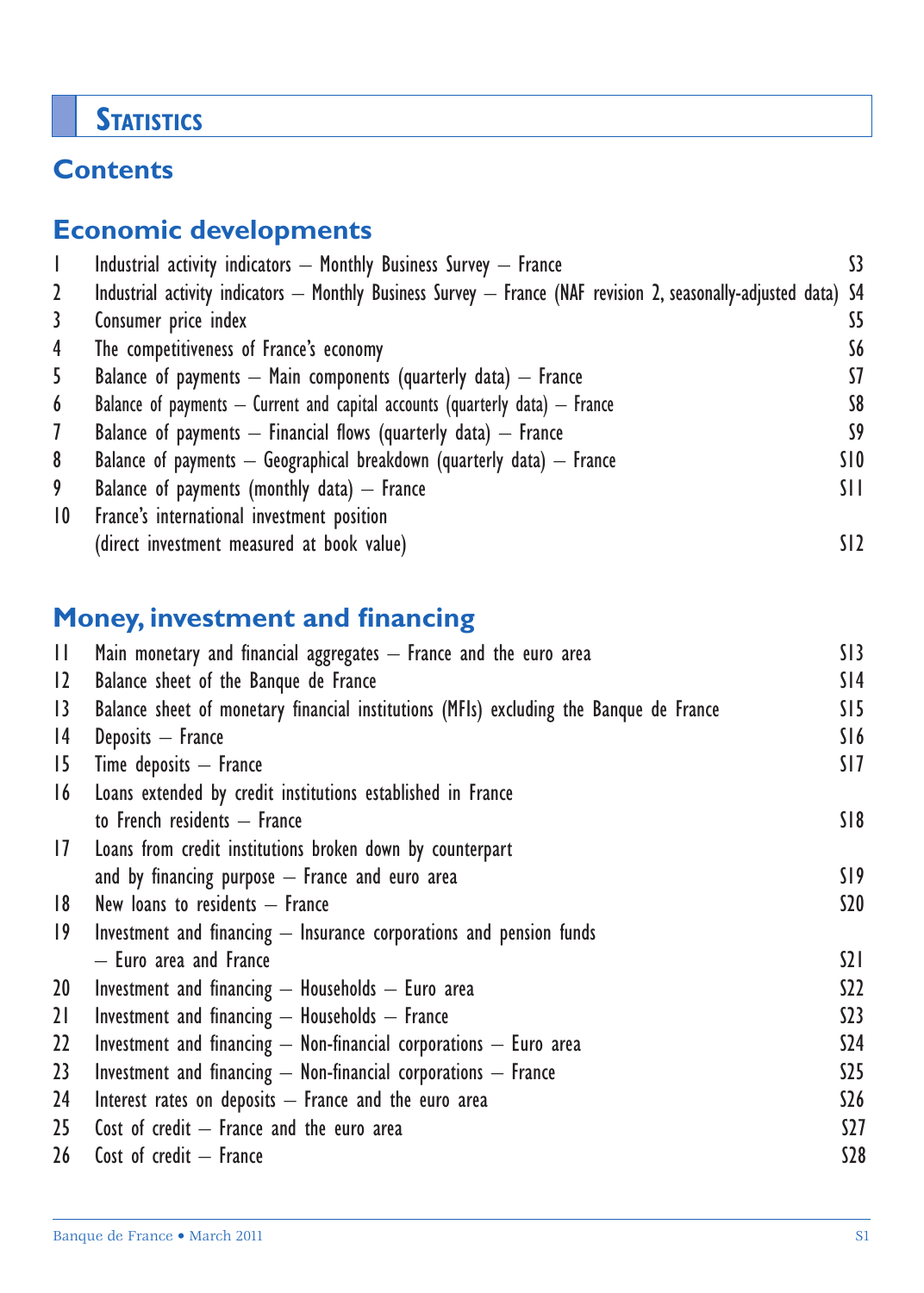# Statistics

## Contents

### Economic developments

| | | |
|---|---|---|
| 1 | Industrial activity indicators – Monthly Business Survey – France | S3 |
| 2 | Industrial activity indicators – Monthly Business Survey – France (NAF revision 2, seasonally-adjusted data) | S4 |
| 3 | Consumer price index | S5 |
| 4 | The competitiveness of France's economy | S6 |
| 5 | Balance of payments – Main components (quarterly data) – France | S7 |
| 6 | Balance of payments – Current and capital accounts (quarterly data) – France | S8 |
| 7 | Balance of payments – Financial flows (quarterly data) – France | S9 |
| 8 | Balance of payments – Geographical breakdown (quarterly data) – France | S10 |
| 9 | Balance of payments (monthly data) – France | S11 |
| 10 | France's international investment position (direct investment measured at book value) | S12 |

### Money, investment and financing

| | | |
|---|---|---|
| 11 | Main monetary and financial aggregates – France and the euro area | S13 |
| 12 | Balance sheet of the Banque de France | S14 |
| 13 | Balance sheet of monetary financial institutions (MFIs) excluding the Banque de France | S15 |
| 14 | Deposits – France | S16 |
| 15 | Time deposits – France | S17 |
| 16 | Loans extended by credit institutions established in France to French residents – France | S18 |
| 17 | Loans from credit institutions broken down by counterpart and by financing purpose – France and euro area | S19 |
| 18 | New loans to residents – France | S20 |
| 19 | Investment and financing – Insurance corporations and pension funds – Euro area and France | S21 |
| 20 | Investment and financing – Households – Euro area | S22 |
| 21 | Investment and financing – Households – France | S23 |
| 22 | Investment and financing – Non-financial corporations – Euro area | S24 |
| 23 | Investment and financing – Non-financial corporations – France | S25 |
| 24 | Interest rates on deposits – France and the euro area | S26 |
| 25 | Cost of credit – France and the euro area | S27 |
| 26 | Cost of credit – France | S28 |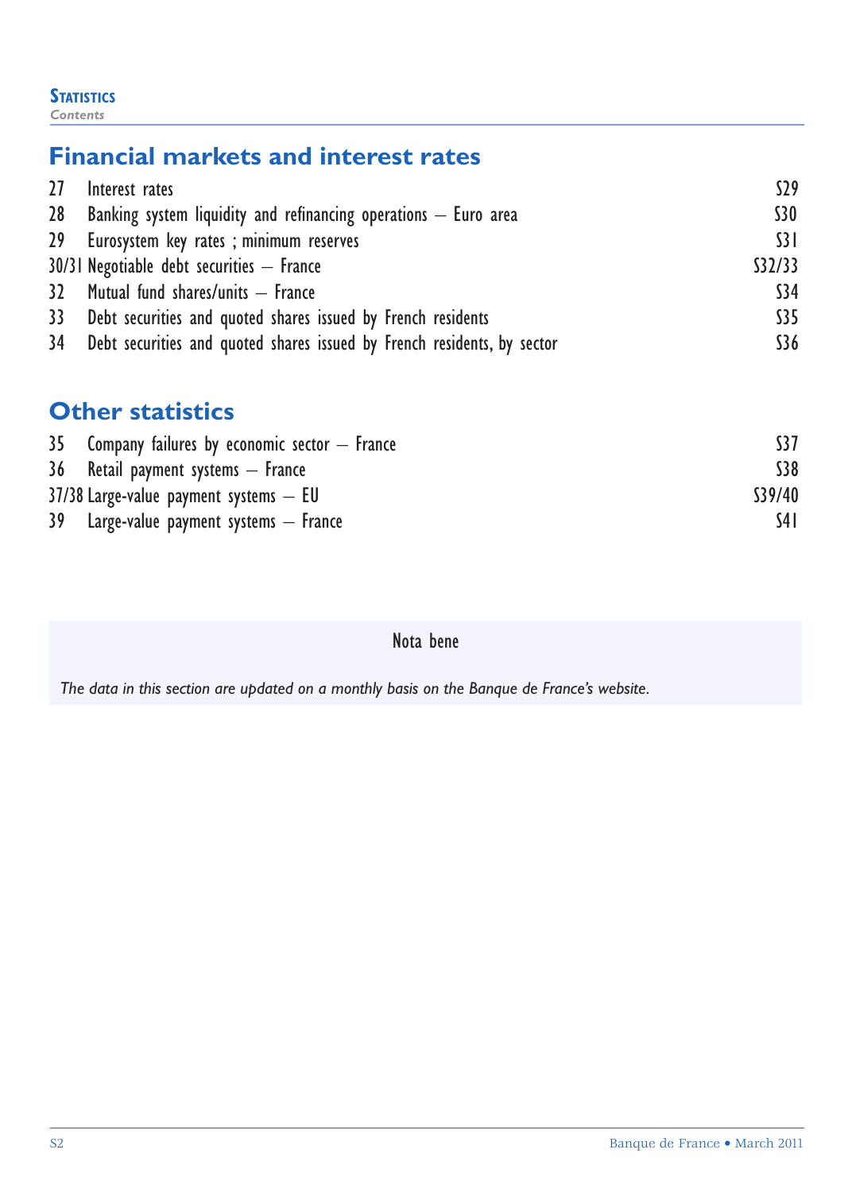## Financial markets and interest rates

| | | |
|---|---|---|
| 27 | Interest rates | S29 |
| 28 | Banking system liquidity and refinancing operations – Euro area | S30 |
| 29 | Eurosystem key rates ; minimum reserves | S31 |
| 30/31 | Negotiable debt securities – France | S32/33 |
| 32 | Mutual fund shares/units – France | S34 |
| 33 | Debt securities and quoted shares issued by French residents | S35 |
| 34 | Debt securities and quoted shares issued by French residents, by sector | S36 |

## Other statistics

| | | |
|---|---|---|
| 35 | Company failures by economic sector – France | S37 |
| 36 | Retail payment systems – France | S38 |
| 37/38 | Large-value payment systems – EU | S39/40 |
| 39 | Large-value payment systems – France | S41 |

Nota bene

*The data in this section are updated on a monthly basis on the Banque de France's website.*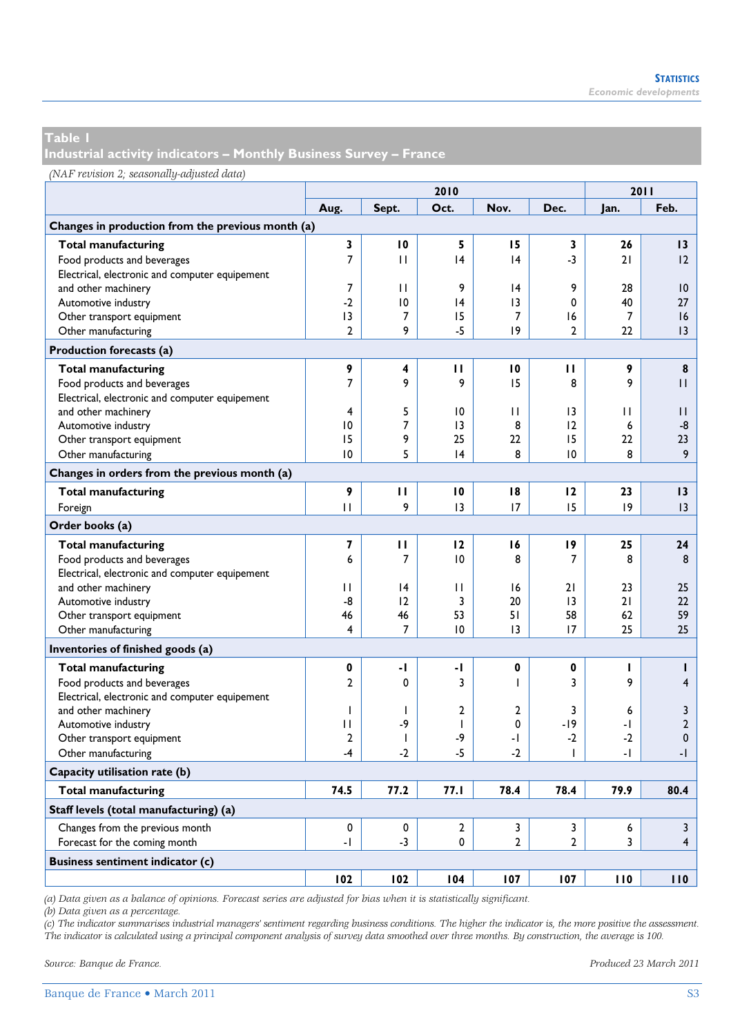## Table 1
## Industrial activity indicators – Monthly Business Survey – France

*(NAF revision 2; seasonally-adjusted data)*

| | 2010 | | | | | 2011 | |
|---|---|---|---|---|---|---|---|
| | Aug. | Sept. | Oct. | Nov. | Dec. | Jan. | Feb. |
| **Changes in production from the previous month (a)** | | | | | | | |
| **Total manufacturing** | **3** | **10** | **5** | **15** | **3** | **26** | **13** |
| Food products and beverages | 7 | 11 | 14 | 14 | -3 | 21 | 12 |
| Electrical, electronic and computer equipement and other machinery | 7 | 11 | 9 | 14 | 9 | 28 | 10 |
| Automotive industry | -2 | 10 | 14 | 13 | 0 | 40 | 27 |
| Other transport equipment | 13 | 7 | 15 | 7 | 16 | 7 | 16 |
| Other manufacturing | 2 | 9 | -5 | 19 | 2 | 22 | 13 |
| **Production forecasts (a)** | | | | | | | |
| **Total manufacturing** | **9** | **4** | **11** | **10** | **11** | **9** | **8** |
| Food products and beverages | 7 | 9 | 9 | 15 | 8 | 9 | 11 |
| Electrical, electronic and computer equipement and other machinery | 4 | 5 | 10 | 11 | 13 | 11 | 11 |
| Automotive industry | 10 | 7 | 13 | 8 | 12 | 6 | -8 |
| Other transport equipment | 15 | 9 | 25 | 22 | 15 | 22 | 23 |
| Other manufacturing | 10 | 5 | 14 | 8 | 10 | 8 | 9 |
| **Changes in orders from the previous month (a)** | | | | | | | |
| **Total manufacturing** | **9** | **11** | **10** | **18** | **12** | **23** | **13** |
| Foreign | 11 | 9 | 13 | 17 | 15 | 19 | 13 |
| **Order books (a)** | | | | | | | |
| **Total manufacturing** | **7** | **11** | **12** | **16** | **19** | **25** | **24** |
| Food products and beverages | 6 | 7 | 10 | 8 | 7 | 8 | 8 |
| Electrical, electronic and computer equipement and other machinery | 11 | 14 | 11 | 16 | 21 | 23 | 25 |
| Automotive industry | -8 | 12 | 3 | 20 | 13 | 21 | 22 |
| Other transport equipment | 46 | 46 | 53 | 51 | 58 | 62 | 59 |
| Other manufacturing | 4 | 7 | 10 | 13 | 17 | 25 | 25 |
| **Inventories of finished goods (a)** | | | | | | | |
| **Total manufacturing** | **0** | **-1** | **-1** | **0** | **0** | **1** | **1** |
| Food products and beverages | 2 | 0 | 3 | 1 | 3 | 9 | 4 |
| Electrical, electronic and computer equipement and other machinery | 1 | 1 | 2 | 2 | 3 | 6 | 3 |
| Automotive industry | 11 | -9 | 1 | 0 | -19 | -1 | 2 |
| Other transport equipment | 2 | 1 | -9 | -1 | -2 | -2 | 0 |
| Other manufacturing | -4 | -2 | -5 | -2 | 1 | -1 | -1 |
| **Capacity utilisation rate (b)** | | | | | | | |
| **Total manufacturing** | **74.5** | **77.2** | **77.1** | **78.4** | **78.4** | **79.9** | **80.4** |
| **Staff levels (total manufacturing) (a)** | | | | | | | |
| Changes from the previous month | 0 | 0 | 2 | 3 | 3 | 6 | 3 |
| Forecast for the coming month | -1 | -3 | 0 | 2 | 2 | 3 | 4 |
| **Business sentiment indicator (c)** | | | | | | | |
| | **102** | **102** | **104** | **107** | **107** | **110** | **110** |

*(a) Data given as a balance of opinions. Forecast series are adjusted for bias when it is statistically significant.*
*(b) Data given as a percentage.*
*(c) The indicator summarises industrial managers' sentiment regarding business conditions. The higher the indicator is, the more positive the assessment. The indicator is calculated using a principal component analysis of survey data smoothed over three months. By construction, the average is 100.*

*Source: Banque de France.*

*Produced 23 March 2011*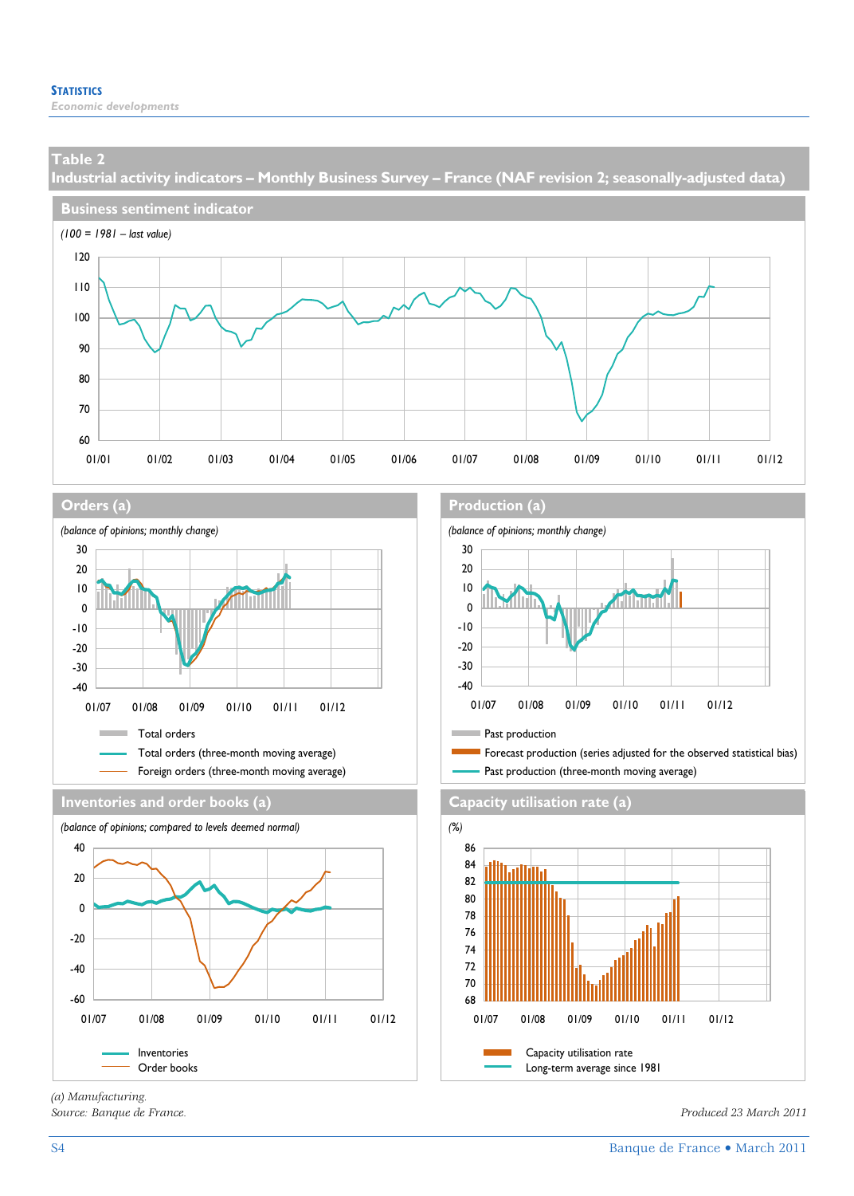**Statistics**
*Economic developments*

## Table 2
## Industrial activity indicators – Monthly Business Survey – France (NAF revision 2; seasonally-adjusted data)

### Business sentiment indicator

*(100 = 1981 – last value)*

### Orders (a)

*(balance of opinions; monthly change)*

Total orders
Total orders (three-month moving average)
Foreign orders (three-month moving average)

### Production (a)

*(balance of opinions; monthly change)*

Past production
Forecast production (series adjusted for the observed statistical bias)
Past production (three-month moving average)

### Inventories and order books (a)

*(balance of opinions; compared to levels deemed normal)*

Inventories
Order books

### Capacity utilisation rate (a)

*(%)*

Capacity utilisation rate
Long-term average since 1981

*(a) Manufacturing.*
*Source: Banque de France.*

*Produced 23 March 2011*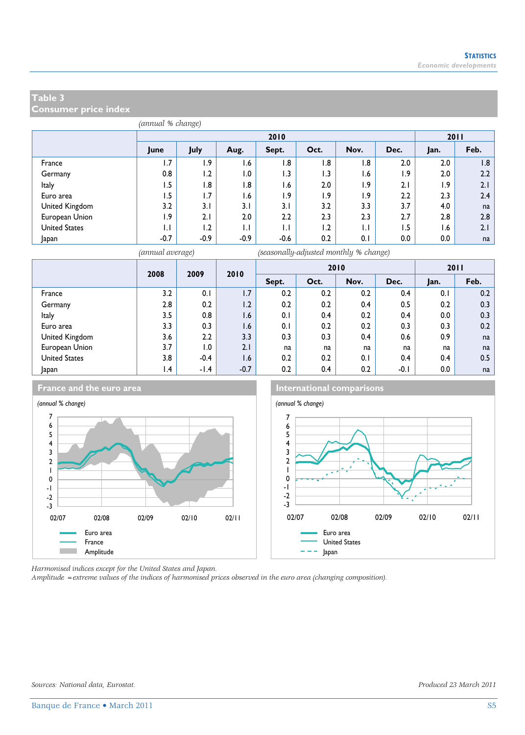## Table 3
## Consumer price index

*(annual % change)*

| | 2010 | | | | | | | 2011 | |
|---|---|---|---|---|---|---|---|---|---|
| | June | July | Aug. | Sept. | Oct. | Nov. | Dec. | Jan. | Feb. |
| France | 1.7 | 1.9 | 1.6 | 1.8 | 1.8 | 1.8 | 2.0 | 2.0 | 1.8 |
| Germany | 0.8 | 1.2 | 1.0 | 1.3 | 1.3 | 1.6 | 1.9 | 2.0 | 2.2 |
| Italy | 1.5 | 1.8 | 1.8 | 1.6 | 2.0 | 1.9 | 2.1 | 1.9 | 2.1 |
| Euro area | 1.5 | 1.7 | 1.6 | 1.9 | 1.9 | 1.9 | 2.2 | 2.3 | 2.4 |
| United Kingdom | 3.2 | 3.1 | 3.1 | 3.1 | 3.2 | 3.3 | 3.7 | 4.0 | na |
| European Union | 1.9 | 2.1 | 2.0 | 2.2 | 2.3 | 2.3 | 2.7 | 2.8 | 2.8 |
| United States | 1.1 | 1.2 | 1.1 | 1.1 | 1.2 | 1.1 | 1.5 | 1.6 | 2.1 |
| Japan | -0.7 | -0.9 | -0.9 | -0.6 | 0.2 | 0.1 | 0.0 | 0.0 | na |

*(annual average)* *(seasonally-adjusted monthly % change)*

| | 2008 | 2009 | 2010 | 2010 | | | | 2011 | |
|---|---|---|---|---|---|---|---|---|---|
| | | | | Sept. | Oct. | Nov. | Dec. | Jan. | Feb. |
| France | 3.2 | 0.1 | 1.7 | 0.2 | 0.2 | 0.2 | 0.4 | 0.1 | 0.2 |
| Germany | 2.8 | 0.2 | 1.2 | 0.2 | 0.2 | 0.4 | 0.5 | 0.2 | 0.3 |
| Italy | 3.5 | 0.8 | 1.6 | 0.1 | 0.4 | 0.2 | 0.4 | 0.0 | 0.3 |
| Euro area | 3.3 | 0.3 | 1.6 | 0.1 | 0.2 | 0.2 | 0.3 | 0.3 | 0.2 |
| United Kingdom | 3.6 | 2.2 | 3.3 | 0.3 | 0.3 | 0.4 | 0.6 | 0.9 | na |
| European Union | 3.7 | 1.0 | 2.1 | na | na | na | na | na | na |
| United States | 3.8 | -0.4 | 1.6 | 0.2 | 0.2 | 0.1 | 0.4 | 0.4 | 0.5 |
| Japan | 1.4 | -1.4 | -0.7 | 0.2 | 0.4 | 0.2 | -0.1 | 0.0 | na |

**France and the euro area**

*(annual % change)*

**International comparisons**

*(annual % change)*

*Harmonised indices except for the United States and Japan.*
*Amplitude = extreme values of the indices of harmonised prices observed in the euro area (changing composition).*

*Sources: National data, Eurostat.* *Produced 23 March 2011*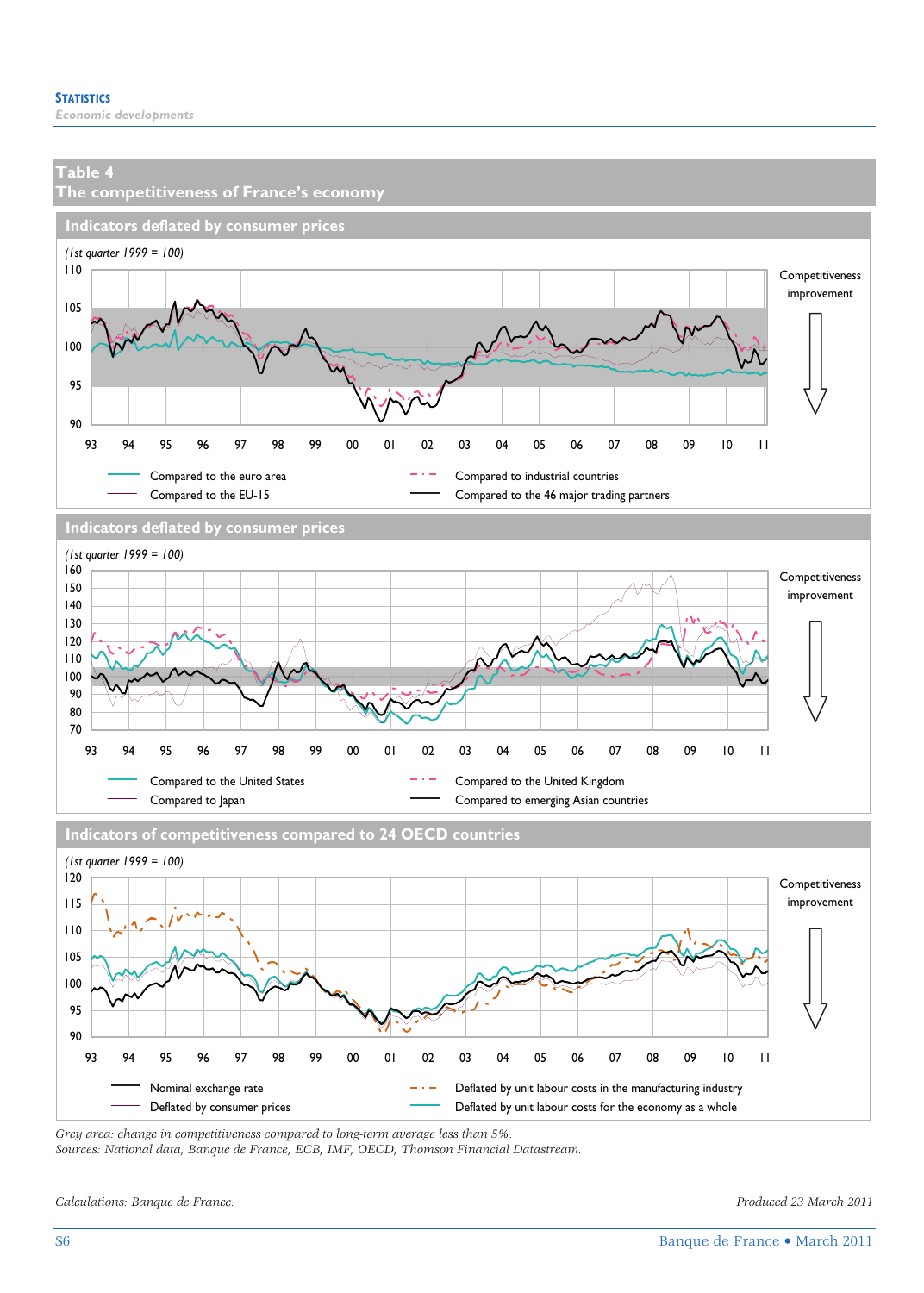## Table 4
## The competitiveness of France's economy

### Indicators deflated by consumer prices

(1st quarter 1999 = 100)

Competitiveness improvement

Compared to the euro area — Compared to industrial countries — Compared to the EU-15 — Compared to the 46 major trading partners

### Indicators deflated by consumer prices

(1st quarter 1999 = 100)

Competitiveness improvement

Compared to the United States — Compared to the United Kingdom — Compared to Japan — Compared to emerging Asian countries

### Indicators of competitiveness compared to 24 OECD countries

(1st quarter 1999 = 100)

Competitiveness improvement

Nominal exchange rate — Deflated by unit labour costs in the manufacturing industry — Deflated by consumer prices — Deflated by unit labour costs for the economy as a whole

*Grey area: change in competitiveness compared to long-term average less than 5%.*
*Sources: National data, Banque de France, ECB, IMF, OECD, Thomson Financial Datastream.*

*Calculations: Banque de France.*

*Produced 23 March 2011*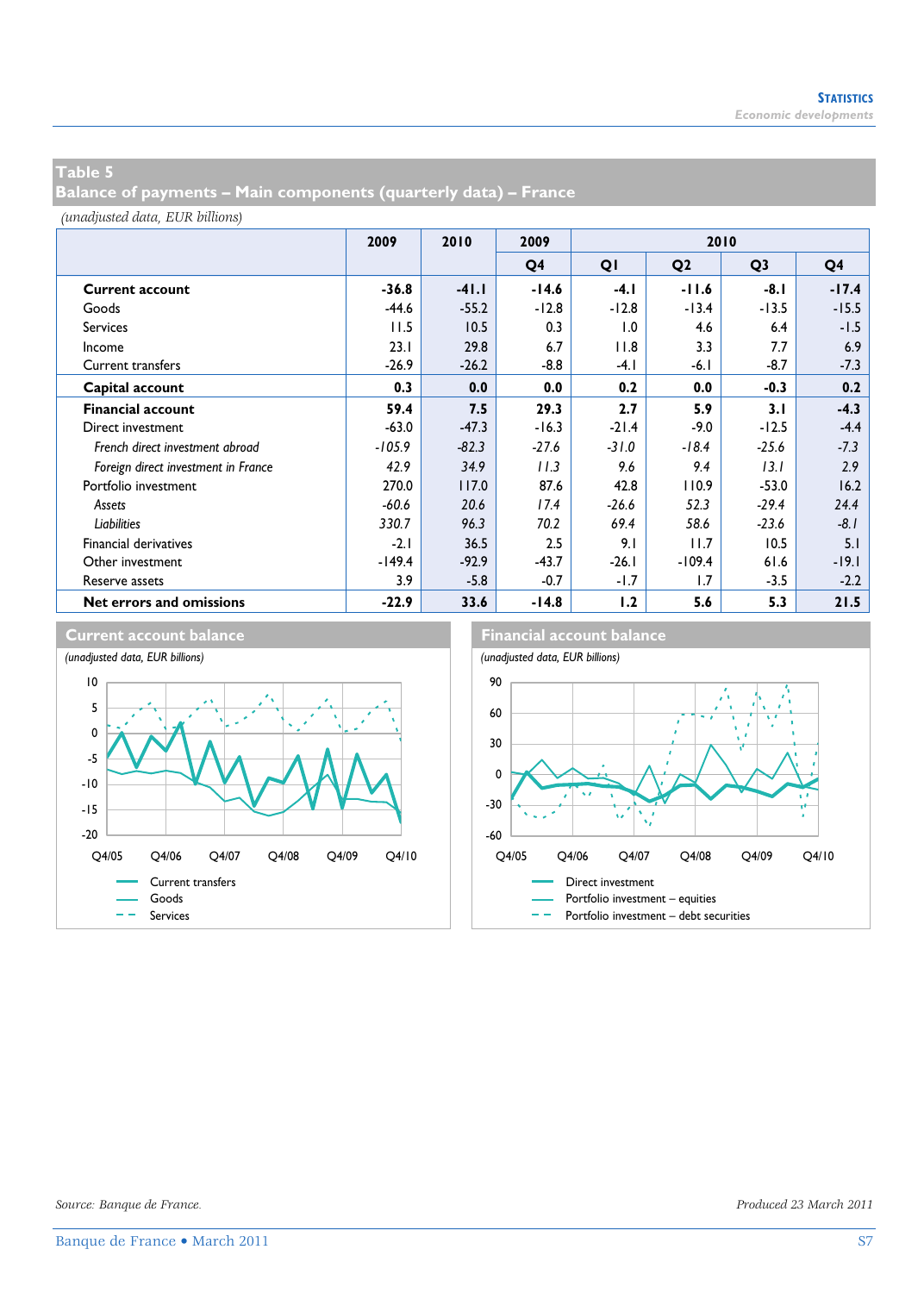## Table 5
## Balance of payments – Main components (quarterly data) – France

*(unadjusted data, EUR billions)*

| | 2009 | 2010 | 2009 | 2010 | | | |
|---|---|---|---|---|---|---|---|
| | | | Q4 | Q1 | Q2 | Q3 | Q4 |
| **Current account** | **-36.8** | **-41.1** | **-14.6** | **-4.1** | **-11.6** | **-8.1** | **-17.4** |
| Goods | -44.6 | -55.2 | -12.8 | -12.8 | -13.4 | -13.5 | -15.5 |
| Services | 11.5 | 10.5 | 0.3 | 1.0 | 4.6 | 6.4 | -1.5 |
| Income | 23.1 | 29.8 | 6.7 | 11.8 | 3.3 | 7.7 | 6.9 |
| Current transfers | -26.9 | -26.2 | -8.8 | -4.1 | -6.1 | -8.7 | -7.3 |
| **Capital account** | **0.3** | **0.0** | **0.0** | **0.2** | **0.0** | **-0.3** | **0.2** |
| **Financial account** | **59.4** | **7.5** | **29.3** | **2.7** | **5.9** | **3.1** | **-4.3** |
| Direct investment | -63.0 | -47.3 | -16.3 | -21.4 | -9.0 | -12.5 | -4.4 |
| *French direct investment abroad* | *-105.9* | *-82.3* | *-27.6* | *-31.0* | *-18.4* | *-25.6* | *-7.3* |
| *Foreign direct investment in France* | *42.9* | *34.9* | *11.3* | *9.6* | *9.4* | *13.1* | *2.9* |
| Portfolio investment | 270.0 | 117.0 | 87.6 | 42.8 | 110.9 | -53.0 | 16.2 |
| *Assets* | *-60.6* | *20.6* | *17.4* | *-26.6* | *52.3* | *-29.4* | *24.4* |
| *Liabilities* | *330.7* | *96.3* | *70.2* | *69.4* | *58.6* | *-23.6* | *-8.1* |
| Financial derivatives | -2.1 | 36.5 | 2.5 | 9.1 | 11.7 | 10.5 | 5.1 |
| Other investment | -149.4 | -92.9 | -43.7 | -26.1 | -109.4 | 61.6 | -19.1 |
| Reserve assets | 3.9 | -5.8 | -0.7 | -1.7 | 1.7 | -3.5 | -2.2 |
| **Net errors and omissions** | **-22.9** | **33.6** | **-14.8** | **1.2** | **5.6** | **5.3** | **21.5** |

### Current account balance

*(unadjusted data, EUR billions)*

Legend: Current transfers; Goods; Services

### Financial account balance

*(unadjusted data, EUR billions)*

Legend: Direct investment; Portfolio investment – equities; Portfolio investment – debt securities

*Source: Banque de France.*

*Produced 23 March 2011*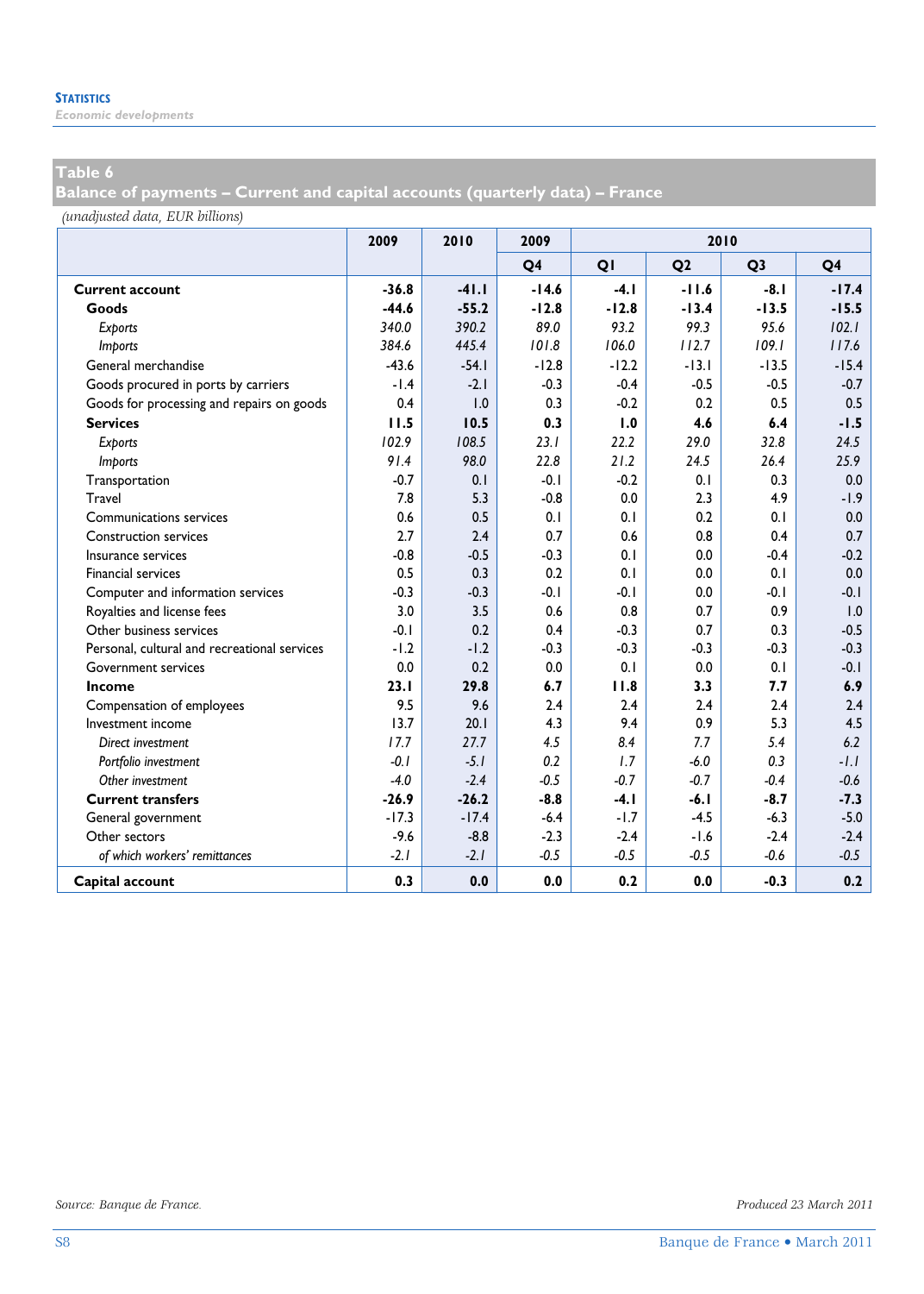## Table 6
## Balance of payments – Current and capital accounts (quarterly data) – France

*(unadjusted data, EUR billions)*

| | 2009 | 2010 | 2009 | 2010 | | | |
|---|---|---|---|---|---|---|---|
| | | | Q4 | Q1 | Q2 | Q3 | Q4 |
| **Current account** | **-36.8** | **-41.1** | **-14.6** | **-4.1** | **-11.6** | **-8.1** | **-17.4** |
| **Goods** | **-44.6** | **-55.2** | **-12.8** | **-12.8** | **-13.4** | **-13.5** | **-15.5** |
| *Exports* | *340.0* | *390.2* | *89.0* | *93.2* | *99.3* | *95.6* | *102.1* |
| *Imports* | *384.6* | *445.4* | *101.8* | *106.0* | *112.7* | *109.1* | *117.6* |
| General merchandise | -43.6 | -54.1 | -12.8 | -12.2 | -13.1 | -13.5 | -15.4 |
| Goods procured in ports by carriers | -1.4 | -2.1 | -0.3 | -0.4 | -0.5 | -0.5 | -0.7 |
| Goods for processing and repairs on goods | 0.4 | 1.0 | 0.3 | -0.2 | 0.2 | 0.5 | 0.5 |
| **Services** | **11.5** | **10.5** | **0.3** | **1.0** | **4.6** | **6.4** | **-1.5** |
| *Exports* | *102.9* | *108.5* | *23.1* | *22.2* | *29.0* | *32.8* | *24.5* |
| *Imports* | *91.4* | *98.0* | *22.8* | *21.2* | *24.5* | *26.4* | *25.9* |
| Transportation | -0.7 | 0.1 | -0.1 | -0.2 | 0.1 | 0.3 | 0.0 |
| Travel | 7.8 | 5.3 | -0.8 | 0.0 | 2.3 | 4.9 | -1.9 |
| Communications services | 0.6 | 0.5 | 0.1 | 0.1 | 0.2 | 0.1 | 0.0 |
| Construction services | 2.7 | 2.4 | 0.7 | 0.6 | 0.8 | 0.4 | 0.7 |
| Insurance services | -0.8 | -0.5 | -0.3 | 0.1 | 0.0 | -0.4 | -0.2 |
| Financial services | 0.5 | 0.3 | 0.2 | 0.1 | 0.0 | 0.1 | 0.0 |
| Computer and information services | -0.3 | -0.3 | -0.1 | -0.1 | 0.0 | -0.1 | -0.1 |
| Royalties and license fees | 3.0 | 3.5 | 0.6 | 0.8 | 0.7 | 0.9 | 1.0 |
| Other business services | -0.1 | 0.2 | 0.4 | -0.3 | 0.7 | 0.3 | -0.5 |
| Personal, cultural and recreational services | -1.2 | -1.2 | -0.3 | -0.3 | -0.3 | -0.3 | -0.3 |
| Government services | 0.0 | 0.2 | 0.0 | 0.1 | 0.0 | 0.1 | -0.1 |
| **Income** | **23.1** | **29.8** | **6.7** | **11.8** | **3.3** | **7.7** | **6.9** |
| Compensation of employees | 9.5 | 9.6 | 2.4 | 2.4 | 2.4 | 2.4 | 2.4 |
| Investment income | 13.7 | 20.1 | 4.3 | 9.4 | 0.9 | 5.3 | 4.5 |
| *Direct investment* | *17.7* | *27.7* | *4.5* | *8.4* | *7.7* | *5.4* | *6.2* |
| *Portfolio investment* | *-0.1* | *-5.1* | *0.2* | *1.7* | *-6.0* | *0.3* | *-1.1* |
| *Other investment* | *-4.0* | *-2.4* | *-0.5* | *-0.7* | *-0.7* | *-0.4* | *-0.6* |
| **Current transfers** | **-26.9** | **-26.2** | **-8.8** | **-4.1** | **-6.1** | **-8.7** | **-7.3** |
| General government | -17.3 | -17.4 | -6.4 | -1.7 | -4.5 | -6.3 | -5.0 |
| Other sectors | -9.6 | -8.8 | -2.3 | -2.4 | -1.6 | -2.4 | -2.4 |
| *of which workers' remittances* | *-2.1* | *-2.1* | *-0.5* | *-0.5* | *-0.5* | *-0.6* | *-0.5* |
| **Capital account** | **0.3** | **0.0** | **0.0** | **0.2** | **0.0** | **-0.3** | **0.2** |

*Source: Banque de France.*

*Produced 23 March 2011*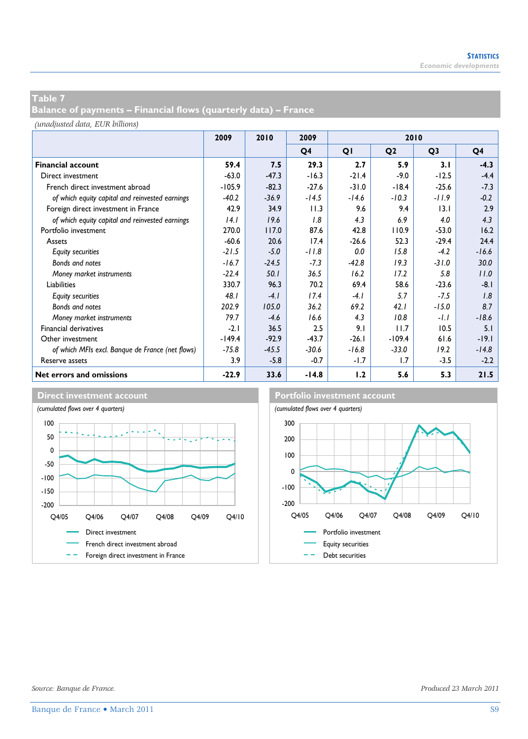## Table 7
## Balance of payments – Financial flows (quarterly data) – France

*(unadjusted data, EUR billions)*

| | 2009 | 2010 | 2009 | 2010 | | | |
|---|---|---|---|---|---|---|---|
| | | | Q4 | Q1 | Q2 | Q3 | Q4 |
| **Financial account** | **59.4** | **7.5** | **29.3** | **2.7** | **5.9** | **3.1** | **-4.3** |
| Direct investment | -63.0 | -47.3 | -16.3 | -21.4 | -9.0 | -12.5 | -4.4 |
| French direct investment abroad | -105.9 | -82.3 | -27.6 | -31.0 | -18.4 | -25.6 | -7.3 |
| *of which equity capital and reinvested earnings* | *-40.2* | *-36.9* | *-14.5* | *-14.6* | *-10.3* | *-11.9* | *-0.2* |
| Foreign direct investment in France | 42.9 | 34.9 | 11.3 | 9.6 | 9.4 | 13.1 | 2.9 |
| *of which equity capital and reinvested earnings* | *14.1* | *19.6* | *1.8* | *4.3* | *6.9* | *4.0* | *4.3* |
| Portfolio investment | 270.0 | 117.0 | 87.6 | 42.8 | 110.9 | -53.0 | 16.2 |
| Assets | -60.6 | 20.6 | 17.4 | -26.6 | 52.3 | -29.4 | 24.4 |
| *Equity securities* | *-21.5* | *-5.0* | *-11.8* | *0.0* | *15.8* | *-4.2* | *-16.6* |
| *Bonds and notes* | *-16.7* | *-24.5* | *-7.3* | *-42.8* | *19.3* | *-31.0* | *30.0* |
| *Money market instruments* | *-22.4* | *50.1* | *36.5* | *16.2* | *17.2* | *5.8* | *11.0* |
| Liabilities | 330.7 | 96.3 | 70.2 | 69.4 | 58.6 | -23.6 | -8.1 |
| *Equity securities* | *48.1* | *-4.1* | *17.4* | *-4.1* | *5.7* | *-7.5* | *1.8* |
| *Bonds and notes* | *202.9* | *105.0* | *36.2* | *69.2* | *42.1* | *-15.0* | *8.7* |
| *Money market instruments* | *79.7* | *-4.6* | *16.6* | *4.3* | *10.8* | *-1.1* | *-18.6* |
| Financial derivatives | -2.1 | 36.5 | 2.5 | 9.1 | 11.7 | 10.5 | 5.1 |
| Other investment | -149.4 | -92.9 | -43.7 | -26.1 | -109.4 | 61.6 | -19.1 |
| *of which MFIs excl. Banque de France (net flows)* | *-75.8* | *-45.5* | *-30.6* | *-16.8* | *-33.0* | *19.2* | *-14.8* |
| Reserve assets | 3.9 | -5.8 | -0.7 | -1.7 | 1.7 | -3.5 | -2.2 |
| **Net errors and omissions** | **-22.9** | **33.6** | **-14.8** | **1.2** | **5.6** | **5.3** | **21.5** |

### Direct investment account

*(cumulated flows over 4 quarters)*

Legend: Direct investment; French direct investment abroad; Foreign direct investment in France

### Portfolio investment account

*(cumulated flows over 4 quarters)*

Legend: Portfolio investment; Equity securities; Debt securities

*Source: Banque de France.*

*Produced 23 March 2011*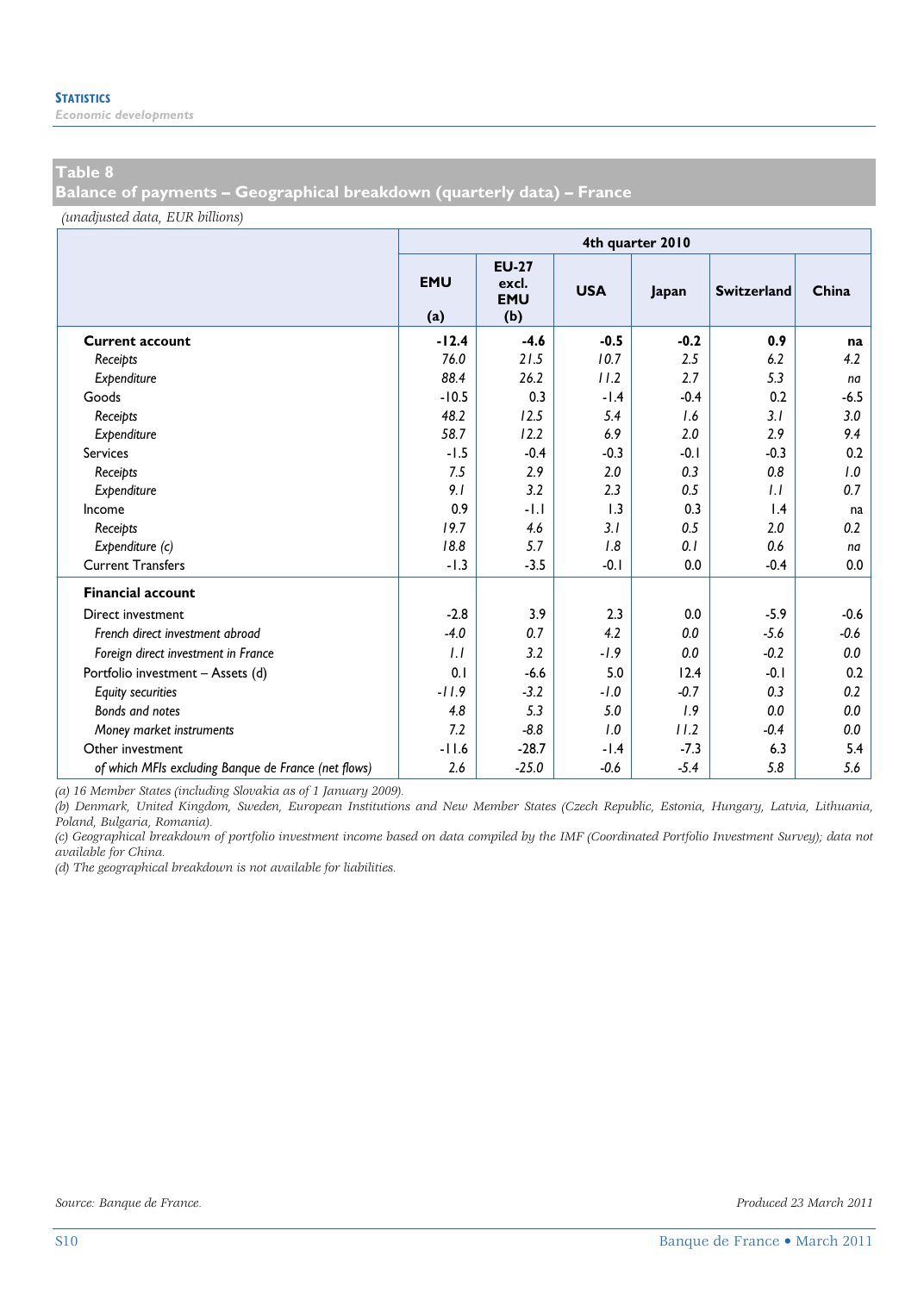## Table 8
## Balance of payments – Geographical breakdown (quarterly data) – France

*(unadjusted data, EUR billions)*

| | 4th quarter 2010 | | | | | |
|---|---|---|---|---|---|---|
| | EMU (a) | EU-27 excl. EMU (b) | USA | Japan | Switzerland | China |
| **Current account** | **-12.4** | **-4.6** | **-0.5** | **-0.2** | **0.9** | **na** |
| *Receipts* | *76.0* | *21.5* | *10.7* | *2.5* | *6.2* | *4.2* |
| *Expenditure* | *88.4* | *26.2* | *11.2* | *2.7* | *5.3* | *na* |
| Goods | -10.5 | 0.3 | -1.4 | -0.4 | 0.2 | -6.5 |
| *Receipts* | *48.2* | *12.5* | *5.4* | *1.6* | *3.1* | *3.0* |
| *Expenditure* | *58.7* | *12.2* | *6.9* | *2.0* | *2.9* | *9.4* |
| Services | -1.5 | -0.4 | -0.3 | -0.1 | -0.3 | 0.2 |
| *Receipts* | *7.5* | *2.9* | *2.0* | *0.3* | *0.8* | *1.0* |
| *Expenditure* | *9.1* | *3.2* | *2.3* | *0.5* | *1.1* | *0.7* |
| Income | 0.9 | -1.1 | 1.3 | 0.3 | 1.4 | na |
| *Receipts* | *19.7* | *4.6* | *3.1* | *0.5* | *2.0* | *0.2* |
| *Expenditure (c)* | *18.8* | *5.7* | *1.8* | *0.1* | *0.6* | *na* |
| Current Transfers | -1.3 | -3.5 | -0.1 | 0.0 | -0.4 | 0.0 |
| **Financial account** | | | | | | |
| Direct investment | -2.8 | 3.9 | 2.3 | 0.0 | -5.9 | -0.6 |
| *French direct investment abroad* | *-4.0* | *0.7* | *4.2* | *0.0* | *-5.6* | *-0.6* |
| *Foreign direct investment in France* | *1.1* | *3.2* | *-1.9* | *0.0* | *-0.2* | *0.0* |
| Portfolio investment – Assets (d) | 0.1 | -6.6 | 5.0 | 12.4 | -0.1 | 0.2 |
| *Equity securities* | *-11.9* | *-3.2* | *-1.0* | *-0.7* | *0.3* | *0.2* |
| *Bonds and notes* | *4.8* | *5.3* | *5.0* | *1.9* | *0.0* | *0.0* |
| *Money market instruments* | *7.2* | *-8.8* | *1.0* | *11.2* | *-0.4* | *0.0* |
| Other investment | -11.6 | -28.7 | -1.4 | -7.3 | 6.3 | 5.4 |
| *of which MFIs excluding Banque de France (net flows)* | 2.6 | -25.0 | -0.6 | -5.4 | 5.8 | 5.6 |

*(a) 16 Member States (including Slovakia as of 1 January 2009).*
*(b) Denmark, United Kingdom, Sweden, European Institutions and New Member States (Czech Republic, Estonia, Hungary, Latvia, Lithuania, Poland, Bulgaria, Romania).*
*(c) Geographical breakdown of portfolio investment income based on data compiled by the IMF (Coordinated Portfolio Investment Survey); data not available for China.*
*(d) The geographical breakdown is not available for liabilities.*

*Source: Banque de France.* *Produced 23 March 2011*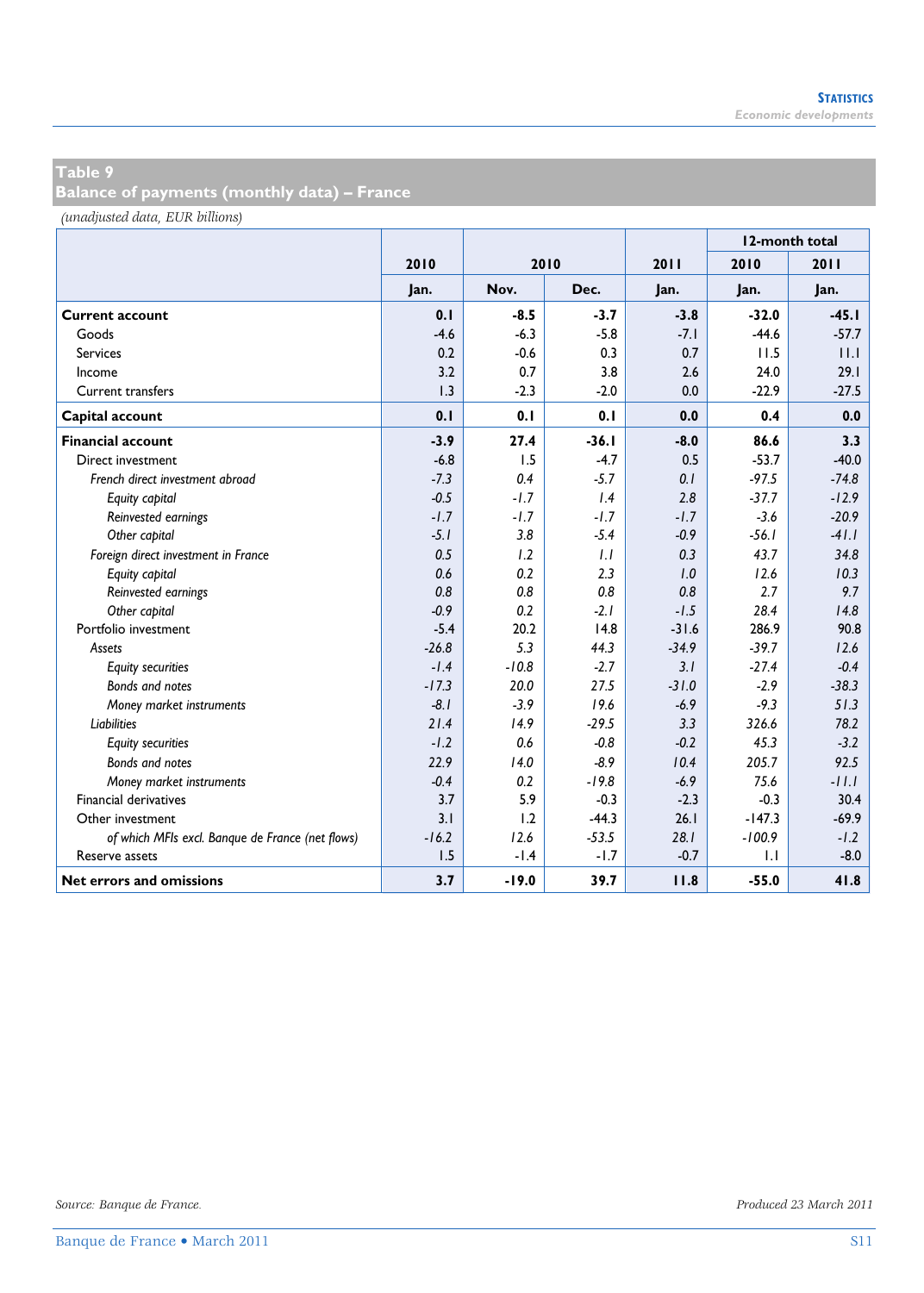## Table 9
## Balance of payments (monthly data) – France

*(unadjusted data, EUR billions)*

| | 2010 | 2010 | | 2011 | 12-month total | |
|---|---|---|---|---|---|---|
| | | | | | 2010 | 2011 |
| | Jan. | Nov. | Dec. | Jan. | Jan. | Jan. |
| **Current account** | **0.1** | **-8.5** | **-3.7** | **-3.8** | **-32.0** | **-45.1** |
| Goods | -4.6 | -6.3 | -5.8 | -7.1 | -44.6 | -57.7 |
| Services | 0.2 | -0.6 | 0.3 | 0.7 | 11.5 | 11.1 |
| Income | 3.2 | 0.7 | 3.8 | 2.6 | 24.0 | 29.1 |
| Current transfers | 1.3 | -2.3 | -2.0 | 0.0 | -22.9 | -27.5 |
| **Capital account** | **0.1** | **0.1** | **0.1** | **0.0** | **0.4** | **0.0** |
| **Financial account** | **-3.9** | **27.4** | **-36.1** | **-8.0** | **86.6** | **3.3** |
| Direct investment | -6.8 | 1.5 | -4.7 | 0.5 | -53.7 | -40.0 |
| *French direct investment abroad* | *-7.3* | *0.4* | *-5.7* | *0.1* | -97.5 | -74.8 |
| *Equity capital* | *-0.5* | *-1.7* | *1.4* | *2.8* | -37.7 | -12.9 |
| *Reinvested earnings* | *-1.7* | *-1.7* | *-1.7* | *-1.7* | -3.6 | -20.9 |
| *Other capital* | *-5.1* | *3.8* | *-5.4* | *-0.9* | -56.1 | -41.1 |
| *Foreign direct investment in France* | *0.5* | *1.2* | *1.1* | *0.3* | 43.7 | 34.8 |
| *Equity capital* | *0.6* | *0.2* | *2.3* | *1.0* | 12.6 | 10.3 |
| *Reinvested earnings* | *0.8* | *0.8* | *0.8* | *0.8* | 2.7 | 9.7 |
| *Other capital* | *-0.9* | *0.2* | *-2.1* | *-1.5* | 28.4 | 14.8 |
| Portfolio investment | -5.4 | 20.2 | 14.8 | -31.6 | 286.9 | 90.8 |
| *Assets* | *-26.8* | *5.3* | *44.3* | *-34.9* | -39.7 | 12.6 |
| *Equity securities* | *-1.4* | *-10.8* | *-2.7* | *3.1* | -27.4 | -0.4 |
| *Bonds and notes* | *-17.3* | *20.0* | *27.5* | *-31.0* | -2.9 | -38.3 |
| *Money market instruments* | *-8.1* | *-3.9* | *19.6* | *-6.9* | -9.3 | 51.3 |
| *Liabilities* | *21.4* | *14.9* | *-29.5* | *3.3* | 326.6 | 78.2 |
| *Equity securities* | *-1.2* | *0.6* | *-0.8* | *-0.2* | 45.3 | -3.2 |
| *Bonds and notes* | *22.9* | *14.0* | *-8.9* | *10.4* | 205.7 | 92.5 |
| *Money market instruments* | *-0.4* | *0.2* | *-19.8* | *-6.9* | 75.6 | -11.1 |
| Financial derivatives | 3.7 | 5.9 | -0.3 | -2.3 | -0.3 | 30.4 |
| Other investment | 3.1 | 1.2 | -44.3 | 26.1 | -147.3 | -69.9 |
| *of which MFIs excl. Banque de France (net flows)* | -16.2 | 12.6 | -53.5 | 28.1 | -100.9 | -1.2 |
| Reserve assets | 1.5 | -1.4 | -1.7 | -0.7 | 1.1 | -8.0 |
| **Net errors and omissions** | **3.7** | **-19.0** | **39.7** | **11.8** | **-55.0** | **41.8** |

*Source: Banque de France.*

*Produced 23 March 2011*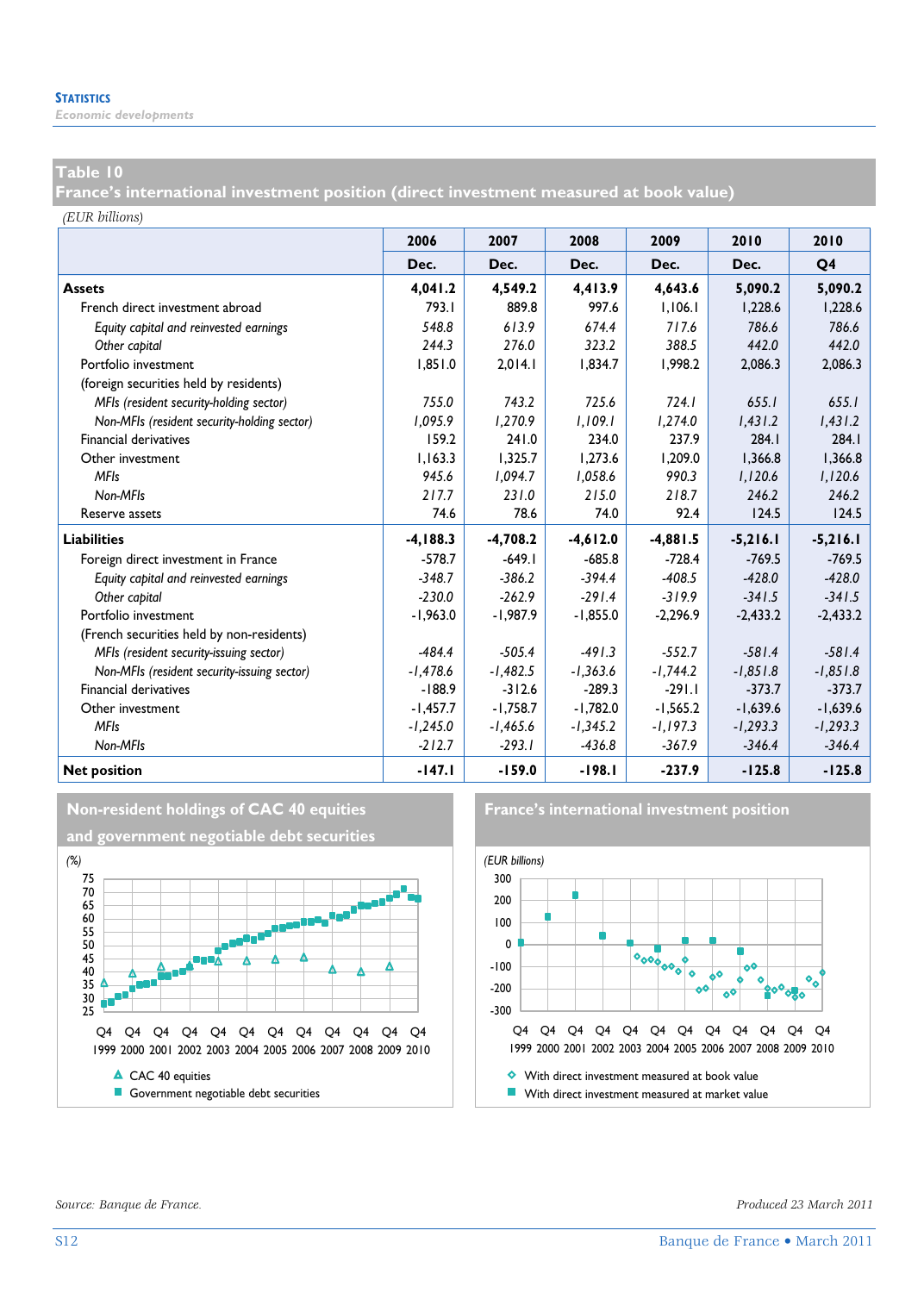## Table 10
## France's international investment position (direct investment measured at book value)

*(EUR billions)*

| | 2006 | 2007 | 2008 | 2009 | 2010 | 2010 |
|---|---|---|---|---|---|---|
| | Dec. | Dec. | Dec. | Dec. | Dec. | Q4 |
| **Assets** | **4,041.2** | **4,549.2** | **4,413.9** | **4,643.6** | **5,090.2** | **5,090.2** |
| French direct investment abroad | 793.1 | 889.8 | 997.6 | 1,106.1 | 1,228.6 | 1,228.6 |
| *Equity capital and reinvested earnings* | *548.8* | *613.9* | *674.4* | *717.6* | *786.6* | *786.6* |
| *Other capital* | *244.3* | *276.0* | *323.2* | *388.5* | *442.0* | *442.0* |
| Portfolio investment | 1,851.0 | 2,014.1 | 1,834.7 | 1,998.2 | 2,086.3 | 2,086.3 |
| (foreign securities held by residents) | | | | | | |
| *MFIs (resident security-holding sector)* | *755.0* | *743.2* | *725.6* | *724.1* | *655.1* | *655.1* |
| *Non-MFIs (resident security-holding sector)* | *1,095.9* | *1,270.9* | *1,109.1* | *1,274.0* | *1,431.2* | *1,431.2* |
| Financial derivatives | 159.2 | 241.0 | 234.0 | 237.9 | 284.1 | 284.1 |
| Other investment | 1,163.3 | 1,325.7 | 1,273.6 | 1,209.0 | 1,366.8 | 1,366.8 |
| *MFIs* | *945.6* | *1,094.7* | *1,058.6* | *990.3* | *1,120.6* | *1,120.6* |
| *Non-MFIs* | *217.7* | *231.0* | *215.0* | *218.7* | *246.2* | *246.2* |
| Reserve assets | 74.6 | 78.6 | 74.0 | 92.4 | 124.5 | 124.5 |
| **Liabilities** | **-4,188.3** | **-4,708.2** | **-4,612.0** | **-4,881.5** | **-5,216.1** | **-5,216.1** |
| Foreign direct investment in France | -578.7 | -649.1 | -685.8 | -728.4 | -769.5 | -769.5 |
| *Equity capital and reinvested earnings* | *-348.7* | *-386.2* | *-394.4* | *-408.5* | *-428.0* | *-428.0* |
| *Other capital* | *-230.0* | *-262.9* | *-291.4* | *-319.9* | *-341.5* | *-341.5* |
| Portfolio investment | -1,963.0 | -1,987.9 | -1,855.0 | -2,296.9 | -2,433.2 | -2,433.2 |
| (French securities held by non-residents) | | | | | | |
| *MFIs (resident security-issuing sector)* | *-484.4* | *-505.4* | *-491.3* | *-552.7* | *-581.4* | *-581.4* |
| *Non-MFIs (resident security-issuing sector)* | *-1,478.6* | *-1,482.5* | *-1,363.6* | *-1,744.2* | *-1,851.8* | *-1,851.8* |
| Financial derivatives | -188.9 | -312.6 | -289.3 | -291.1 | -373.7 | -373.7 |
| Other investment | -1,457.7 | -1,758.7 | -1,782.0 | -1,565.2 | -1,639.6 | -1,639.6 |
| *MFIs* | *-1,245.0* | *-1,465.6* | *-1,345.2* | *-1,197.3* | *-1,293.3* | *-1,293.3* |
| *Non-MFIs* | *-212.7* | *-293.1* | *-436.8* | *-367.9* | *-346.4* | *-346.4* |
| **Net position** | **-147.1** | **-159.0** | **-198.1** | **-237.9** | **-125.8** | **-125.8** |

### Non-resident holdings of CAC 40 equities and government negotiable debt securities

(%)

CAC 40 equities; Government negotiable debt securities

### France's international investment position

(EUR billions)

With direct investment measured at book value; With direct investment measured at market value

*Source: Banque de France.*

*Produced 23 March 2011*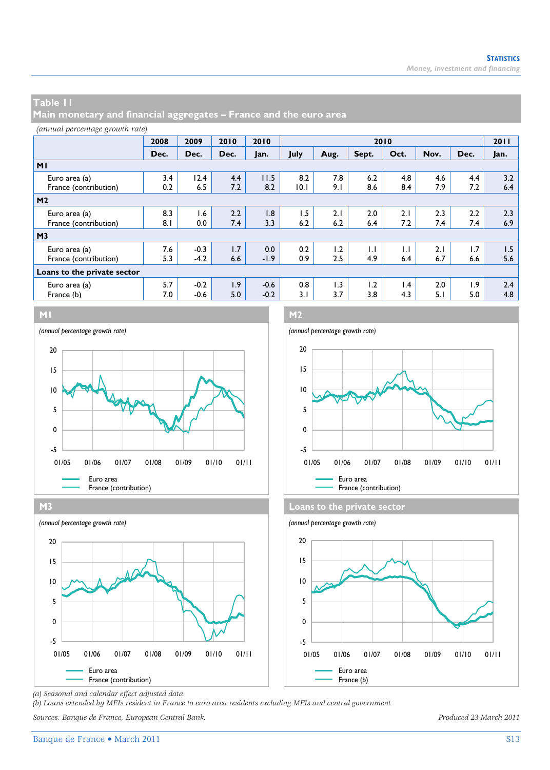## Table 11
## Main monetary and financial aggregates – France and the euro area

*(annual percentage growth rate)*

| | 2008 | 2009 | 2010 | 2010 | 2010 | | | | | | 2011 |
|---|---|---|---|---|---|---|---|---|---|---|---|
| | Dec. | Dec. | Dec. | Jan. | July | Aug. | Sept. | Oct. | Nov. | Dec. | Jan. |
| **M1** | | | | | | | | | | | |
| Euro area (a) | 3.4 | 12.4 | 4.4 | 11.5 | 8.2 | 7.8 | 6.2 | 4.8 | 4.6 | 4.4 | 3.2 |
| France (contribution) | 0.2 | 6.5 | 7.2 | 8.2 | 10.1 | 9.1 | 8.6 | 8.4 | 7.9 | 7.2 | 6.4 |
| **M2** | | | | | | | | | | | |
| Euro area (a) | 8.3 | 1.6 | 2.2 | 1.8 | 1.5 | 2.1 | 2.0 | 2.1 | 2.3 | 2.2 | 2.3 |
| France (contribution) | 8.1 | 0.0 | 7.4 | 3.3 | 6.2 | 6.2 | 6.4 | 7.2 | 7.4 | 7.4 | 6.9 |
| **M3** | | | | | | | | | | | |
| Euro area (a) | 7.6 | -0.3 | 1.7 | 0.0 | 0.2 | 1.2 | 1.1 | 1.1 | 2.1 | 1.7 | 1.5 |
| France (contribution) | 5.3 | -4.2 | 6.6 | -1.9 | 0.9 | 2.5 | 4.9 | 6.4 | 6.7 | 6.6 | 5.6 |
| **Loans to the private sector** | | | | | | | | | | | |
| Euro area (a) | 5.7 | -0.2 | 1.9 | -0.6 | 0.8 | 1.3 | 1.2 | 1.4 | 2.0 | 1.9 | 2.4 |
| France (b) | 7.0 | -0.6 | 5.0 | -0.2 | 3.1 | 3.7 | 3.8 | 4.3 | 5.1 | 5.0 | 4.8 |

### M1
*(annual percentage growth rate)*

Euro area
France (contribution)

### M2
*(annual percentage growth rate)*

Euro area
France (contribution)

### M3
*(annual percentage growth rate)*

Euro area
France (contribution)

### Loans to the private sector
*(annual percentage growth rate)*

Euro area
France (b)

*(a) Seasonal and calendar effect adjusted data.*
*(b) Loans extended by MFIs resident in France to euro area residents excluding MFIs and central government.*

*Sources: Banque de France, European Central Bank.*

*Produced 23 March 2011*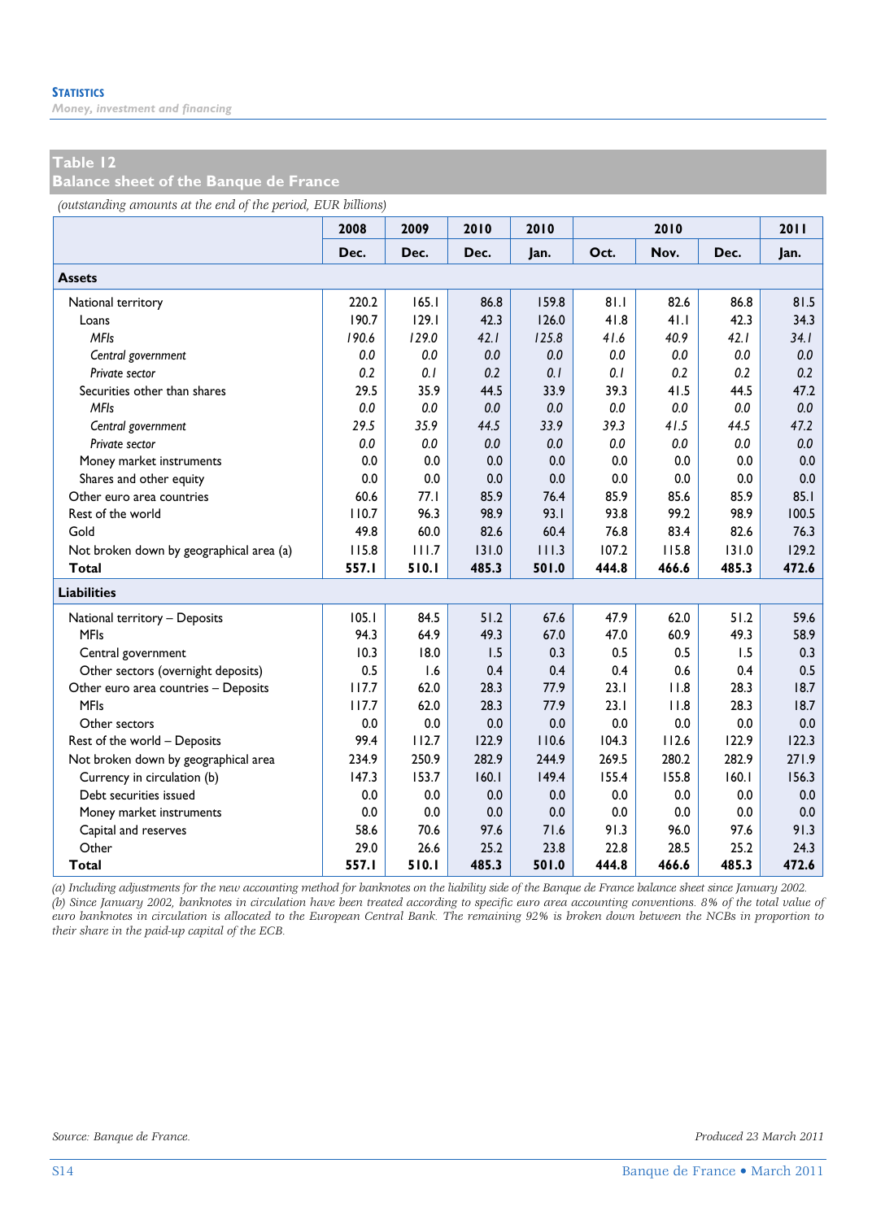**STATISTICS**

*Money, investment and financing*

## Table 12
## Balance sheet of the Banque de France

*(outstanding amounts at the end of the period, EUR billions)*

| | 2008 | 2009 | 2010 | 2010 | 2010 | | | 2011 |
|---|---|---|---|---|---|---|---|---|
| | Dec. | Dec. | Dec. | Jan. | Oct. | Nov. | Dec. | Jan. |
| **Assets** | | | | | | | | |
| National territory | 220.2 | 165.1 | 86.8 | 159.8 | 81.1 | 82.6 | 86.8 | 81.5 |
| Loans | 190.7 | 129.1 | 42.3 | 126.0 | 41.8 | 41.1 | 42.3 | 34.3 |
| *MFIs* | *190.6* | *129.0* | *42.1* | *125.8* | *41.6* | *40.9* | *42.1* | *34.1* |
| *Central government* | *0.0* | *0.0* | *0.0* | *0.0* | *0.0* | *0.0* | *0.0* | *0.0* |
| *Private sector* | *0.2* | *0.1* | *0.2* | *0.1* | *0.1* | *0.2* | *0.2* | *0.2* |
| Securities other than shares | 29.5 | 35.9 | 44.5 | 33.9 | 39.3 | 41.5 | 44.5 | 47.2 |
| *MFIs* | *0.0* | *0.0* | *0.0* | *0.0* | *0.0* | *0.0* | *0.0* | *0.0* |
| *Central government* | *29.5* | *35.9* | *44.5* | *33.9* | *39.3* | *41.5* | *44.5* | *47.2* |
| *Private sector* | *0.0* | *0.0* | *0.0* | *0.0* | *0.0* | *0.0* | *0.0* | *0.0* |
| Money market instruments | 0.0 | 0.0 | 0.0 | 0.0 | 0.0 | 0.0 | 0.0 | 0.0 |
| Shares and other equity | 0.0 | 0.0 | 0.0 | 0.0 | 0.0 | 0.0 | 0.0 | 0.0 |
| Other euro area countries | 60.6 | 77.1 | 85.9 | 76.4 | 85.9 | 85.6 | 85.9 | 85.1 |
| Rest of the world | 110.7 | 96.3 | 98.9 | 93.1 | 93.8 | 99.2 | 98.9 | 100.5 |
| Gold | 49.8 | 60.0 | 82.6 | 60.4 | 76.8 | 83.4 | 82.6 | 76.3 |
| Not broken down by geographical area (a) | 115.8 | 111.7 | 131.0 | 111.3 | 107.2 | 115.8 | 131.0 | 129.2 |
| **Total** | **557.1** | **510.1** | **485.3** | **501.0** | **444.8** | **466.6** | **485.3** | **472.6** |
| **Liabilities** | | | | | | | | |
| National territory – Deposits | 105.1 | 84.5 | 51.2 | 67.6 | 47.9 | 62.0 | 51.2 | 59.6 |
| MFIs | 94.3 | 64.9 | 49.3 | 67.0 | 47.0 | 60.9 | 49.3 | 58.9 |
| Central government | 10.3 | 18.0 | 1.5 | 0.3 | 0.5 | 0.5 | 1.5 | 0.3 |
| Other sectors (overnight deposits) | 0.5 | 1.6 | 0.4 | 0.4 | 0.4 | 0.6 | 0.4 | 0.5 |
| Other euro area countries – Deposits | 117.7 | 62.0 | 28.3 | 77.9 | 23.1 | 11.8 | 28.3 | 18.7 |
| MFIs | 117.7 | 62.0 | 28.3 | 77.9 | 23.1 | 11.8 | 28.3 | 18.7 |
| Other sectors | 0.0 | 0.0 | 0.0 | 0.0 | 0.0 | 0.0 | 0.0 | 0.0 |
| Rest of the world – Deposits | 99.4 | 112.7 | 122.9 | 110.6 | 104.3 | 112.6 | 122.9 | 122.3 |
| Not broken down by geographical area | 234.9 | 250.9 | 282.9 | 244.9 | 269.5 | 280.2 | 282.9 | 271.9 |
| Currency in circulation (b) | 147.3 | 153.7 | 160.1 | 149.4 | 155.4 | 155.8 | 160.1 | 156.3 |
| Debt securities issued | 0.0 | 0.0 | 0.0 | 0.0 | 0.0 | 0.0 | 0.0 | 0.0 |
| Money market instruments | 0.0 | 0.0 | 0.0 | 0.0 | 0.0 | 0.0 | 0.0 | 0.0 |
| Capital and reserves | 58.6 | 70.6 | 97.6 | 71.6 | 91.3 | 96.0 | 97.6 | 91.3 |
| Other | 29.0 | 26.6 | 25.2 | 23.8 | 22.8 | 28.5 | 25.2 | 24.3 |
| **Total** | **557.1** | **510.1** | **485.3** | **501.0** | **444.8** | **466.6** | **485.3** | **472.6** |

*(a) Including adjustments for the new accounting method for banknotes on the liability side of the Banque de France balance sheet since January 2002.*
*(b) Since January 2002, banknotes in circulation have been treated according to specific euro area accounting conventions. 8% of the total value of euro banknotes in circulation is allocated to the European Central Bank. The remaining 92% is broken down between the NCBs in proportion to their share in the paid-up capital of the ECB.*

*Source: Banque de France.*

*Produced 23 March 2011*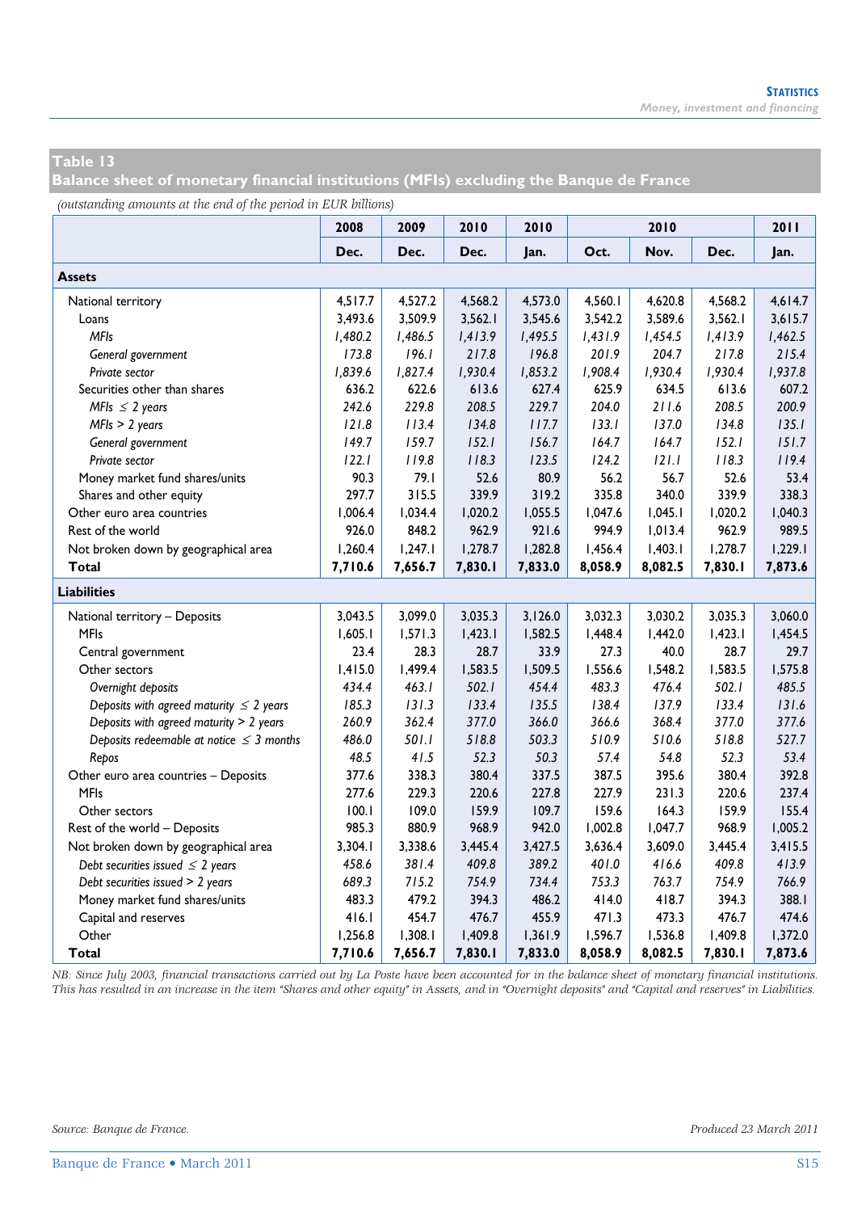## Table 13
## Balance sheet of monetary financial institutions (MFIs) excluding the Banque de France

*(outstanding amounts at the end of the period in EUR billions)*

| | 2008 | 2009 | 2010 | 2010 | 2010 | | | 2011 |
|---|---|---|---|---|---|---|---|---|
| | Dec. | Dec. | Dec. | Jan. | Oct. | Nov. | Dec. | Jan. |
| **Assets** | | | | | | | | |
| National territory | 4,517.7 | 4,527.2 | 4,568.2 | 4,573.0 | 4,560.1 | 4,620.8 | 4,568.2 | 4,614.7 |
| Loans | 3,493.6 | 3,509.9 | 3,562.1 | 3,545.6 | 3,542.2 | 3,589.6 | 3,562.1 | 3,615.7 |
| *MFIs* | *1,480.2* | *1,486.5* | *1,413.9* | *1,495.5* | *1,431.9* | *1,454.5* | *1,413.9* | *1,462.5* |
| *General government* | *173.8* | *196.1* | *217.8* | *196.8* | *201.9* | *204.7* | *217.8* | *215.4* |
| *Private sector* | *1,839.6* | *1,827.4* | *1,930.4* | *1,853.2* | *1,908.4* | *1,930.4* | *1,930.4* | *1,937.8* |
| Securities other than shares | 636.2 | 622.6 | 613.6 | 627.4 | 625.9 | 634.5 | 613.6 | 607.2 |
| *MFIs ≤ 2 years* | *242.6* | *229.8* | *208.5* | *229.7* | *204.0* | *211.6* | *208.5* | *200.9* |
| *MFIs > 2 years* | *121.8* | *113.4* | *134.8* | *117.7* | *133.1* | *137.0* | *134.8* | *135.1* |
| *General government* | *149.7* | *159.7* | *152.1* | *156.7* | *164.7* | *164.7* | *152.1* | *151.7* |
| *Private sector* | *122.1* | *119.8* | *118.3* | *123.5* | *124.2* | *121.1* | *118.3* | *119.4* |
| Money market fund shares/units | 90.3 | 79.1 | 52.6 | 80.9 | 56.2 | 56.7 | 52.6 | 53.4 |
| Shares and other equity | 297.7 | 315.5 | 339.9 | 319.2 | 335.8 | 340.0 | 339.9 | 338.3 |
| Other euro area countries | 1,006.4 | 1,034.4 | 1,020.2 | 1,055.5 | 1,047.6 | 1,045.1 | 1,020.2 | 1,040.3 |
| Rest of the world | 926.0 | 848.2 | 962.9 | 921.6 | 994.9 | 1,013.4 | 962.9 | 989.5 |
| Not broken down by geographical area | 1,260.4 | 1,247.1 | 1,278.7 | 1,282.8 | 1,456.4 | 1,403.1 | 1,278.7 | 1,229.1 |
| **Total** | **7,710.6** | **7,656.7** | **7,830.1** | **7,833.0** | **8,058.9** | **8,082.5** | **7,830.1** | **7,873.6** |
| **Liabilities** | | | | | | | | |
| National territory – Deposits | 3,043.5 | 3,099.0 | 3,035.3 | 3,126.0 | 3,032.3 | 3,030.2 | 3,035.3 | 3,060.0 |
| MFIs | 1,605.1 | 1,571.3 | 1,423.1 | 1,582.5 | 1,448.4 | 1,442.0 | 1,423.1 | 1,454.5 |
| Central government | 23.4 | 28.3 | 28.7 | 33.9 | 27.3 | 40.0 | 28.7 | 29.7 |
| Other sectors | 1,415.0 | 1,499.4 | 1,583.5 | 1,509.5 | 1,556.6 | 1,548.2 | 1,583.5 | 1,575.8 |
| *Overnight deposits* | *434.4* | *463.1* | *502.1* | *454.4* | *483.3* | *476.4* | *502.1* | *485.5* |
| *Deposits with agreed maturity ≤ 2 years* | *185.3* | *131.3* | *133.4* | *135.5* | *138.4* | *137.9* | *133.4* | *131.6* |
| *Deposits with agreed maturity > 2 years* | *260.9* | *362.4* | *377.0* | *366.0* | *366.6* | *368.4* | *377.0* | *377.6* |
| *Deposits redeemable at notice ≤ 3 months* | *486.0* | *501.1* | *518.8* | *503.3* | *510.9* | *510.6* | *518.8* | *527.7* |
| *Repos* | *48.5* | *41.5* | *52.3* | *50.3* | *57.4* | *54.8* | *52.3* | *53.4* |
| Other euro area countries – Deposits | 377.6 | 338.3 | 380.4 | 337.5 | 387.5 | 395.6 | 380.4 | 392.8 |
| MFIs | 277.6 | 229.3 | 220.6 | 227.8 | 227.9 | 231.3 | 220.6 | 237.4 |
| Other sectors | 100.1 | 109.0 | 159.9 | 109.7 | 159.6 | 164.3 | 159.9 | 155.4 |
| Rest of the world – Deposits | 985.3 | 880.9 | 968.9 | 942.0 | 1,002.8 | 1,047.7 | 968.9 | 1,005.2 |
| Not broken down by geographical area | 3,304.1 | 3,338.6 | 3,445.4 | 3,427.5 | 3,636.4 | 3,609.0 | 3,445.4 | 3,415.5 |
| *Debt securities issued ≤ 2 years* | *458.6* | *381.4* | *409.8* | *389.2* | *401.0* | *416.6* | *409.8* | *413.9* |
| *Debt securities issued > 2 years* | *689.3* | *715.2* | *754.9* | *734.4* | *753.3* | *763.7* | *754.9* | *766.9* |
| Money market fund shares/units | 483.3 | 479.2 | 394.3 | 486.2 | 414.0 | 418.7 | 394.3 | 388.1 |
| Capital and reserves | 416.1 | 454.7 | 476.7 | 455.9 | 471.3 | 473.3 | 476.7 | 474.6 |
| Other | 1,256.8 | 1,308.1 | 1,409.8 | 1,361.9 | 1,596.7 | 1,536.8 | 1,409.8 | 1,372.0 |
| **Total** | **7,710.6** | **7,656.7** | **7,830.1** | **7,833.0** | **8,058.9** | **8,082.5** | **7,830.1** | **7,873.6** |

*NB: Since July 2003, financial transactions carried out by La Poste have been accounted for in the balance sheet of monetary financial institutions. This has resulted in an increase in the item "Shares and other equity" in Assets, and in "Overnight deposits" and "Capital and reserves" in Liabilities.*

*Source: Banque de France.*

*Produced 23 March 2011*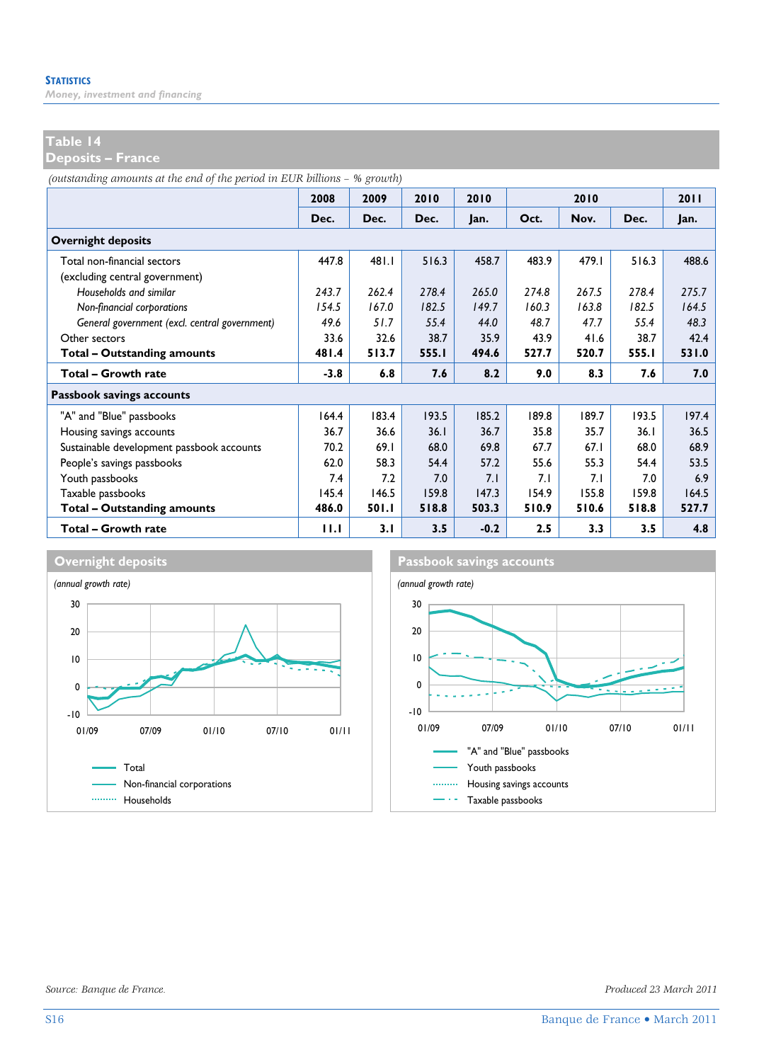## Table 14
## Deposits – France

*(outstanding amounts at the end of the period in EUR billions – % growth)*

| | 2008 | 2009 | 2010 | 2010 | 2010 | | | 2011 |
|---|---|---|---|---|---|---|---|---|
| | Dec. | Dec. | Dec. | Jan. | Oct. | Nov. | Dec. | Jan. |
| **Overnight deposits** | | | | | | | | |
| Total non-financial sectors (excluding central government) | 447.8 | 481.1 | 516.3 | 458.7 | 483.9 | 479.1 | 516.3 | 488.6 |
| *Households and similar* | *243.7* | *262.4* | *278.4* | *265.0* | *274.8* | *267.5* | *278.4* | *275.7* |
| *Non-financial corporations* | *154.5* | *167.0* | *182.5* | *149.7* | *160.3* | *163.8* | *182.5* | *164.5* |
| *General government (excl. central government)* | *49.6* | *51.7* | *55.4* | *44.0* | *48.7* | *47.7* | *55.4* | *48.3* |
| Other sectors | 33.6 | 32.6 | 38.7 | 35.9 | 43.9 | 41.6 | 38.7 | 42.4 |
| **Total – Outstanding amounts** | **481.4** | **513.7** | **555.1** | **494.6** | **527.7** | **520.7** | **555.1** | **531.0** |
| **Total – Growth rate** | **-3.8** | **6.8** | **7.6** | **8.2** | **9.0** | **8.3** | **7.6** | **7.0** |
| **Passbook savings accounts** | | | | | | | | |
| "A" and "Blue" passbooks | 164.4 | 183.4 | 193.5 | 185.2 | 189.8 | 189.7 | 193.5 | 197.4 |
| Housing savings accounts | 36.7 | 36.6 | 36.1 | 36.7 | 35.8 | 35.7 | 36.1 | 36.5 |
| Sustainable development passbook accounts | 70.2 | 69.1 | 68.0 | 69.8 | 67.7 | 67.1 | 68.0 | 68.9 |
| People's savings passbooks | 62.0 | 58.3 | 54.4 | 57.2 | 55.6 | 55.3 | 54.4 | 53.5 |
| Youth passbooks | 7.4 | 7.2 | 7.0 | 7.1 | 7.1 | 7.1 | 7.0 | 6.9 |
| Taxable passbooks | 145.4 | 146.5 | 159.8 | 147.3 | 154.9 | 155.8 | 159.8 | 164.5 |
| **Total – Outstanding amounts** | **486.0** | **501.1** | **518.8** | **503.3** | **510.9** | **510.6** | **518.8** | **527.7** |
| **Total – Growth rate** | **11.1** | **3.1** | **3.5** | **-0.2** | **2.5** | **3.3** | **3.5** | **4.8** |

**Overnight deposits**

*(annual growth rate)*

Legend: Total; Non-financial corporations; Households

**Passbook savings accounts**

*(annual growth rate)*

Legend: "A" and "Blue" passbooks; Youth passbooks; Housing savings accounts; Taxable passbooks

*Source: Banque de France.*

*Produced 23 March 2011*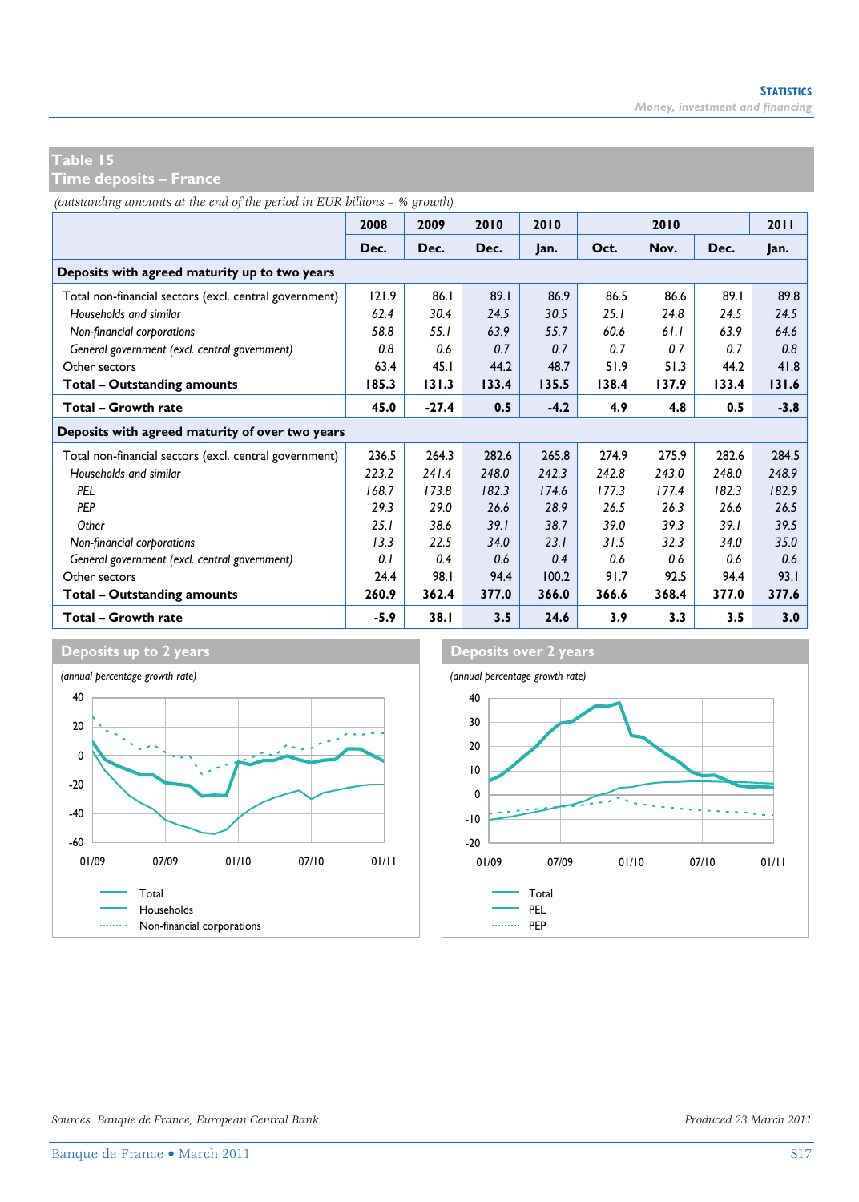## Table 15
## Time deposits – France

*(outstanding amounts at the end of the period in EUR billions – % growth)*

| | 2008 | 2009 | 2010 | 2010 | 2010 | | | 2011 |
|---|---|---|---|---|---|---|---|---|
| | Dec. | Dec. | Dec. | Jan. | Oct. | Nov. | Dec. | Jan. |
| **Deposits with agreed maturity up to two years** | | | | | | | | |
| Total non-financial sectors (excl. central government) | 121.9 | 86.1 | 89.1 | 86.9 | 86.5 | 86.6 | 89.1 | 89.8 |
| *Households and similar* | *62.4* | *30.4* | *24.5* | *30.5* | *25.1* | *24.8* | *24.5* | *24.5* |
| *Non-financial corporations* | *58.8* | *55.1* | *63.9* | *55.7* | *60.6* | *61.1* | *63.9* | *64.6* |
| *General government (excl. central government)* | *0.8* | *0.6* | *0.7* | *0.7* | *0.7* | *0.7* | *0.7* | *0.8* |
| Other sectors | 63.4 | 45.1 | 44.2 | 48.7 | 51.9 | 51.3 | 44.2 | 41.8 |
| **Total – Outstanding amounts** | **185.3** | **131.3** | **133.4** | **135.5** | **138.4** | **137.9** | **133.4** | **131.6** |
| **Total – Growth rate** | **45.0** | **-27.4** | **0.5** | **-4.2** | **4.9** | **4.8** | **0.5** | **-3.8** |
| **Deposits with agreed maturity of over two years** | | | | | | | | |
| Total non-financial sectors (excl. central government) | 236.5 | 264.3 | 282.6 | 265.8 | 274.9 | 275.9 | 282.6 | 284.5 |
| *Households and similar* | *223.2* | *241.4* | *248.0* | *242.3* | *242.8* | *243.0* | *248.0* | *248.9* |
| *PEL* | *168.7* | *173.8* | *182.3* | *174.6* | *177.3* | *177.4* | *182.3* | *182.9* |
| *PEP* | *29.3* | *29.0* | *26.6* | *28.9* | *26.5* | *26.3* | *26.6* | *26.5* |
| *Other* | *25.1* | *38.6* | *39.1* | *38.7* | *39.0* | *39.3* | *39.1* | *39.5* |
| *Non-financial corporations* | *13.3* | *22.5* | *34.0* | *23.1* | *31.5* | *32.3* | *34.0* | *35.0* |
| *General government (excl. central government)* | *0.1* | *0.4* | *0.6* | *0.4* | *0.6* | *0.6* | *0.6* | *0.6* |
| Other sectors | 24.4 | 98.1 | 94.4 | 100.2 | 91.7 | 92.5 | 94.4 | 93.1 |
| **Total – Outstanding amounts** | **260.9** | **362.4** | **377.0** | **366.0** | **366.6** | **368.4** | **377.0** | **377.6** |
| **Total – Growth rate** | **-5.9** | **38.1** | **3.5** | **24.6** | **3.9** | **3.3** | **3.5** | **3.0** |

### Deposits up to 2 years

*(annual percentage growth rate)*

Legend: Total; Households; Non-financial corporations

### Deposits over 2 years

*(annual percentage growth rate)*

Legend: Total; PEL; PEP

*Sources: Banque de France, European Central Bank.*

*Produced 23 March 2011*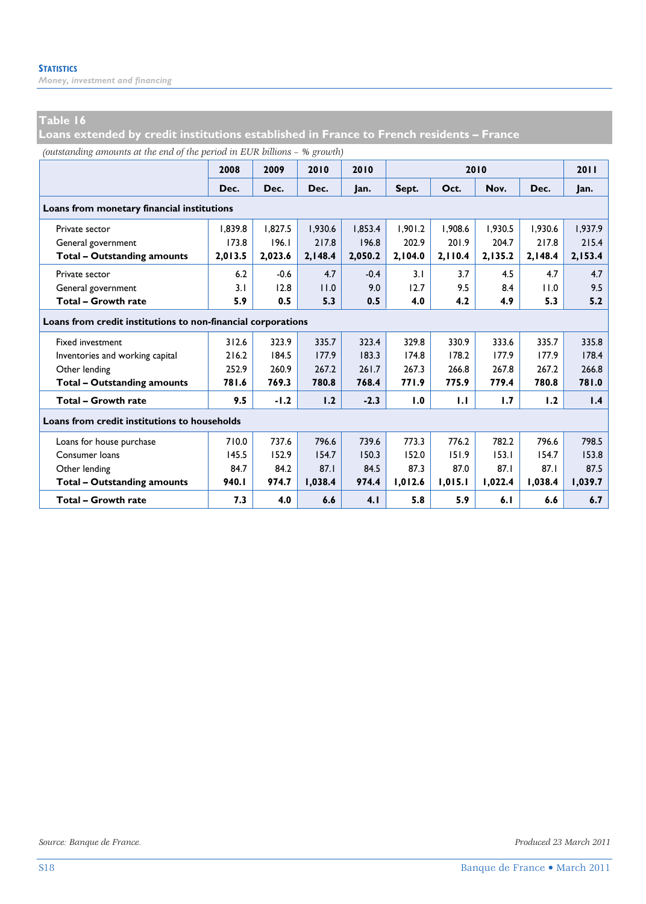## Table 16
## Loans extended by credit institutions established in France to French residents – France

*(outstanding amounts at the end of the period in EUR billions – % growth)*

| | 2008 | 2009 | 2010 | 2010 | 2010 | | | | 2011 |
|---|---|---|---|---|---|---|---|---|---|
| | Dec. | Dec. | Dec. | Jan. | Sept. | Oct. | Nov. | Dec. | Jan. |
| **Loans from monetary financial institutions** | | | | | | | | | |
| Private sector | 1,839.8 | 1,827.5 | 1,930.6 | 1,853.4 | 1,901.2 | 1,908.6 | 1,930.5 | 1,930.6 | 1,937.9 |
| General government | 173.8 | 196.1 | 217.8 | 196.8 | 202.9 | 201.9 | 204.7 | 217.8 | 215.4 |
| **Total – Outstanding amounts** | **2,013.5** | **2,023.6** | **2,148.4** | **2,050.2** | **2,104.0** | **2,110.4** | **2,135.2** | **2,148.4** | **2,153.4** |
| Private sector | 6.2 | -0.6 | 4.7 | -0.4 | 3.1 | 3.7 | 4.5 | 4.7 | 4.7 |
| General government | 3.1 | 12.8 | 11.0 | 9.0 | 12.7 | 9.5 | 8.4 | 11.0 | 9.5 |
| **Total – Growth rate** | **5.9** | **0.5** | **5.3** | **0.5** | **4.0** | **4.2** | **4.9** | **5.3** | **5.2** |
| **Loans from credit institutions to non-financial corporations** | | | | | | | | | |
| Fixed investment | 312.6 | 323.9 | 335.7 | 323.4 | 329.8 | 330.9 | 333.6 | 335.7 | 335.8 |
| Inventories and working capital | 216.2 | 184.5 | 177.9 | 183.3 | 174.8 | 178.2 | 177.9 | 177.9 | 178.4 |
| Other lending | 252.9 | 260.9 | 267.2 | 261.7 | 267.3 | 266.8 | 267.8 | 267.2 | 266.8 |
| **Total – Outstanding amounts** | **781.6** | **769.3** | **780.8** | **768.4** | **771.9** | **775.9** | **779.4** | **780.8** | **781.0** |
| **Total – Growth rate** | **9.5** | **-1.2** | **1.2** | **-2.3** | **1.0** | **1.1** | **1.7** | **1.2** | **1.4** |
| **Loans from credit institutions to households** | | | | | | | | | |
| Loans for house purchase | 710.0 | 737.6 | 796.6 | 739.6 | 773.3 | 776.2 | 782.2 | 796.6 | 798.5 |
| Consumer loans | 145.5 | 152.9 | 154.7 | 150.3 | 152.0 | 151.9 | 153.1 | 154.7 | 153.8 |
| Other lending | 84.7 | 84.2 | 87.1 | 84.5 | 87.3 | 87.0 | 87.1 | 87.1 | 87.5 |
| **Total – Outstanding amounts** | **940.1** | **974.7** | **1,038.4** | **974.4** | **1,012.6** | **1,015.1** | **1,022.4** | **1,038.4** | **1,039.7** |
| **Total – Growth rate** | **7.3** | **4.0** | **6.6** | **4.1** | **5.8** | **5.9** | **6.1** | **6.6** | **6.7** |

*Source: Banque de France.*

*Produced 23 March 2011*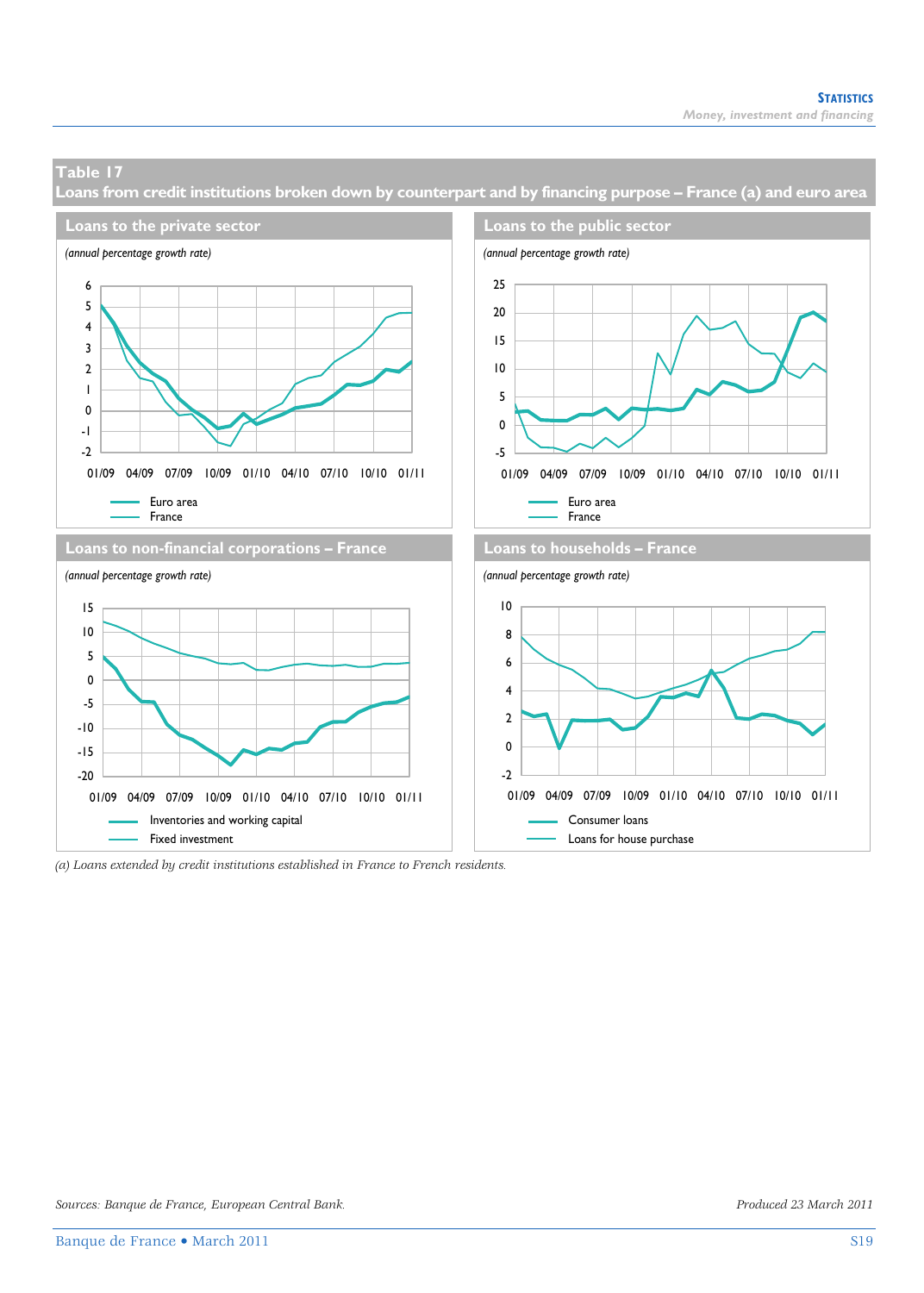## Table 17

## Loans from credit institutions broken down by counterpart and by financing purpose – France (a) and euro area

### Loans to the private sector

*(annual percentage growth rate)*

Euro area
France

### Loans to the public sector

*(annual percentage growth rate)*

Euro area
France

### Loans to non-financial corporations – France

*(annual percentage growth rate)*

Inventories and working capital
Fixed investment

### Loans to households – France

*(annual percentage growth rate)*

Consumer loans
Loans for house purchase

*(a) Loans extended by credit institutions established in France to French residents.*

*Sources: Banque de France, European Central Bank.*

*Produced 23 March 2011*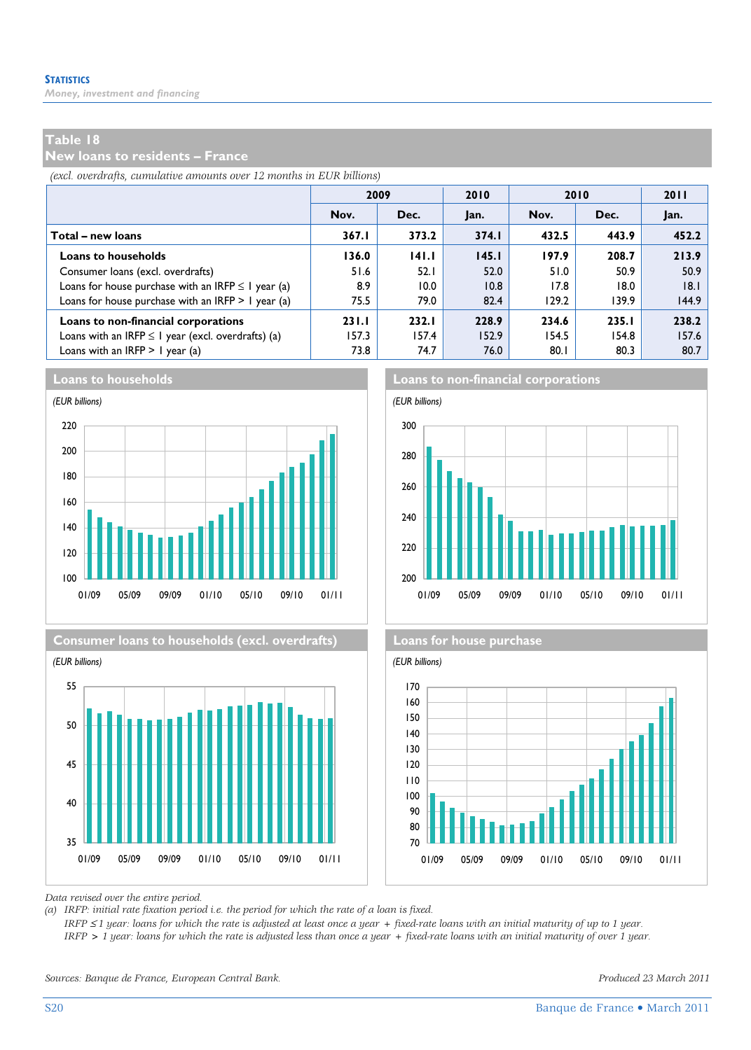**Statistics**

*Money, investment and financing*

## Table 18
## New loans to residents – France

*(excl. overdrafts, cumulative amounts over 12 months in EUR billions)*

| | 2009 | | 2010 | 2010 | | 2011 |
|---|---|---|---|---|---|---|
| | Nov. | Dec. | Jan. | Nov. | Dec. | Jan. |
| **Total – new loans** | **367.1** | **373.2** | **374.1** | **432.5** | **443.9** | **452.2** |
| **Loans to households** | **136.0** | **141.1** | **145.1** | **197.9** | **208.7** | **213.9** |
| Consumer loans (excl. overdrafts) | 51.6 | 52.1 | 52.0 | 51.0 | 50.9 | 50.9 |
| Loans for house purchase with an IRFP ≤ 1 year (a) | 8.9 | 10.0 | 10.8 | 17.8 | 18.0 | 18.1 |
| Loans for house purchase with an IRFP > 1 year (a) | 75.5 | 79.0 | 82.4 | 129.2 | 139.9 | 144.9 |
| **Loans to non-financial corporations** | **231.1** | **232.1** | **228.9** | **234.6** | **235.1** | **238.2** |
| Loans with an IRFP ≤ 1 year (excl. overdrafts) (a) | 157.3 | 157.4 | 152.9 | 154.5 | 154.8 | 157.6 |
| Loans with an IRFP > 1 year (a) | 73.8 | 74.7 | 76.0 | 80.1 | 80.3 | 80.7 |

### Loans to households

*(EUR billions)*

### Loans to non-financial corporations

*(EUR billions)*

### Consumer loans to households (excl. overdrafts)

*(EUR billions)*

### Loans for house purchase

*(EUR billions)*

*Data revised over the entire period.*

*(a) IRFP: initial rate fixation period i.e. the period for which the rate of a loan is fixed.*
*IRFP ≤ 1 year: loans for which the rate is adjusted at least once a year + fixed-rate loans with an initial maturity of up to 1 year.*
*IRFP > 1 year: loans for which the rate is adjusted less than once a year + fixed-rate loans with an initial maturity of over 1 year.*

*Sources: Banque de France, European Central Bank.*

*Produced 23 March 2011*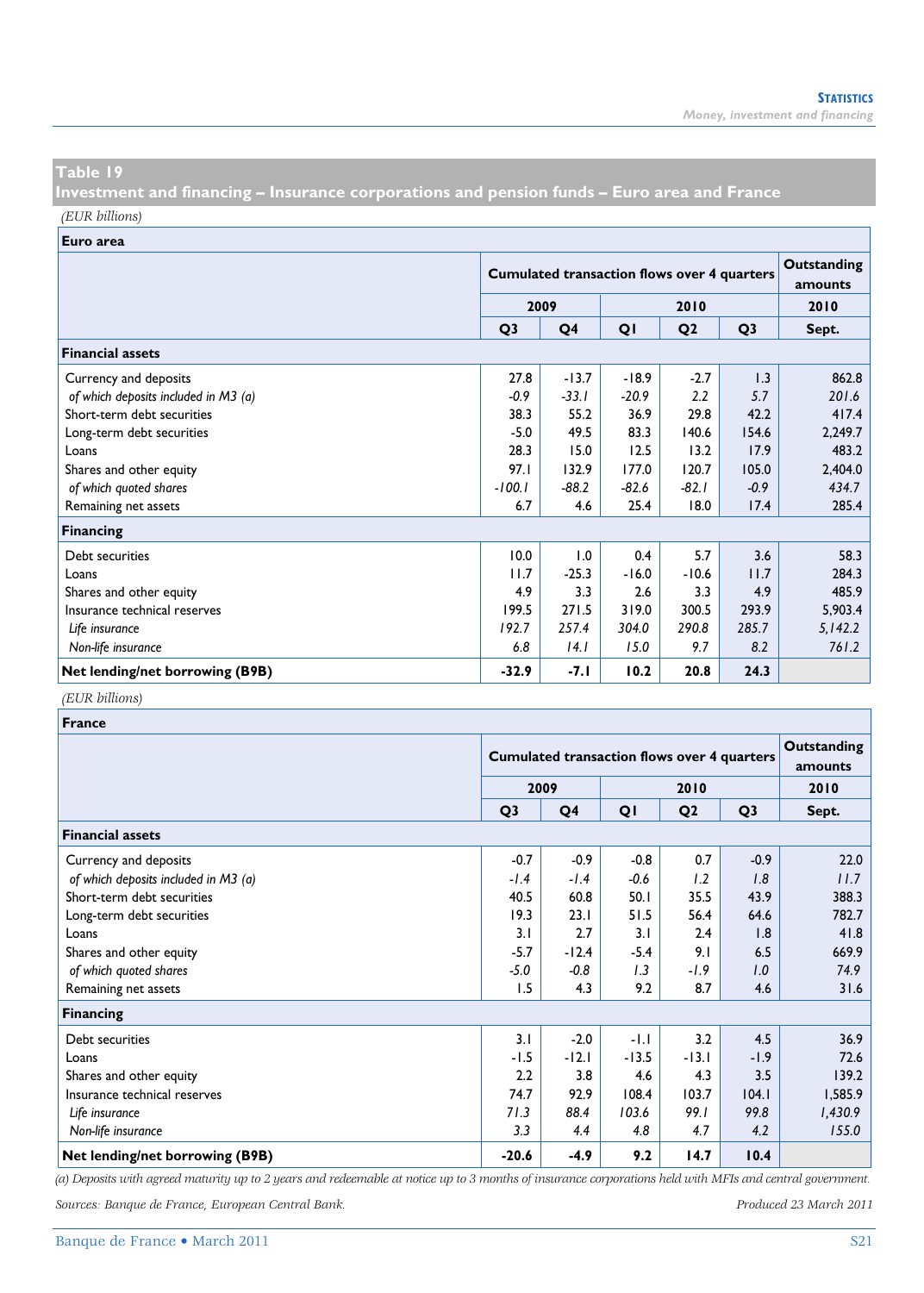## Table 19
## Investment and financing – Insurance corporations and pension funds – Euro area and France

*(EUR billions)*

**Euro area**

| | Cumulated transaction flows over 4 quarters | | | | | Outstanding amounts |
|---|---|---|---|---|---|---|
| | 2009 | | 2010 | | | 2010 |
| | Q3 | Q4 | Q1 | Q2 | Q3 | Sept. |
| **Financial assets** | | | | | | |
| Currency and deposits | 27.8 | -13.7 | -18.9 | -2.7 | 1.3 | 862.8 |
| *of which deposits included in M3 (a)* | *-0.9* | *-33.1* | *-20.9* | *2.2* | *5.7* | *201.6* |
| Short-term debt securities | 38.3 | 55.2 | 36.9 | 29.8 | 42.2 | 417.4 |
| Long-term debt securities | -5.0 | 49.5 | 83.3 | 140.6 | 154.6 | 2,249.7 |
| Loans | 28.3 | 15.0 | 12.5 | 13.2 | 17.9 | 483.2 |
| Shares and other equity | 97.1 | 132.9 | 177.0 | 120.7 | 105.0 | 2,404.0 |
| *of which quoted shares* | *-100.1* | *-88.2* | *-82.6* | *-82.1* | *-0.9* | *434.7* |
| Remaining net assets | 6.7 | 4.6 | 25.4 | 18.0 | 17.4 | 285.4 |
| **Financing** | | | | | | |
| Debt securities | 10.0 | 1.0 | 0.4 | 5.7 | 3.6 | 58.3 |
| Loans | 11.7 | -25.3 | -16.0 | -10.6 | 11.7 | 284.3 |
| Shares and other equity | 4.9 | 3.3 | 2.6 | 3.3 | 4.9 | 485.9 |
| Insurance technical reserves | 199.5 | 271.5 | 319.0 | 300.5 | 293.9 | 5,903.4 |
| *Life insurance* | *192.7* | *257.4* | *304.0* | *290.8* | *285.7* | *5,142.2* |
| *Non-life insurance* | *6.8* | *14.1* | *15.0* | *9.7* | *8.2* | *761.2* |
| **Net lending/net borrowing (B9B)** | **-32.9** | **-7.1** | **10.2** | **20.8** | **24.3** | |

*(EUR billions)*

**France**

| | Cumulated transaction flows over 4 quarters | | | | | Outstanding amounts |
|---|---|---|---|---|---|---|
| | 2009 | | 2010 | | | 2010 |
| | Q3 | Q4 | Q1 | Q2 | Q3 | Sept. |
| **Financial assets** | | | | | | |
| Currency and deposits | -0.7 | -0.9 | -0.8 | 0.7 | -0.9 | 22.0 |
| *of which deposits included in M3 (a)* | *-1.4* | *-1.4* | *-0.6* | *1.2* | *1.8* | *11.7* |
| Short-term debt securities | 40.5 | 60.8 | 50.1 | 35.5 | 43.9 | 388.3 |
| Long-term debt securities | 19.3 | 23.1 | 51.5 | 56.4 | 64.6 | 782.7 |
| Loans | 3.1 | 2.7 | 3.1 | 2.4 | 1.8 | 41.8 |
| Shares and other equity | -5.7 | -12.4 | -5.4 | 9.1 | 6.5 | 669.9 |
| *of which quoted shares* | *-5.0* | *-0.8* | *1.3* | *-1.9* | *1.0* | *74.9* |
| Remaining net assets | 1.5 | 4.3 | 9.2 | 8.7 | 4.6 | 31.6 |
| **Financing** | | | | | | |
| Debt securities | 3.1 | -2.0 | -1.1 | 3.2 | 4.5 | 36.9 |
| Loans | -1.5 | -12.1 | -13.5 | -13.1 | -1.9 | 72.6 |
| Shares and other equity | 2.2 | 3.8 | 4.6 | 4.3 | 3.5 | 139.2 |
| Insurance technical reserves | 74.7 | 92.9 | 108.4 | 103.7 | 104.1 | 1,585.9 |
| *Life insurance* | *71.3* | *88.4* | *103.6* | *99.1* | *99.8* | *1,430.9* |
| *Non-life insurance* | *3.3* | *4.4* | *4.8* | *4.7* | *4.2* | *155.0* |
| **Net lending/net borrowing (B9B)** | **-20.6** | **-4.9** | **9.2** | **14.7** | **10.4** | |

*(a) Deposits with agreed maturity up to 2 years and redeemable at notice up to 3 months of insurance corporations held with MFIs and central government.*

*Sources: Banque de France, European Central Bank.*

*Produced 23 March 2011*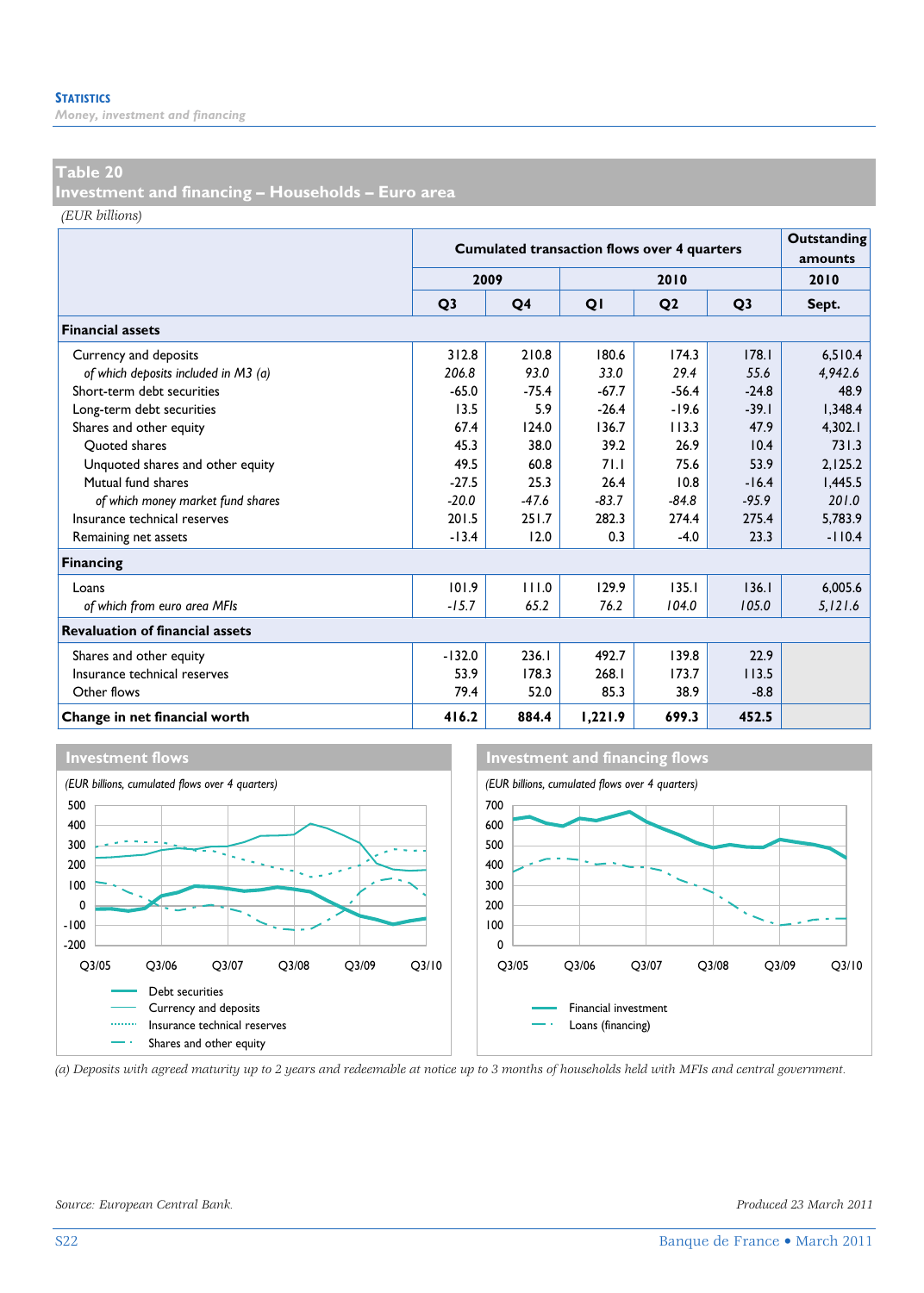## Table 20
## Investment and financing – Households – Euro area

*(EUR billions)*

| | Cumulated transaction flows over 4 quarters | | | | | Outstanding amounts |
|---|---|---|---|---|---|---|
| | 2009 | | 2010 | | | 2010 |
| | Q3 | Q4 | Q1 | Q2 | Q3 | Sept. |
| **Financial assets** | | | | | | |
| Currency and deposits | 312.8 | 210.8 | 180.6 | 174.3 | 178.1 | 6,510.4 |
| *of which deposits included in M3 (a)* | *206.8* | *93.0* | *33.0* | *29.4* | *55.6* | *4,942.6* |
| Short-term debt securities | -65.0 | -75.4 | -67.7 | -56.4 | -24.8 | 48.9 |
| Long-term debt securities | 13.5 | 5.9 | -26.4 | -19.6 | -39.1 | 1,348.4 |
| Shares and other equity | 67.4 | 124.0 | 136.7 | 113.3 | 47.9 | 4,302.1 |
| Quoted shares | 45.3 | 38.0 | 39.2 | 26.9 | 10.4 | 731.3 |
| Unquoted shares and other equity | 49.5 | 60.8 | 71.1 | 75.6 | 53.9 | 2,125.2 |
| Mutual fund shares | -27.5 | 25.3 | 26.4 | 10.8 | -16.4 | 1,445.5 |
| *of which money market fund shares* | *-20.0* | *-47.6* | *-83.7* | *-84.8* | *-95.9* | *201.0* |
| Insurance technical reserves | 201.5 | 251.7 | 282.3 | 274.4 | 275.4 | 5,783.9 |
| Remaining net assets | -13.4 | 12.0 | 0.3 | -4.0 | 23.3 | -110.4 |
| **Financing** | | | | | | |
| Loans | 101.9 | 111.0 | 129.9 | 135.1 | 136.1 | 6,005.6 |
| *of which from euro area MFIs* | *-15.7* | *65.2* | *76.2* | *104.0* | *105.0* | *5,121.6* |
| **Revaluation of financial assets** | | | | | | |
| Shares and other equity | -132.0 | 236.1 | 492.7 | 139.8 | 22.9 | |
| Insurance technical reserves | 53.9 | 178.3 | 268.1 | 173.7 | 113.5 | |
| Other flows | 79.4 | 52.0 | 85.3 | 38.9 | -8.8 | |
| **Change in net financial worth** | **416.2** | **884.4** | **1,221.9** | **699.3** | **452.5** | |

### Investment flows

*(EUR billions, cumulated flows over 4 quarters)*

Debt securities; Currency and deposits; Insurance technical reserves; Shares and other equity

### Investment and financing flows

*(EUR billions, cumulated flows over 4 quarters)*

Financial investment; Loans (financing)

*(a) Deposits with agreed maturity up to 2 years and redeemable at notice up to 3 months of households held with MFIs and central government.*

*Source: European Central Bank.*

*Produced 23 March 2011*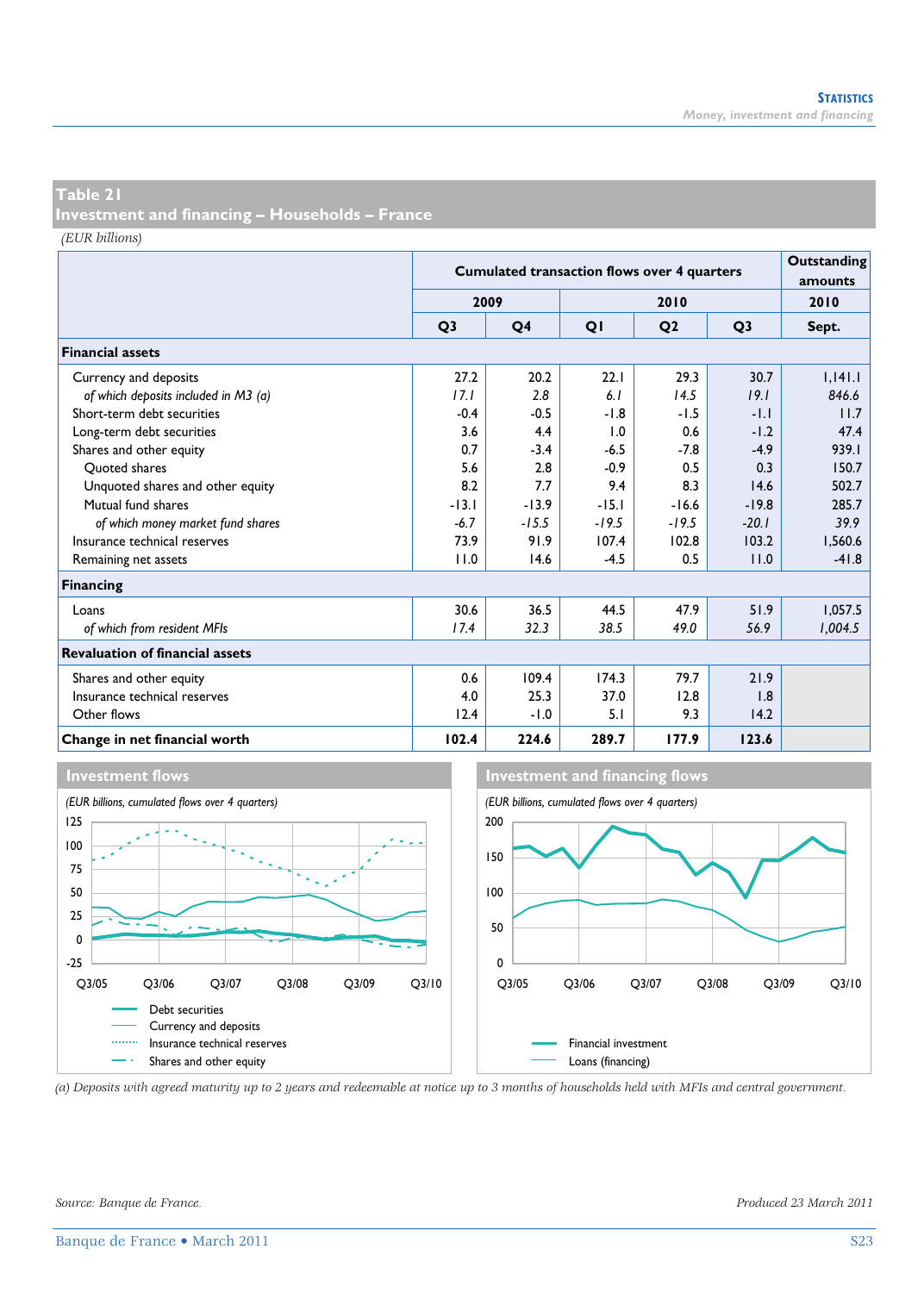## Table 21
## Investment and financing – Households – France

*(EUR billions)*

| | Cumulated transaction flows over 4 quarters | | | | | Outstanding amounts |
|---|---|---|---|---|---|---|
| | 2009 | | 2010 | | | 2010 |
| | Q3 | Q4 | Q1 | Q2 | Q3 | Sept. |
| **Financial assets** | | | | | | |
| Currency and deposits | 27.2 | 20.2 | 22.1 | 29.3 | 30.7 | 1,141.1 |
| *of which deposits included in M3 (a)* | *17.1* | *2.8* | *6.1* | *14.5* | *19.1* | *846.6* |
| Short-term debt securities | -0.4 | -0.5 | -1.8 | -1.5 | -1.1 | 11.7 |
| Long-term debt securities | 3.6 | 4.4 | 1.0 | 0.6 | -1.2 | 47.4 |
| Shares and other equity | 0.7 | -3.4 | -6.5 | -7.8 | -4.9 | 939.1 |
| Quoted shares | 5.6 | 2.8 | -0.9 | 0.5 | 0.3 | 150.7 |
| Unquoted shares and other equity | 8.2 | 7.7 | 9.4 | 8.3 | 14.6 | 502.7 |
| Mutual fund shares | -13.1 | -13.9 | -15.1 | -16.6 | -19.8 | 285.7 |
| *of which money market fund shares* | *-6.7* | *-15.5* | *-19.5* | *-19.5* | *-20.1* | *39.9* |
| Insurance technical reserves | 73.9 | 91.9 | 107.4 | 102.8 | 103.2 | 1,560.6 |
| Remaining net assets | 11.0 | 14.6 | -4.5 | 0.5 | 11.0 | -41.8 |
| **Financing** | | | | | | |
| Loans | 30.6 | 36.5 | 44.5 | 47.9 | 51.9 | 1,057.5 |
| *of which from resident MFIs* | *17.4* | *32.3* | *38.5* | *49.0* | *56.9* | *1,004.5* |
| **Revaluation of financial assets** | | | | | | |
| Shares and other equity | 0.6 | 109.4 | 174.3 | 79.7 | 21.9 | |
| Insurance technical reserves | 4.0 | 25.3 | 37.0 | 12.8 | 1.8 | |
| Other flows | 12.4 | -1.0 | 5.1 | 9.3 | 14.2 | |
| **Change in net financial worth** | **102.4** | **224.6** | **289.7** | **177.9** | **123.6** | |

### Investment flows

*(EUR billions, cumulated flows over 4 quarters)*

Legend: Debt securities; Currency and deposits; Insurance technical reserves; Shares and other equity

### Investment and financing flows

*(EUR billions, cumulated flows over 4 quarters)*

Legend: Financial investment; Loans (financing)

*(a) Deposits with agreed maturity up to 2 years and redeemable at notice up to 3 months of households held with MFIs and central government.*

*Source: Banque de France.*

*Produced 23 March 2011*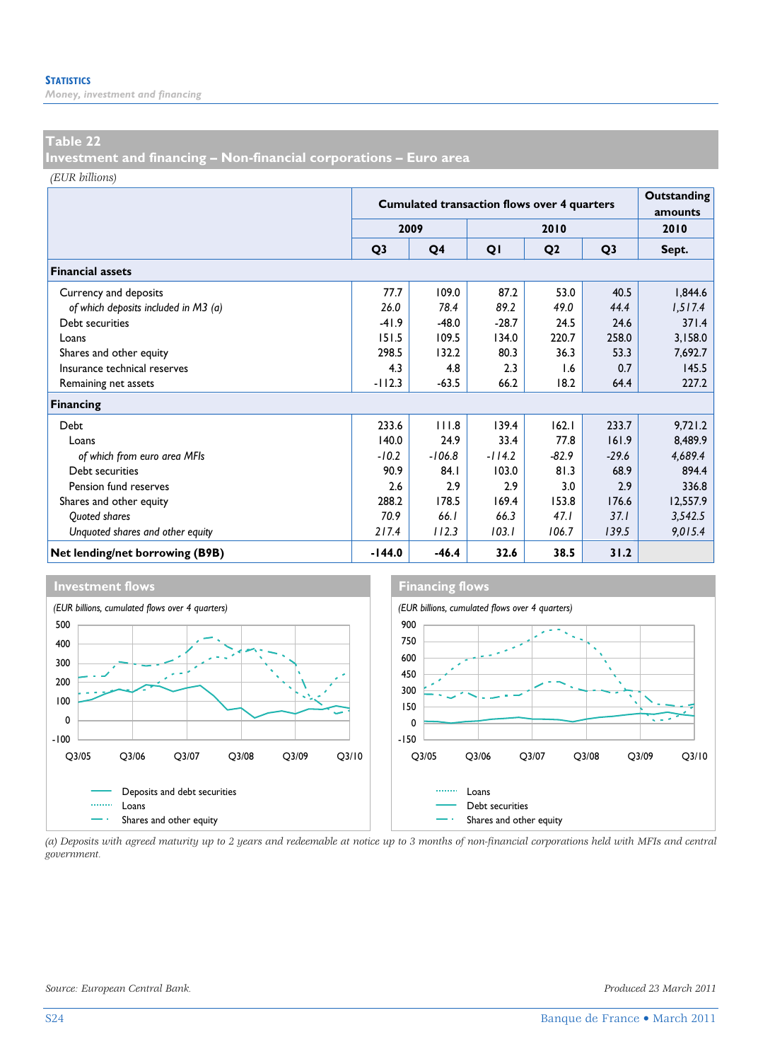## Table 22
## Investment and financing – Non-financial corporations – Euro area

*(EUR billions)*

| | Cumulated transaction flows over 4 quarters | | | | | Outstanding amounts |
|---|---|---|---|---|---|---|
| | 2009 | | 2010 | | | 2010 |
| | Q3 | Q4 | Q1 | Q2 | Q3 | Sept. |
| **Financial assets** | | | | | | |
| Currency and deposits | 77.7 | 109.0 | 87.2 | 53.0 | 40.5 | 1,844.6 |
| *of which deposits included in M3 (a)* | *26.0* | *78.4* | *89.2* | *49.0* | *44.4* | *1,517.4* |
| Debt securities | -41.9 | -48.0 | -28.7 | 24.5 | 24.6 | 371.4 |
| Loans | 151.5 | 109.5 | 134.0 | 220.7 | 258.0 | 3,158.0 |
| Shares and other equity | 298.5 | 132.2 | 80.3 | 36.3 | 53.3 | 7,692.7 |
| Insurance technical reserves | 4.3 | 4.8 | 2.3 | 1.6 | 0.7 | 145.5 |
| Remaining net assets | -112.3 | -63.5 | 66.2 | 18.2 | 64.4 | 227.2 |
| **Financing** | | | | | | |
| Debt | 233.6 | 111.8 | 139.4 | 162.1 | 233.7 | 9,721.2 |
| Loans | 140.0 | 24.9 | 33.4 | 77.8 | 161.9 | 8,489.9 |
| *of which from euro area MFIs* | *-10.2* | *-106.8* | *-114.2* | *-82.9* | *-29.6* | *4,689.4* |
| Debt securities | 90.9 | 84.1 | 103.0 | 81.3 | 68.9 | 894.4 |
| Pension fund reserves | 2.6 | 2.9 | 2.9 | 3.0 | 2.9 | 336.8 |
| Shares and other equity | 288.2 | 178.5 | 169.4 | 153.8 | 176.6 | 12,557.9 |
| *Quoted shares* | *70.9* | *66.1* | *66.3* | *47.1* | *37.1* | *3,542.5* |
| *Unquoted shares and other equity* | *217.4* | *112.3* | *103.1* | *106.7* | *139.5* | *9,015.4* |
| **Net lending/net borrowing (B9B)** | **-144.0** | **-46.4** | **32.6** | **38.5** | **31.2** | |

### Investment flows

*(EUR billions, cumulated flows over 4 quarters)*

Deposits and debt securities; Loans; Shares and other equity

### Financing flows

*(EUR billions, cumulated flows over 4 quarters)*

Loans; Debt securities; Shares and other equity

*(a) Deposits with agreed maturity up to 2 years and redeemable at notice up to 3 months of non-financial corporations held with MFIs and central government.*

*Source: European Central Bank.*

*Produced 23 March 2011*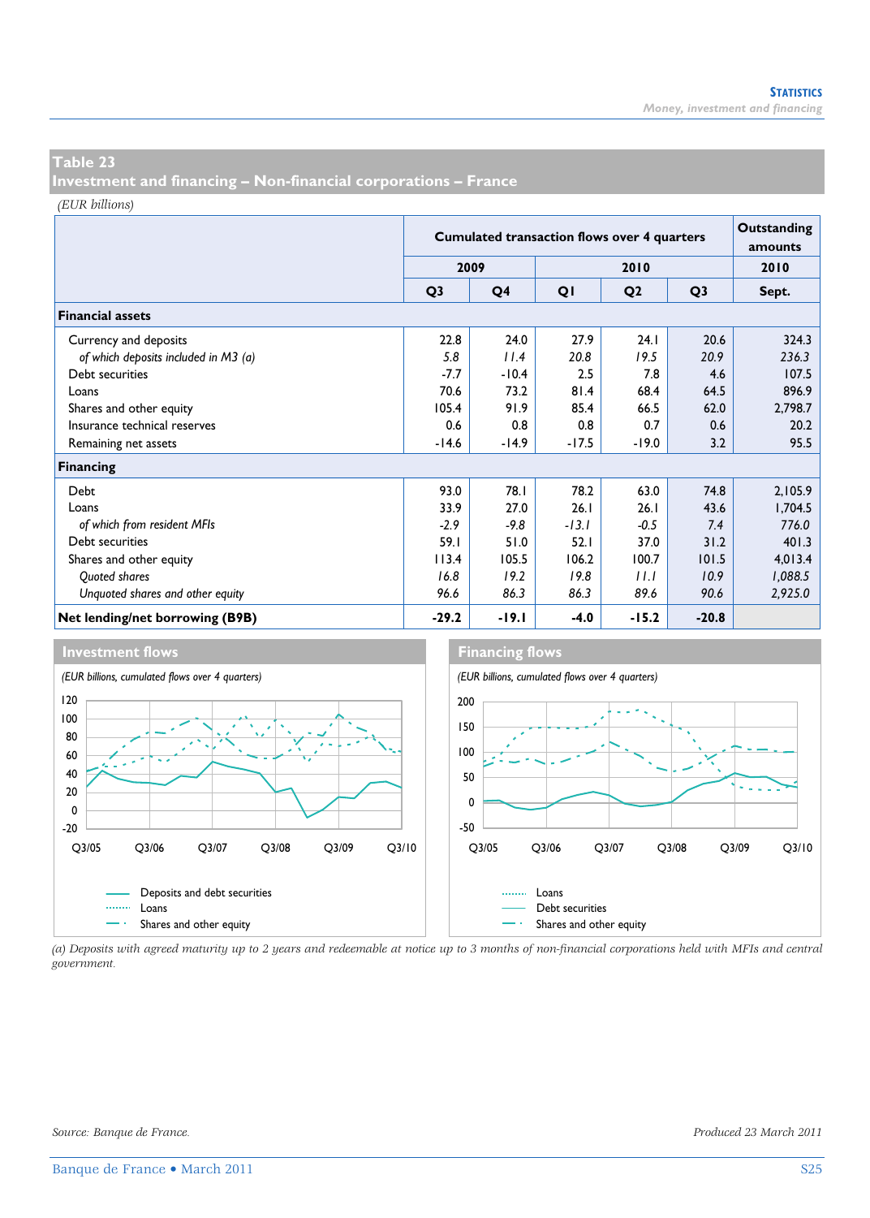## Table 23
## Investment and financing – Non-financial corporations – France

*(EUR billions)*

| | Cumulated transaction flows over 4 quarters | | | | | Outstanding amounts |
|---|---|---|---|---|---|---|
| | 2009 | | 2010 | | | 2010 |
| | Q3 | Q4 | Q1 | Q2 | Q3 | Sept. |
| **Financial assets** | | | | | | |
| Currency and deposits | 22.8 | 24.0 | 27.9 | 24.1 | 20.6 | 324.3 |
| *of which deposits included in M3 (a)* | *5.8* | *11.4* | *20.8* | *19.5* | *20.9* | *236.3* |
| Debt securities | -7.7 | -10.4 | 2.5 | 7.8 | 4.6 | 107.5 |
| Loans | 70.6 | 73.2 | 81.4 | 68.4 | 64.5 | 896.9 |
| Shares and other equity | 105.4 | 91.9 | 85.4 | 66.5 | 62.0 | 2,798.7 |
| Insurance technical reserves | 0.6 | 0.8 | 0.8 | 0.7 | 0.6 | 20.2 |
| Remaining net assets | -14.6 | -14.9 | -17.5 | -19.0 | 3.2 | 95.5 |
| **Financing** | | | | | | |
| Debt | 93.0 | 78.1 | 78.2 | 63.0 | 74.8 | 2,105.9 |
| Loans | 33.9 | 27.0 | 26.1 | 26.1 | 43.6 | 1,704.5 |
| *of which from resident MFIs* | *-2.9* | *-9.8* | *-13.1* | *-0.5* | *7.4* | *776.0* |
| Debt securities | 59.1 | 51.0 | 52.1 | 37.0 | 31.2 | 401.3 |
| Shares and other equity | 113.4 | 105.5 | 106.2 | 100.7 | 101.5 | 4,013.4 |
| *Quoted shares* | *16.8* | *19.2* | *19.8* | *11.1* | *10.9* | *1,088.5* |
| *Unquoted shares and other equity* | *96.6* | *86.3* | *86.3* | *89.6* | *90.6* | *2,925.0* |
| **Net lending/net borrowing (B9B)** | **-29.2** | **-19.1** | **-4.0** | **-15.2** | **-20.8** | |

### Investment flows

*(EUR billions, cumulated flows over 4 quarters)*

Legend: Deposits and debt securities; Loans; Shares and other equity

### Financing flows

*(EUR billions, cumulated flows over 4 quarters)*

Legend: Loans; Debt securities; Shares and other equity

*(a) Deposits with agreed maturity up to 2 years and redeemable at notice up to 3 months of non-financial corporations held with MFIs and central government.*

*Source: Banque de France.*

*Produced 23 March 2011*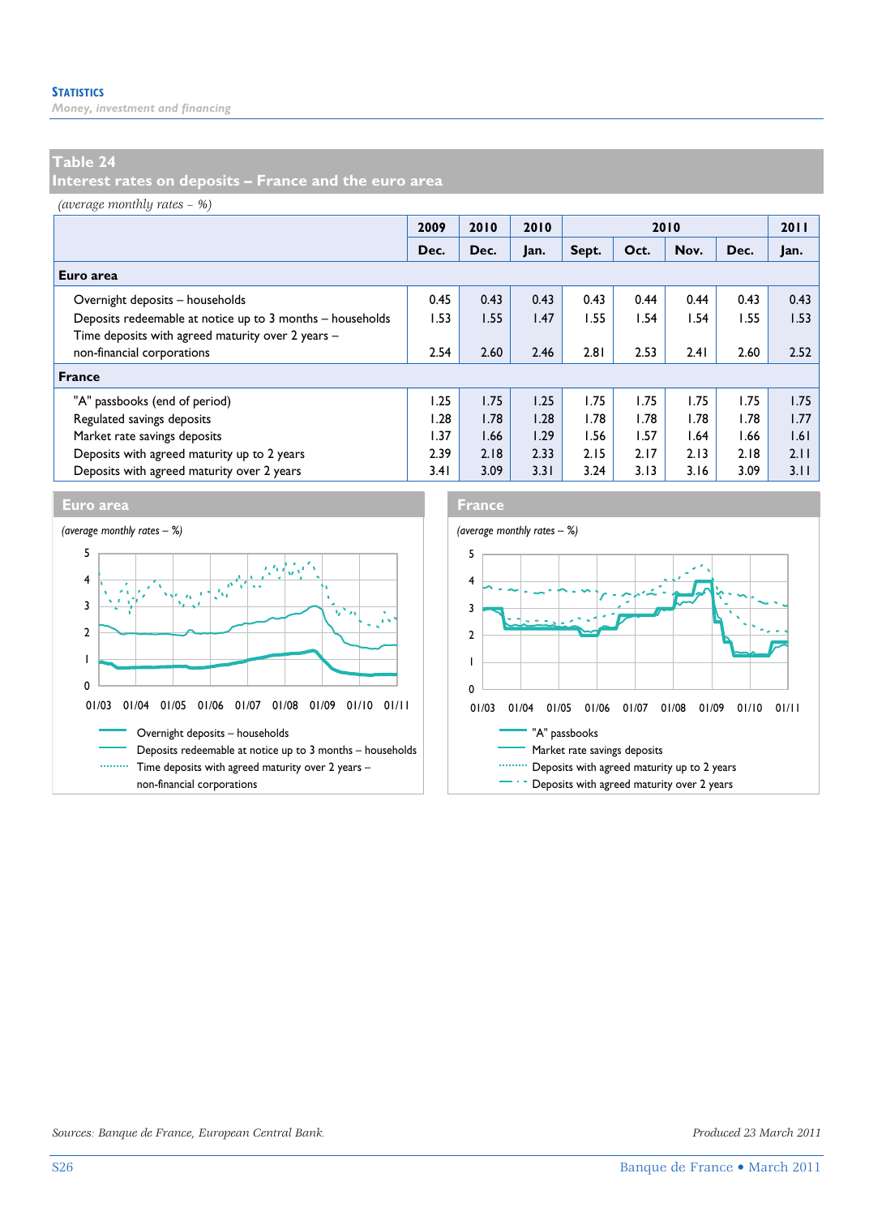# Table 24
## Interest rates on deposits – France and the euro area

*(average monthly rates – %)*

| | 2009 | 2010 | 2010 | 2010 | | | | 2011 |
|---|---|---|---|---|---|---|---|---|
| | Dec. | Dec. | Jan. | Sept. | Oct. | Nov. | Dec. | Jan. |
| **Euro area** | | | | | | | | |
| Overnight deposits – households | 0.45 | 0.43 | 0.43 | 0.43 | 0.44 | 0.44 | 0.43 | 0.43 |
| Deposits redeemable at notice up to 3 months – households | 1.53 | 1.55 | 1.47 | 1.55 | 1.54 | 1.54 | 1.55 | 1.53 |
| Time deposits with agreed maturity over 2 years – non-financial corporations | 2.54 | 2.60 | 2.46 | 2.81 | 2.53 | 2.41 | 2.60 | 2.52 |
| **France** | | | | | | | | |
| "A" passbooks (end of period) | 1.25 | 1.75 | 1.25 | 1.75 | 1.75 | 1.75 | 1.75 | 1.75 |
| Regulated savings deposits | 1.28 | 1.78 | 1.28 | 1.78 | 1.78 | 1.78 | 1.78 | 1.77 |
| Market rate savings deposits | 1.37 | 1.66 | 1.29 | 1.56 | 1.57 | 1.64 | 1.66 | 1.61 |
| Deposits with agreed maturity up to 2 years | 2.39 | 2.18 | 2.33 | 2.15 | 2.17 | 2.13 | 2.18 | 2.11 |
| Deposits with agreed maturity over 2 years | 3.41 | 3.09 | 3.31 | 3.24 | 3.13 | 3.16 | 3.09 | 3.11 |

**Euro area**

*(average monthly rates – %)*

Overnight deposits – households
Deposits redeemable at notice up to 3 months – households
Time deposits with agreed maturity over 2 years – non-financial corporations

**France**

*(average monthly rates – %)*

"A" passbooks
Market rate savings deposits
Deposits with agreed maturity up to 2 years
Deposits with agreed maturity over 2 years

*Sources: Banque de France, European Central Bank.*

*Produced 23 March 2011*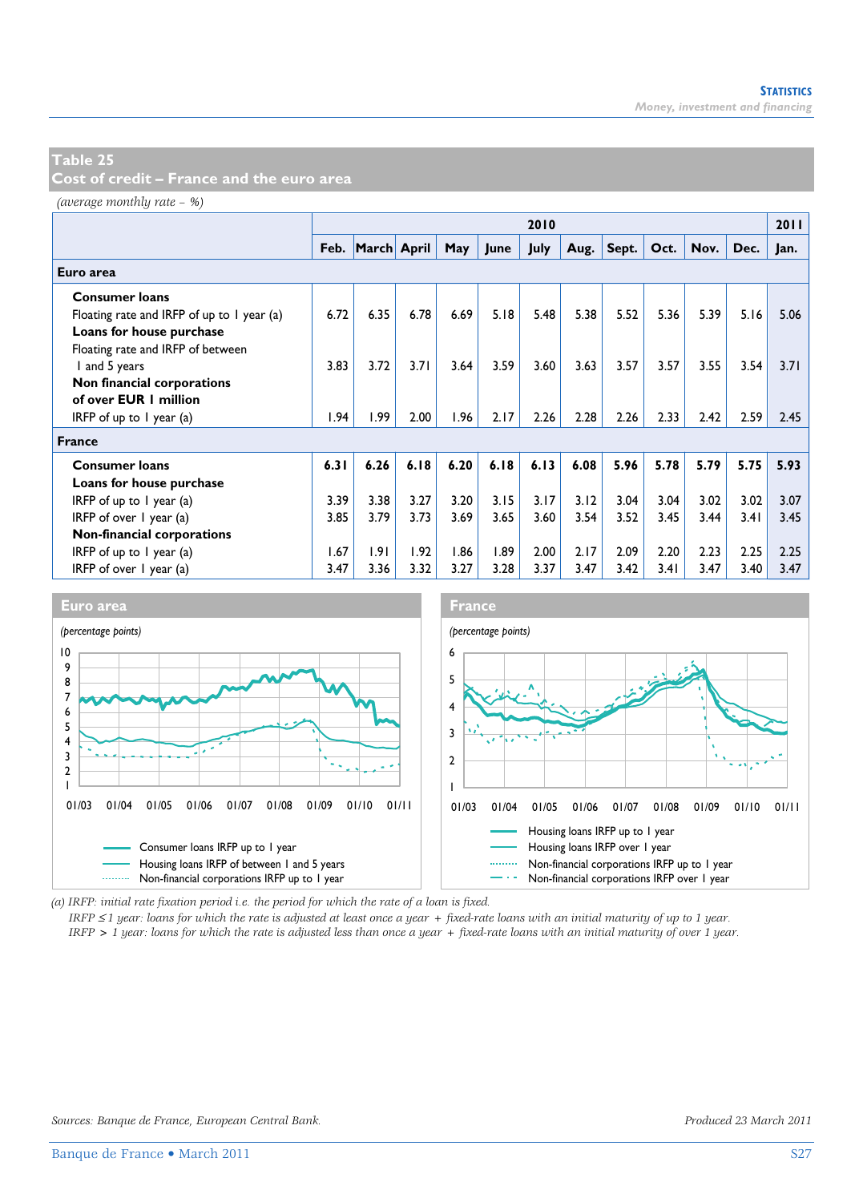## Table 25
## Cost of credit – France and the euro area

*(average monthly rate – %)*

| | 2010 | | | | | | | | | | | 2011 |
|---|---|---|---|---|---|---|---|---|---|---|---|---|
| | Feb. | March | April | May | June | July | Aug. | Sept. | Oct. | Nov. | Dec. | Jan. |
| **Euro area** | | | | | | | | | | | | |
| **Consumer loans** | | | | | | | | | | | | |
| Floating rate and IRFP of up to 1 year (a) | 6.72 | 6.35 | 6.78 | 6.69 | 5.18 | 5.48 | 5.38 | 5.52 | 5.36 | 5.39 | 5.16 | 5.06 |
| **Loans for house purchase** | | | | | | | | | | | | |
| Floating rate and IRFP of between 1 and 5 years | 3.83 | 3.72 | 3.71 | 3.64 | 3.59 | 3.60 | 3.63 | 3.57 | 3.57 | 3.55 | 3.54 | 3.71 |
| **Non financial corporations of over EUR 1 million** | | | | | | | | | | | | |
| IRFP of up to 1 year (a) | 1.94 | 1.99 | 2.00 | 1.96 | 2.17 | 2.26 | 2.28 | 2.26 | 2.33 | 2.42 | 2.59 | 2.45 |
| **France** | | | | | | | | | | | | |
| **Consumer loans** | **6.31** | **6.26** | **6.18** | **6.20** | **6.18** | **6.13** | **6.08** | **5.96** | **5.78** | **5.79** | **5.75** | **5.93** |
| **Loans for house purchase** | | | | | | | | | | | | |
| IRFP of up to 1 year (a) | 3.39 | 3.38 | 3.27 | 3.20 | 3.15 | 3.17 | 3.12 | 3.04 | 3.04 | 3.02 | 3.02 | 3.07 |
| IRFP of over 1 year (a) | 3.85 | 3.79 | 3.73 | 3.69 | 3.65 | 3.60 | 3.54 | 3.52 | 3.45 | 3.44 | 3.41 | 3.45 |
| **Non-financial corporations** | | | | | | | | | | | | |
| IRFP of up to 1 year (a) | 1.67 | 1.91 | 1.92 | 1.86 | 1.89 | 2.00 | 2.17 | 2.09 | 2.20 | 2.23 | 2.25 | 2.25 |
| IRFP of over 1 year (a) | 3.47 | 3.36 | 3.32 | 3.27 | 3.28 | 3.37 | 3.47 | 3.42 | 3.41 | 3.47 | 3.40 | 3.47 |

**Euro area**

*(percentage points)*

Consumer loans IRFP up to 1 year
Housing loans IRFP of between 1 and 5 years
Non-financial corporations IRFP up to 1 year

**France**

*(percentage points)*

Housing loans IRFP up to 1 year
Housing loans IRFP over 1 year
Non-financial corporations IRFP up to 1 year
Non-financial corporations IRFP over 1 year

*(a) IRFP: initial rate fixation period i.e. the period for which the rate of a loan is fixed.*
*IRFP ≤ 1 year: loans for which the rate is adjusted at least once a year + fixed-rate loans with an initial maturity of up to 1 year.*
*IRFP > 1 year: loans for which the rate is adjusted less than once a year + fixed-rate loans with an initial maturity of over 1 year.*

*Sources: Banque de France, European Central Bank.*

*Produced 23 March 2011*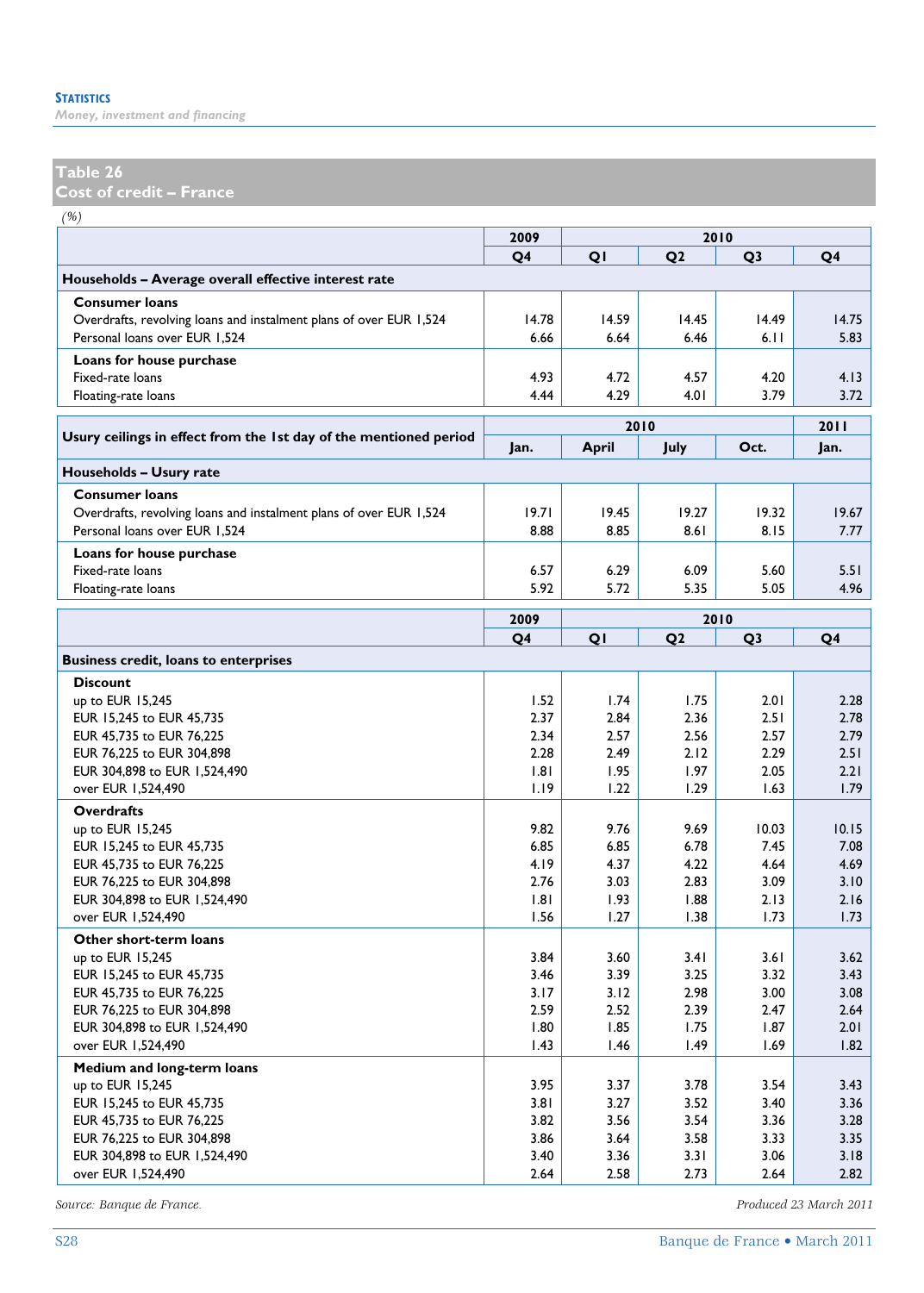## Table 26
## Cost of credit – France

*(%)*

| | 2009 | 2010 | | | |
|---|---|---|---|---|---|
| | Q4 | Q1 | Q2 | Q3 | Q4 |
| **Households – Average overall effective interest rate** | | | | | |
| **Consumer loans** | | | | | |
| Overdrafts, revolving loans and instalment plans of over EUR 1,524 | 14.78 | 14.59 | 14.45 | 14.49 | 14.75 |
| Personal loans over EUR 1,524 | 6.66 | 6.64 | 6.46 | 6.11 | 5.83 |
| **Loans for house purchase** | | | | | |
| Fixed-rate loans | 4.93 | 4.72 | 4.57 | 4.20 | 4.13 |
| Floating-rate loans | 4.44 | 4.29 | 4.01 | 3.79 | 3.72 |

| Usury ceilings in effect from the 1st day of the mentioned period | 2010 | | | | 2011 |
|---|---|---|---|---|---|
| | Jan. | April | July | Oct. | Jan. |
| **Households – Usury rate** | | | | | |
| **Consumer loans** | | | | | |
| Overdrafts, revolving loans and instalment plans of over EUR 1,524 | 19.71 | 19.45 | 19.27 | 19.32 | 19.67 |
| Personal loans over EUR 1,524 | 8.88 | 8.85 | 8.61 | 8.15 | 7.77 |
| **Loans for house purchase** | | | | | |
| Fixed-rate loans | 6.57 | 6.29 | 6.09 | 5.60 | 5.51 |
| Floating-rate loans | 5.92 | 5.72 | 5.35 | 5.05 | 4.96 |

| | 2009 | 2010 | | | |
|---|---|---|---|---|---|
| | Q4 | Q1 | Q2 | Q3 | Q4 |
| **Business credit, loans to enterprises** | | | | | |
| **Discount** | | | | | |
| up to EUR 15,245 | 1.52 | 1.74 | 1.75 | 2.01 | 2.28 |
| EUR 15,245 to EUR 45,735 | 2.37 | 2.84 | 2.36 | 2.51 | 2.78 |
| EUR 45,735 to EUR 76,225 | 2.34 | 2.57 | 2.56 | 2.57 | 2.79 |
| EUR 76,225 to EUR 304,898 | 2.28 | 2.49 | 2.12 | 2.29 | 2.51 |
| EUR 304,898 to EUR 1,524,490 | 1.81 | 1.95 | 1.97 | 2.05 | 2.21 |
| over EUR 1,524,490 | 1.19 | 1.22 | 1.29 | 1.63 | 1.79 |
| **Overdrafts** | | | | | |
| up to EUR 15,245 | 9.82 | 9.76 | 9.69 | 10.03 | 10.15 |
| EUR 15,245 to EUR 45,735 | 6.85 | 6.85 | 6.78 | 7.45 | 7.08 |
| EUR 45,735 to EUR 76,225 | 4.19 | 4.37 | 4.22 | 4.64 | 4.69 |
| EUR 76,225 to EUR 304,898 | 2.76 | 3.03 | 2.83 | 3.09 | 3.10 |
| EUR 304,898 to EUR 1,524,490 | 1.81 | 1.93 | 1.88 | 2.13 | 2.16 |
| over EUR 1,524,490 | 1.56 | 1.27 | 1.38 | 1.73 | 1.73 |
| **Other short-term loans** | | | | | |
| up to EUR 15,245 | 3.84 | 3.60 | 3.41 | 3.61 | 3.62 |
| EUR 15,245 to EUR 45,735 | 3.46 | 3.39 | 3.25 | 3.32 | 3.43 |
| EUR 45,735 to EUR 76,225 | 3.17 | 3.12 | 2.98 | 3.00 | 3.08 |
| EUR 76,225 to EUR 304,898 | 2.59 | 2.52 | 2.39 | 2.47 | 2.64 |
| EUR 304,898 to EUR 1,524,490 | 1.80 | 1.85 | 1.75 | 1.87 | 2.01 |
| over EUR 1,524,490 | 1.43 | 1.46 | 1.49 | 1.69 | 1.82 |
| **Medium and long-term loans** | | | | | |
| up to EUR 15,245 | 3.95 | 3.37 | 3.78 | 3.54 | 3.43 |
| EUR 15,245 to EUR 45,735 | 3.81 | 3.27 | 3.52 | 3.40 | 3.36 |
| EUR 45,735 to EUR 76,225 | 3.82 | 3.56 | 3.54 | 3.36 | 3.28 |
| EUR 76,225 to EUR 304,898 | 3.86 | 3.64 | 3.58 | 3.33 | 3.35 |
| EUR 304,898 to EUR 1,524,490 | 3.40 | 3.36 | 3.31 | 3.06 | 3.18 |
| over EUR 1,524,490 | 2.64 | 2.58 | 2.73 | 2.64 | 2.82 |

*Source: Banque de France.*

*Produced 23 March 2011*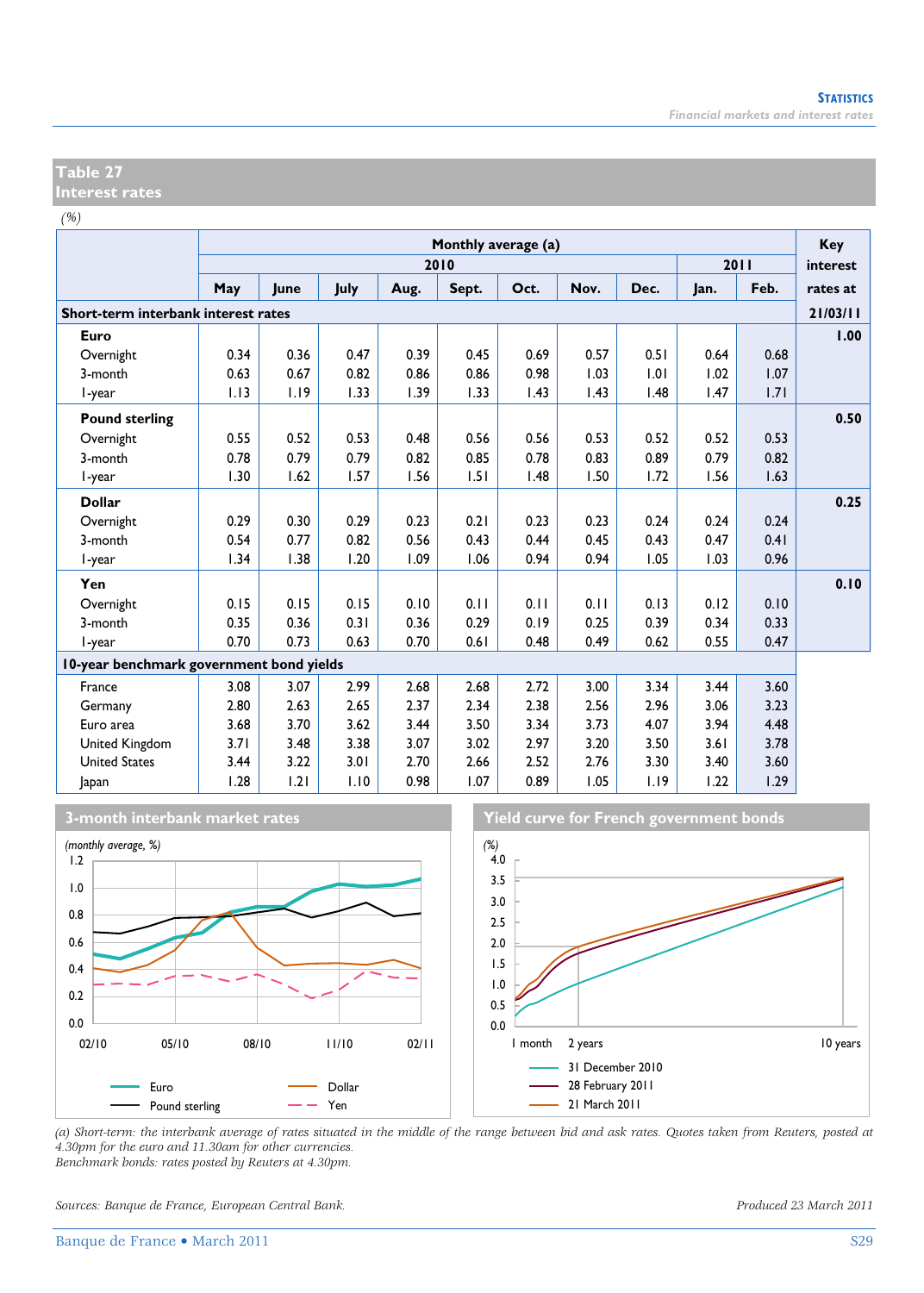## Table 27
## Interest rates

*(%)*

| | Monthly average (a) | | | | | | | | | | Key interest rates at |
|---|---|---|---|---|---|---|---|---|---|---|---|
| | 2010 | | | | | | | | 2011 | | |
| | May | June | July | Aug. | Sept. | Oct. | Nov. | Dec. | Jan. | Feb. | |
| **Short-term interbank interest rates** | | | | | | | | | | | **21/03/11** |
| **Euro** | | | | | | | | | | | **1.00** |
| Overnight | 0.34 | 0.36 | 0.47 | 0.39 | 0.45 | 0.69 | 0.57 | 0.51 | 0.64 | 0.68 | |
| 3-month | 0.63 | 0.67 | 0.82 | 0.86 | 0.86 | 0.98 | 1.03 | 1.01 | 1.02 | 1.07 | |
| 1-year | 1.13 | 1.19 | 1.33 | 1.39 | 1.33 | 1.43 | 1.43 | 1.48 | 1.47 | 1.71 | |
| **Pound sterling** | | | | | | | | | | | **0.50** |
| Overnight | 0.55 | 0.52 | 0.53 | 0.48 | 0.56 | 0.56 | 0.53 | 0.52 | 0.52 | 0.53 | |
| 3-month | 0.78 | 0.79 | 0.79 | 0.82 | 0.85 | 0.78 | 0.83 | 0.89 | 0.79 | 0.82 | |
| 1-year | 1.30 | 1.62 | 1.57 | 1.56 | 1.51 | 1.48 | 1.50 | 1.72 | 1.56 | 1.63 | |
| **Dollar** | | | | | | | | | | | **0.25** |
| Overnight | 0.29 | 0.30 | 0.29 | 0.23 | 0.21 | 0.23 | 0.23 | 0.24 | 0.24 | 0.24 | |
| 3-month | 0.54 | 0.77 | 0.82 | 0.56 | 0.43 | 0.44 | 0.45 | 0.43 | 0.47 | 0.41 | |
| 1-year | 1.34 | 1.38 | 1.20 | 1.09 | 1.06 | 0.94 | 0.94 | 1.05 | 1.03 | 0.96 | |
| **Yen** | | | | | | | | | | | **0.10** |
| Overnight | 0.15 | 0.15 | 0.15 | 0.10 | 0.11 | 0.11 | 0.11 | 0.13 | 0.12 | 0.10 | |
| 3-month | 0.35 | 0.36 | 0.31 | 0.36 | 0.29 | 0.19 | 0.25 | 0.39 | 0.34 | 0.33 | |
| 1-year | 0.70 | 0.73 | 0.63 | 0.70 | 0.61 | 0.48 | 0.49 | 0.62 | 0.55 | 0.47 | |
| **10-year benchmark government bond yields** | | | | | | | | | | | |
| France | 3.08 | 3.07 | 2.99 | 2.68 | 2.68 | 2.72 | 3.00 | 3.34 | 3.44 | 3.60 | |
| Germany | 2.80 | 2.63 | 2.65 | 2.37 | 2.34 | 2.38 | 2.56 | 2.96 | 3.06 | 3.23 | |
| Euro area | 3.68 | 3.70 | 3.62 | 3.44 | 3.50 | 3.34 | 3.73 | 4.07 | 3.94 | 4.48 | |
| United Kingdom | 3.71 | 3.48 | 3.38 | 3.07 | 3.02 | 2.97 | 3.20 | 3.50 | 3.61 | 3.78 | |
| United States | 3.44 | 3.22 | 3.01 | 2.70 | 2.66 | 2.52 | 2.76 | 3.30 | 3.40 | 3.60 | |
| Japan | 1.28 | 1.21 | 1.10 | 0.98 | 1.07 | 0.89 | 1.05 | 1.19 | 1.22 | 1.29 | |

### 3-month interbank market rates

*(monthly average, %)*

Legend: Euro, Pound sterling, Dollar, Yen

### Yield curve for French government bonds

*(%)*

Legend: 31 December 2010, 28 February 2011, 21 March 2011

*(a) Short-term: the interbank average of rates situated in the middle of the range between bid and ask rates. Quotes taken from Reuters, posted at 4.30pm for the euro and 11.30am for other currencies.*
*Benchmark bonds: rates posted by Reuters at 4.30pm.*

*Sources: Banque de France, European Central Bank.*

*Produced 23 March 2011*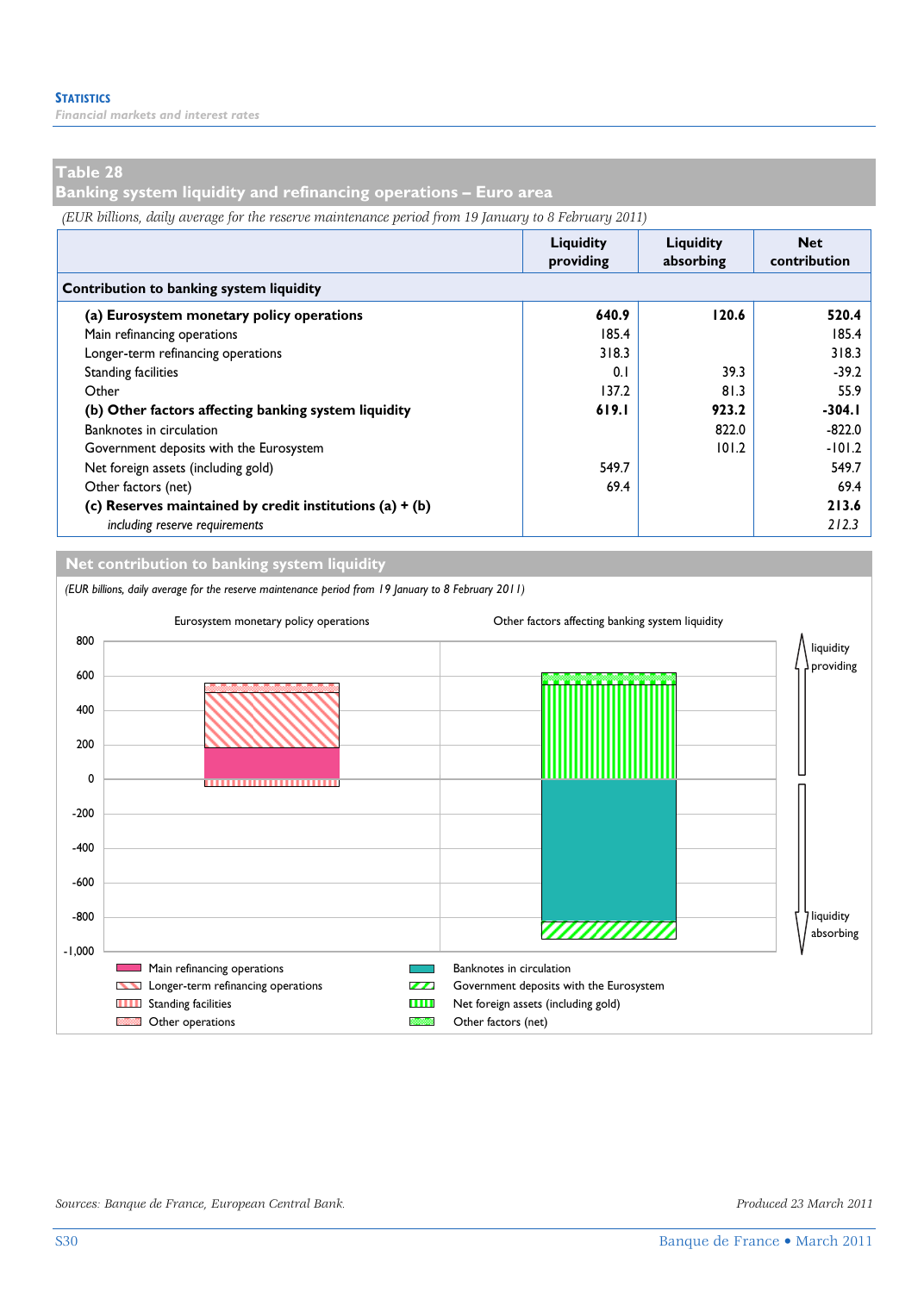## Table 28
## Banking system liquidity and refinancing operations – Euro area

*(EUR billions, daily average for the reserve maintenance period from 19 January to 8 February 2011)*

| | Liquidity providing | Liquidity absorbing | Net contribution |
|---|---|---|---|
| **Contribution to banking system liquidity** | | | |
| **(a) Eurosystem monetary policy operations** | **640.9** | **120.6** | **520.4** |
| Main refinancing operations | 185.4 | | 185.4 |
| Longer-term refinancing operations | 318.3 | | 318.3 |
| Standing facilities | 0.1 | 39.3 | -39.2 |
| Other | 137.2 | 81.3 | 55.9 |
| **(b) Other factors affecting banking system liquidity** | **619.1** | **923.2** | **-304.1** |
| Banknotes in circulation | | 822.0 | -822.0 |
| Government deposits with the Eurosystem | | 101.2 | -101.2 |
| Net foreign assets (including gold) | 549.7 | | 549.7 |
| Other factors (net) | 69.4 | | 69.4 |
| **(c) Reserves maintained by credit institutions (a) + (b)** | | | **213.6** |
| *including reserve requirements* | | | *212.3* |

## Net contribution to banking system liquidity

*(EUR billions, daily average for the reserve maintenance period from 19 January to 8 February 2011)*

Sources: Banque de France, European Central Bank.

Produced 23 March 2011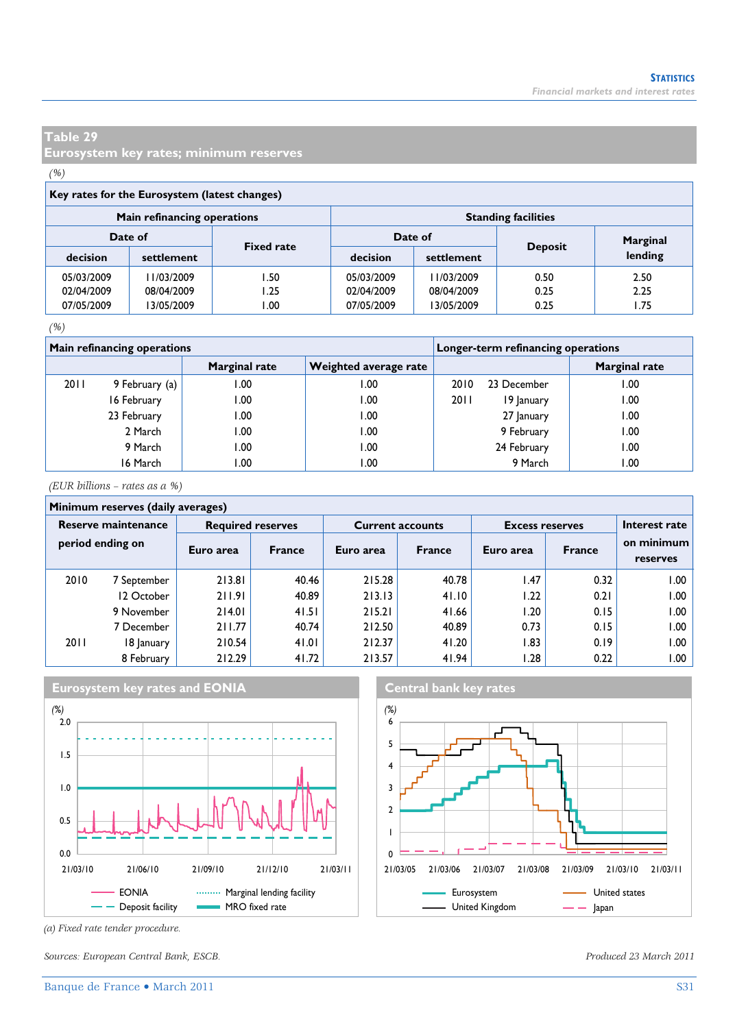## Table 29
## Eurosystem key rates; minimum reserves

*(%)*

**Key rates for the Eurosystem (latest changes)**

| Main refinancing operations | | | Standing facilities | | | |
|---|---|---|---|---|---|---|
| Date of | | Fixed rate | Date of | | Deposit | Marginal lending |
| decision | settlement | | decision | settlement | | |
| 05/03/2009 | 11/03/2009 | 1.50 | 05/03/2009 | 11/03/2009 | 0.50 | 2.50 |
| 02/04/2009 | 08/04/2009 | 1.25 | 02/04/2009 | 08/04/2009 | 0.25 | 2.25 |
| 07/05/2009 | 13/05/2009 | 1.00 | 07/05/2009 | 13/05/2009 | 0.25 | 1.75 |

*(%)*

| Main refinancing operations | | | | Longer-term refinancing operations | | |
|---|---|---|---|---|---|---|
| | | Marginal rate | Weighted average rate | | | Marginal rate |
| 2011 | 9 February (a) | 1.00 | 1.00 | 2010 | 23 December | 1.00 |
| | 16 February | 1.00 | 1.00 | 2011 | 19 January | 1.00 |
| | 23 February | 1.00 | 1.00 | | 27 January | 1.00 |
| | 2 March | 1.00 | 1.00 | | 9 February | 1.00 |
| | 9 March | 1.00 | 1.00 | | 24 February | 1.00 |
| | 16 March | 1.00 | 1.00 | | 9 March | 1.00 |

*(EUR billions – rates as a %)*

**Minimum reserves (daily averages)**

| Reserve maintenance period ending on | | Required reserves | | Current accounts | | Excess reserves | | Interest rate on minimum reserves |
|---|---|---|---|---|---|---|---|---|
| | | Euro area | France | Euro area | France | Euro area | France | |
| 2010 | 7 September | 213.81 | 40.46 | 215.28 | 40.78 | 1.47 | 0.32 | 1.00 |
| | 12 October | 211.91 | 40.89 | 213.13 | 41.10 | 1.22 | 0.21 | 1.00 |
| | 9 November | 214.01 | 41.51 | 215.21 | 41.66 | 1.20 | 0.15 | 1.00 |
| | 7 December | 211.77 | 40.74 | 212.50 | 40.89 | 0.73 | 0.15 | 1.00 |
| 2011 | 18 January | 210.54 | 41.01 | 212.37 | 41.20 | 1.83 | 0.19 | 1.00 |
| | 8 February | 212.29 | 41.72 | 213.57 | 41.94 | 1.28 | 0.22 | 1.00 |

**Eurosystem key rates and EONIA**

**Central bank key rates**

(a) Fixed rate tender procedure.

*Sources: European Central Bank, ESCB.*

*Produced 23 March 2011*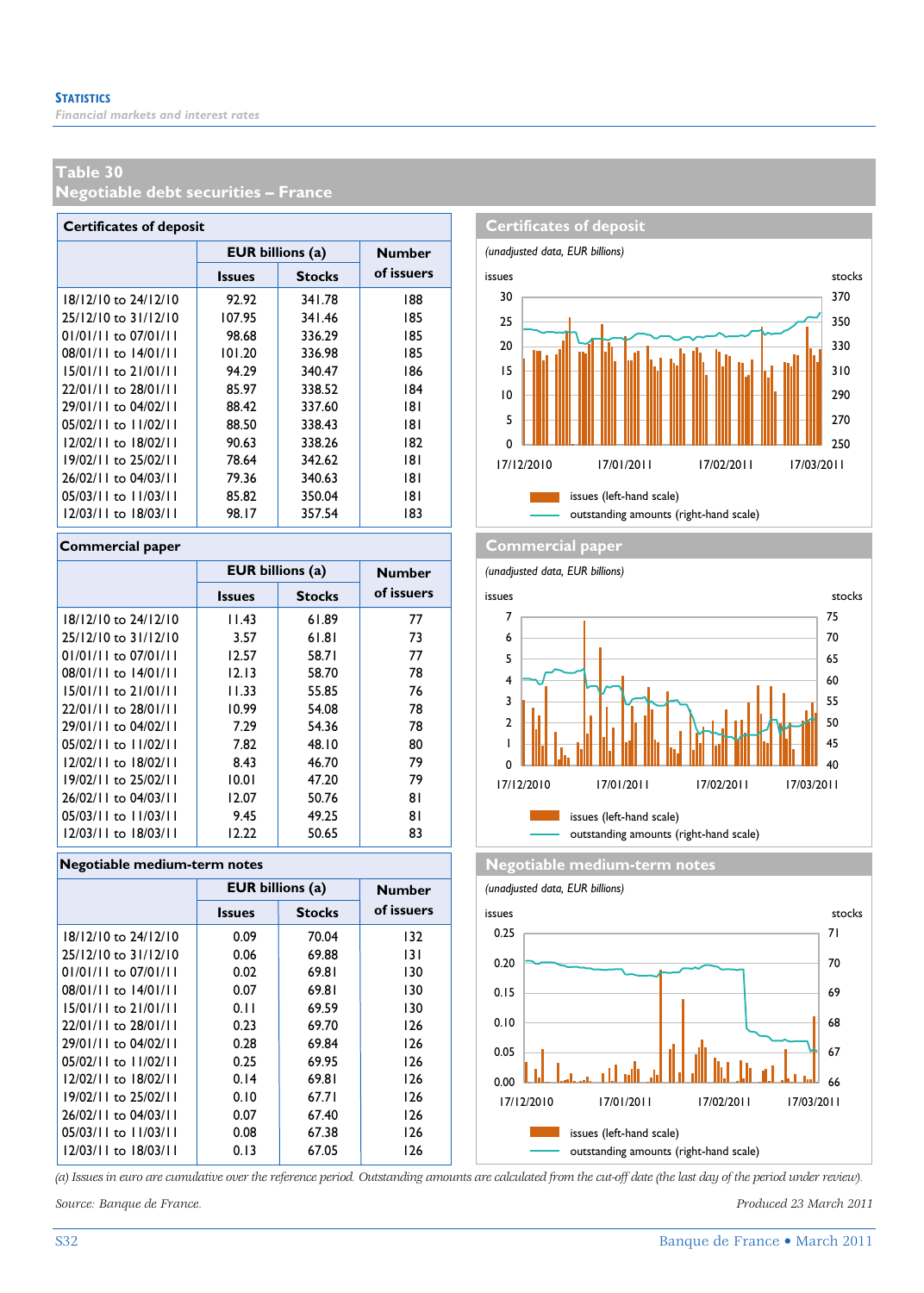## Table 30
## Negotiable debt securities – France

| Certificates of deposit | EUR billions (a) | | Number of issuers |
|---|---|---|---|
| | Issues | Stocks | |
| 18/12/10 to 24/12/10 | 92.92 | 341.78 | 188 |
| 25/12/10 to 31/12/10 | 107.95 | 341.46 | 185 |
| 01/01/11 to 07/01/11 | 98.68 | 336.29 | 185 |
| 08/01/11 to 14/01/11 | 101.20 | 336.98 | 185 |
| 15/01/11 to 21/01/11 | 94.29 | 340.47 | 186 |
| 22/01/11 to 28/01/11 | 85.97 | 338.52 | 184 |
| 29/01/11 to 04/02/11 | 88.42 | 337.60 | 181 |
| 05/02/11 to 11/02/11 | 88.50 | 338.43 | 181 |
| 12/02/11 to 18/02/11 | 90.63 | 338.26 | 182 |
| 19/02/11 to 25/02/11 | 78.64 | 342.62 | 181 |
| 26/02/11 to 04/03/11 | 79.36 | 340.63 | 181 |
| 05/03/11 to 11/03/11 | 85.82 | 350.04 | 181 |
| 12/03/11 to 18/03/11 | 98.17 | 357.54 | 183 |

### Certificates of deposit
*(unadjusted data, EUR billions)*

issues (left-hand scale); outstanding amounts (right-hand scale)

| Commercial paper | EUR billions (a) | | Number of issuers |
|---|---|---|---|
| | Issues | Stocks | |
| 18/12/10 to 24/12/10 | 11.43 | 61.89 | 77 |
| 25/12/10 to 31/12/10 | 3.57 | 61.81 | 73 |
| 01/01/11 to 07/01/11 | 12.57 | 58.71 | 77 |
| 08/01/11 to 14/01/11 | 12.13 | 58.70 | 78 |
| 15/01/11 to 21/01/11 | 11.33 | 55.85 | 76 |
| 22/01/11 to 28/01/11 | 10.99 | 54.08 | 78 |
| 29/01/11 to 04/02/11 | 7.29 | 54.36 | 78 |
| 05/02/11 to 11/02/11 | 7.82 | 48.10 | 80 |
| 12/02/11 to 18/02/11 | 8.43 | 46.70 | 79 |
| 19/02/11 to 25/02/11 | 10.01 | 47.20 | 79 |
| 26/02/11 to 04/03/11 | 12.07 | 50.76 | 81 |
| 05/03/11 to 11/03/11 | 9.45 | 49.25 | 81 |
| 12/03/11 to 18/03/11 | 12.22 | 50.65 | 83 |

### Commercial paper
*(unadjusted data, EUR billions)*

issues (left-hand scale); outstanding amounts (right-hand scale)

| Negotiable medium-term notes | EUR billions (a) | | Number of issuers |
|---|---|---|---|
| | Issues | Stocks | |
| 18/12/10 to 24/12/10 | 0.09 | 70.04 | 132 |
| 25/12/10 to 31/12/10 | 0.06 | 69.88 | 131 |
| 01/01/11 to 07/01/11 | 0.02 | 69.81 | 130 |
| 08/01/11 to 14/01/11 | 0.07 | 69.81 | 130 |
| 15/01/11 to 21/01/11 | 0.11 | 69.59 | 130 |
| 22/01/11 to 28/01/11 | 0.23 | 69.70 | 126 |
| 29/01/11 to 04/02/11 | 0.28 | 69.84 | 126 |
| 05/02/11 to 11/02/11 | 0.25 | 69.95 | 126 |
| 12/02/11 to 18/02/11 | 0.14 | 69.81 | 126 |
| 19/02/11 to 25/02/11 | 0.10 | 67.71 | 126 |
| 26/02/11 to 04/03/11 | 0.07 | 67.40 | 126 |
| 05/03/11 to 11/03/11 | 0.08 | 67.38 | 126 |
| 12/03/11 to 18/03/11 | 0.13 | 67.05 | 126 |

### Negotiable medium-term notes
*(unadjusted data, EUR billions)*

issues (left-hand scale); outstanding amounts (right-hand scale)

*(a) Issues in euro are cumulative over the reference period. Outstanding amounts are calculated from the cut-off date (the last day of the period under review).*

*Source: Banque de France.*

*Produced 23 March 2011*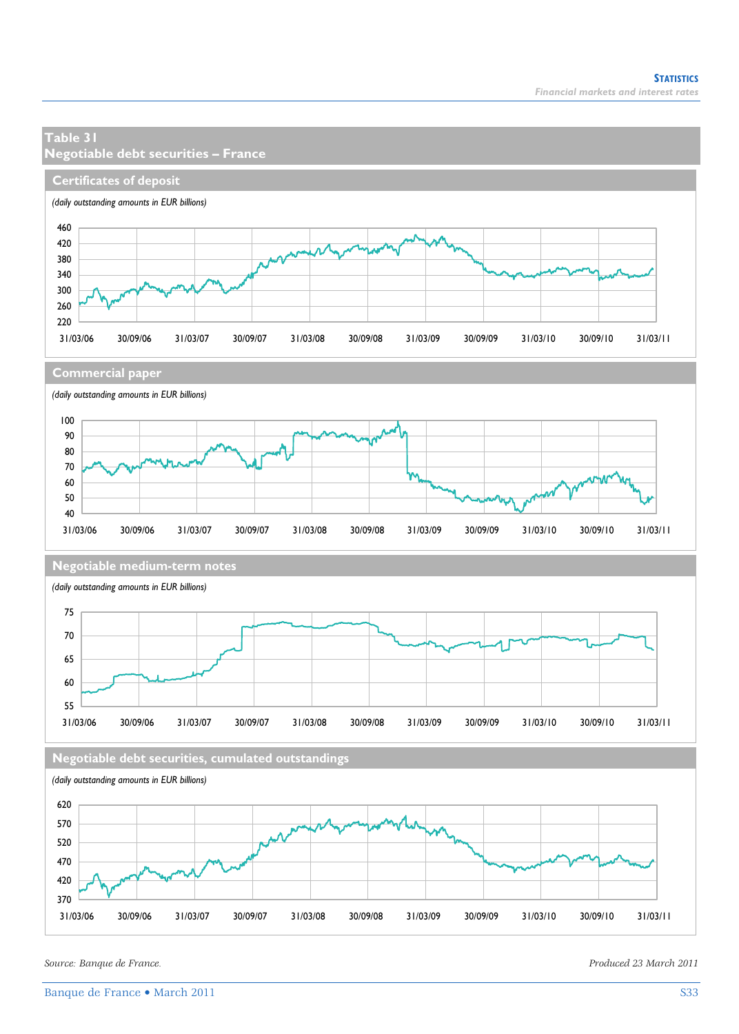## Table 31
## Negotiable debt securities – France

### Certificates of deposit

*(daily outstanding amounts in EUR billions)*

### Commercial paper

*(daily outstanding amounts in EUR billions)*

### Negotiable medium-term notes

*(daily outstanding amounts in EUR billions)*

### Negotiable debt securities, cumulated outstandings

*(daily outstanding amounts in EUR billions)*

*Source: Banque de France.*

*Produced 23 March 2011*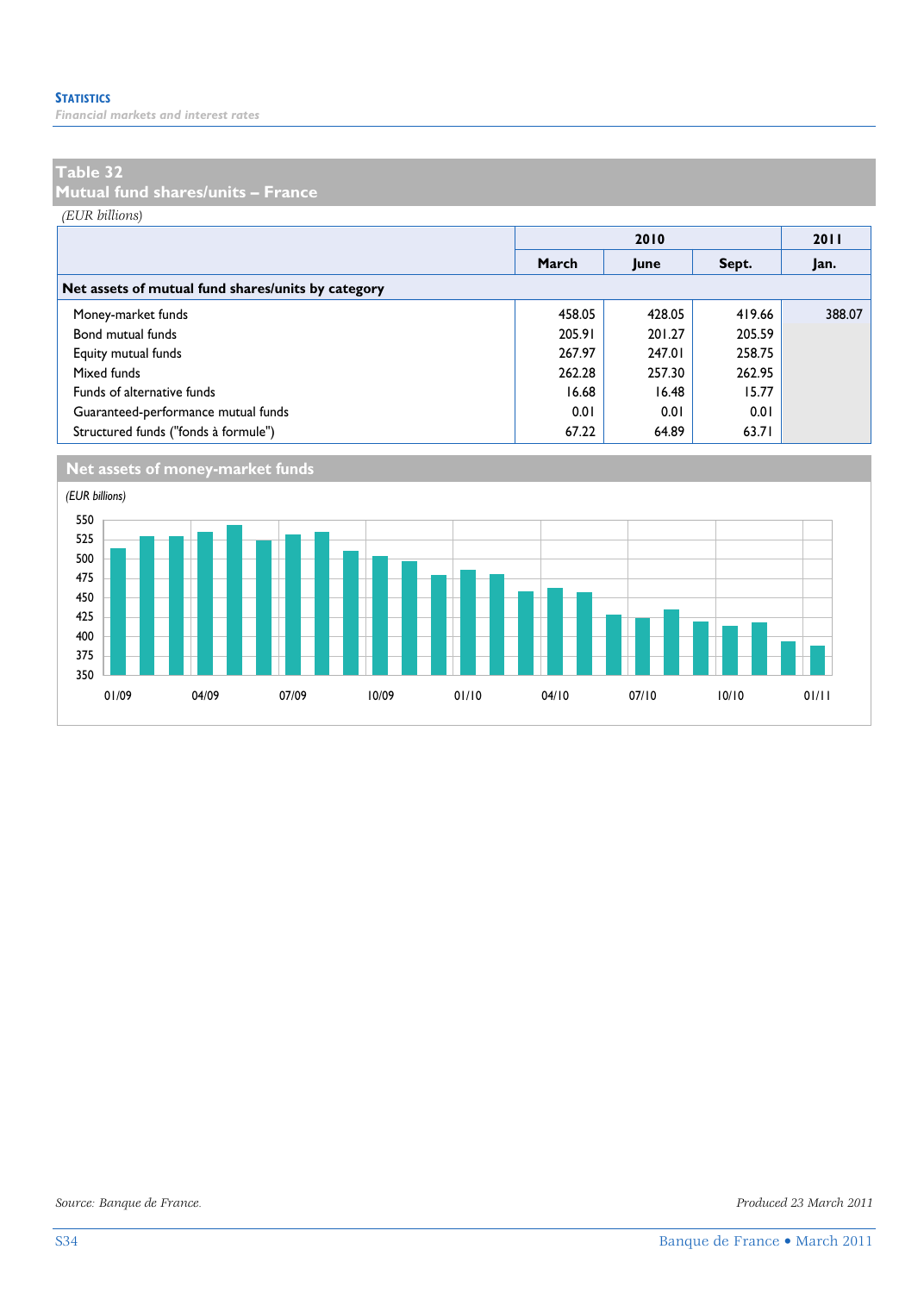## Table 32
## Mutual fund shares/units – France

*(EUR billions)*

| | 2010 | | | 2011 |
|---|---|---|---|---|
| | March | June | Sept. | Jan. |
| **Net assets of mutual fund shares/units by category** | | | | |
| Money-market funds | 458.05 | 428.05 | 419.66 | 388.07 |
| Bond mutual funds | 205.91 | 201.27 | 205.59 | |
| Equity mutual funds | 267.97 | 247.01 | 258.75 | |
| Mixed funds | 262.28 | 257.30 | 262.95 | |
| Funds of alternative funds | 16.68 | 16.48 | 15.77 | |
| Guaranteed-performance mutual funds | 0.01 | 0.01 | 0.01 | |
| Structured funds ("fonds à formule") | 67.22 | 64.89 | 63.71 | |

### Net assets of money-market funds

*(EUR billions)*

Source: Banque de France.

Produced 23 March 2011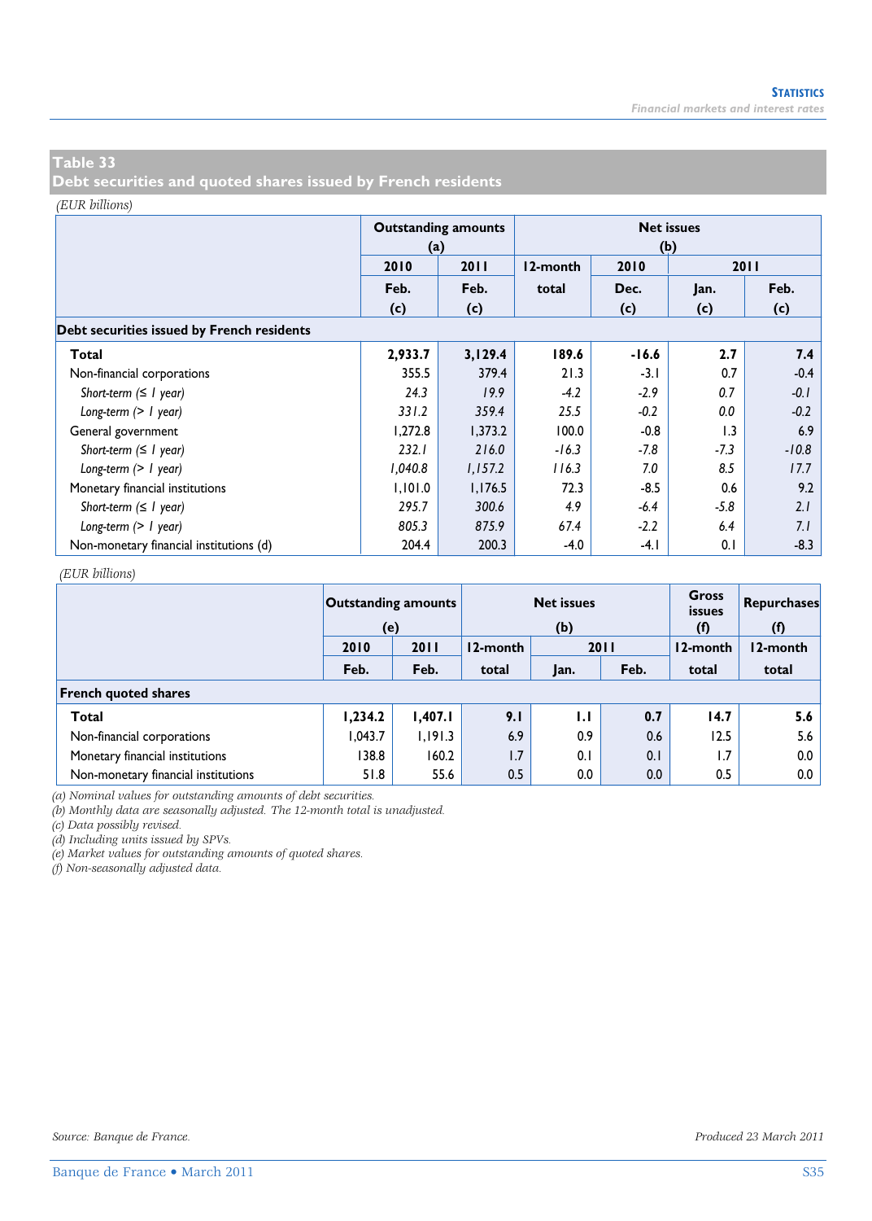## Table 33
## Debt securities and quoted shares issued by French residents

*(EUR billions)*

| | Outstanding amounts (a) | | Net issues (b) | | | |
|---|---|---|---|---|---|---|
| | 2010 | 2011 | 12-month | 2010 | 2011 | |
| | Feb. (c) | Feb. (c) | total | Dec. (c) | Jan. (c) | Feb. (c) |
| **Debt securities issued by French residents** | | | | | | |
| **Total** | **2,933.7** | **3,129.4** | **189.6** | **-16.6** | **2.7** | **7.4** |
| Non-financial corporations | 355.5 | 379.4 | 21.3 | -3.1 | 0.7 | -0.4 |
| *Short-term (≤ 1 year)* | *24.3* | *19.9* | *-4.2* | *-2.9* | *0.7* | *-0.1* |
| *Long-term (> 1 year)* | *331.2* | *359.4* | *25.5* | *-0.2* | *0.0* | *-0.2* |
| General government | 1,272.8 | 1,373.2 | 100.0 | -0.8 | 1.3 | 6.9 |
| *Short-term (≤ 1 year)* | *232.1* | *216.0* | *-16.3* | *-7.8* | *-7.3* | *-10.8* |
| *Long-term (> 1 year)* | *1,040.8* | *1,157.2* | *116.3* | *7.0* | *8.5* | *17.7* |
| Monetary financial institutions | 1,101.0 | 1,176.5 | 72.3 | -8.5 | 0.6 | 9.2 |
| *Short-term (≤ 1 year)* | *295.7* | *300.6* | *4.9* | *-6.4* | *-5.8* | *2.1* |
| *Long-term (> 1 year)* | *805.3* | *875.9* | *67.4* | *-2.2* | *6.4* | *7.1* |
| Non-monetary financial institutions (d) | 204.4 | 200.3 | -4.0 | -4.1 | 0.1 | -8.3 |

*(EUR billions)*

| | Outstanding amounts (e) | | Net issues (b) | | | Gross issues (f) | Repurchases (f) |
|---|---|---|---|---|---|---|---|
| | 2010 | 2011 | 12-month | 2011 | | 12-month | 12-month |
| | Feb. | Feb. | total | Jan. | Feb. | total | total |
| **French quoted shares** | | | | | | | |
| **Total** | **1,234.2** | **1,407.1** | **9.1** | **1.1** | **0.7** | **14.7** | **5.6** |
| Non-financial corporations | 1,043.7 | 1,191.3 | 6.9 | 0.9 | 0.6 | 12.5 | 5.6 |
| Monetary financial institutions | 138.8 | 160.2 | 1.7 | 0.1 | 0.1 | 1.7 | 0.0 |
| Non-monetary financial institutions | 51.8 | 55.6 | 0.5 | 0.0 | 0.0 | 0.5 | 0.0 |

*(a) Nominal values for outstanding amounts of debt securities.*
*(b) Monthly data are seasonally adjusted. The 12-month total is unadjusted.*
*(c) Data possibly revised.*
*(d) Including units issued by SPVs.*
*(e) Market values for outstanding amounts of quoted shares.*
*(f) Non-seasonally adjusted data.*

*Source: Banque de France.*

*Produced 23 March 2011*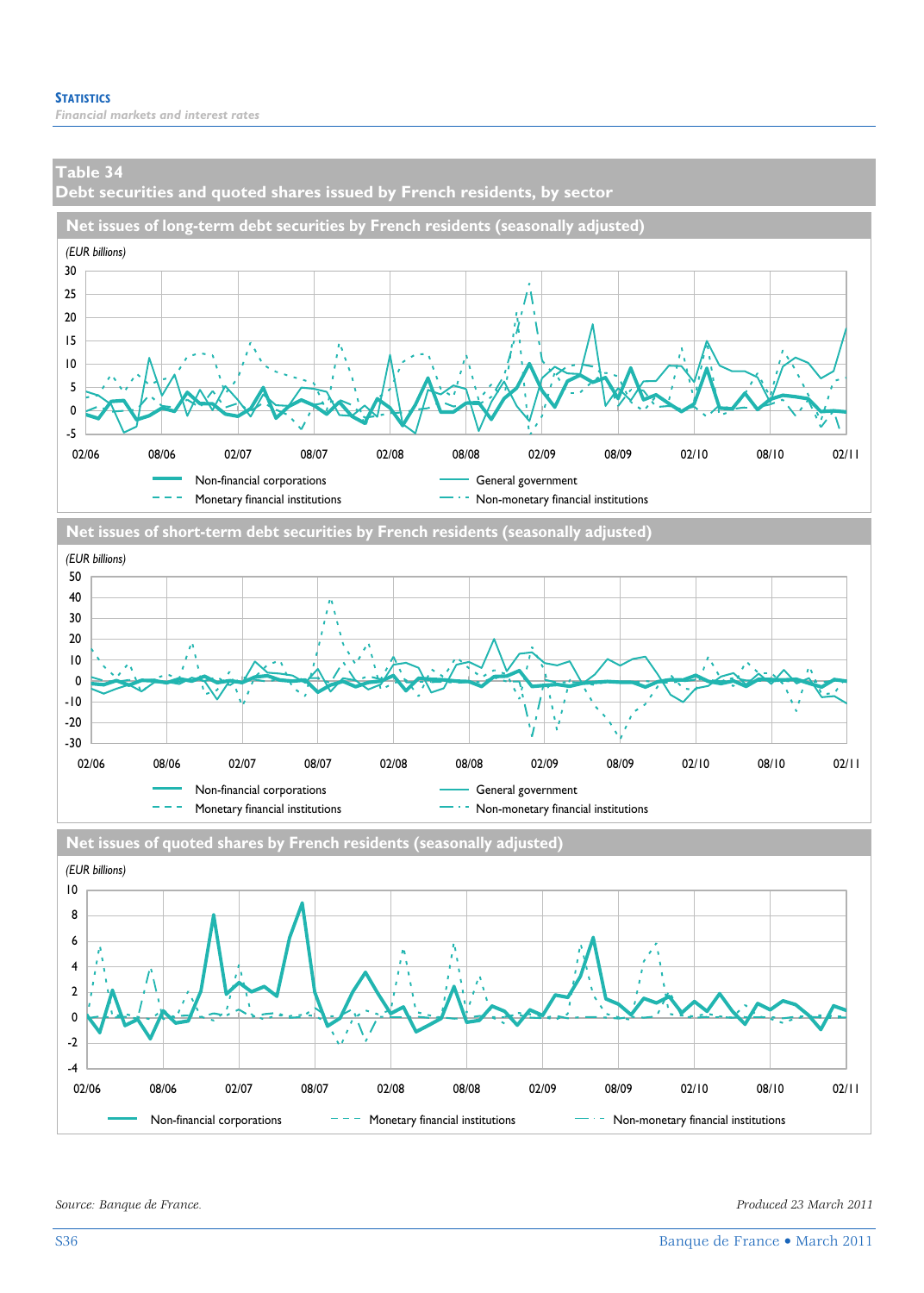**Statistics**
*Financial markets and interest rates*

## Table 34
## Debt securities and quoted shares issued by French residents, by sector

### Net issues of long-term debt securities by French residents (seasonally adjusted)

(EUR billions)

Legend: Non-financial corporations; General government; Monetary financial institutions; Non-monetary financial institutions

### Net issues of short-term debt securities by French residents (seasonally adjusted)

(EUR billions)

Legend: Non-financial corporations; General government; Monetary financial institutions; Non-monetary financial institutions

### Net issues of quoted shares by French residents (seasonally adjusted)

(EUR billions)

Legend: Non-financial corporations; Monetary financial institutions; Non-monetary financial institutions

*Source: Banque de France.*

*Produced 23 March 2011*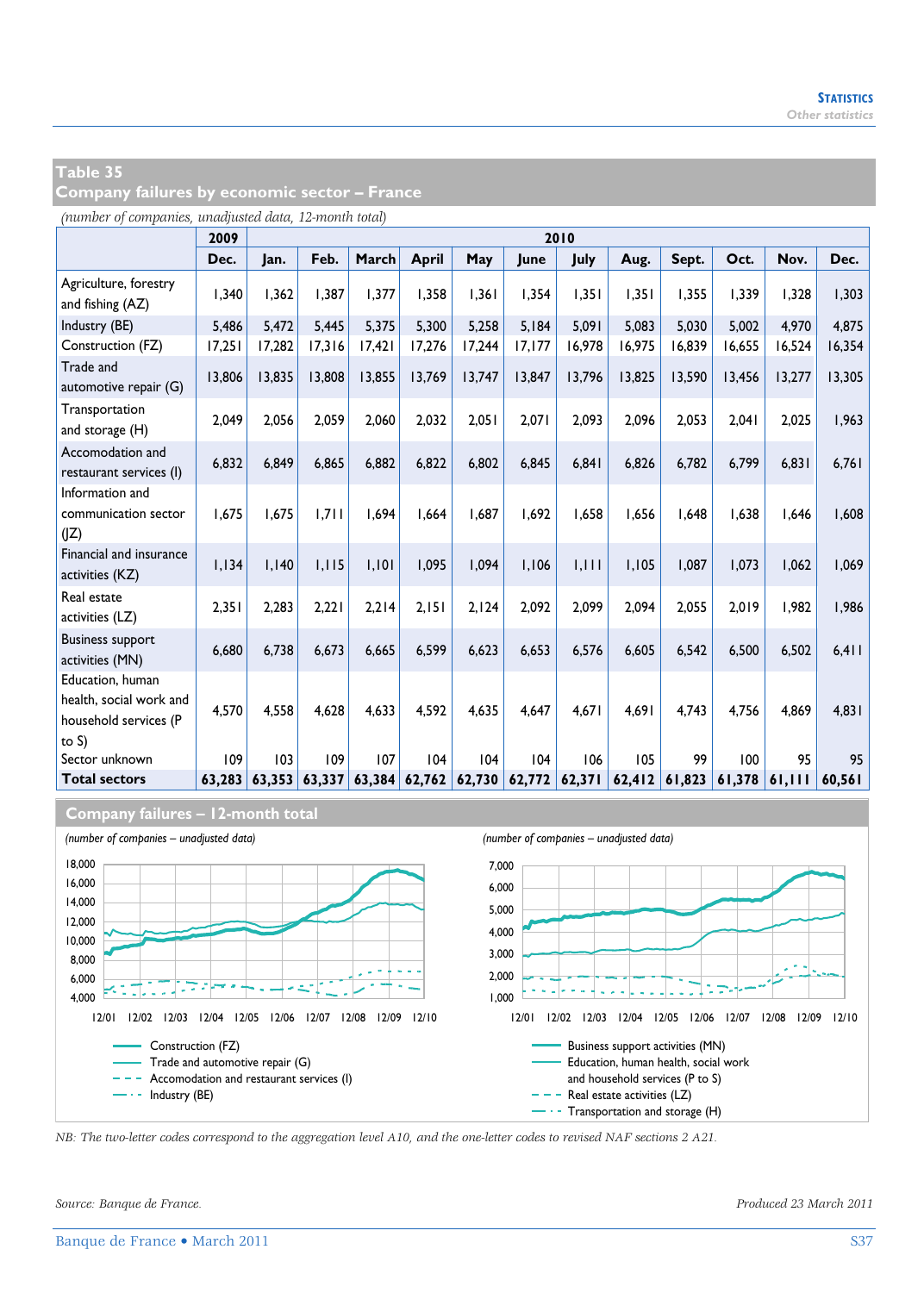## Table 35
## Company failures by economic sector – France

*(number of companies, unadjusted data, 12-month total)*

| | 2009 | 2010 | | | | | | | | | | | |
|---|---|---|---|---|---|---|---|---|---|---|---|---|---|
| | Dec. | Jan. | Feb. | March | April | May | June | July | Aug. | Sept. | Oct. | Nov. | Dec. |
| Agriculture, forestry and fishing (AZ) | 1,340 | 1,362 | 1,387 | 1,377 | 1,358 | 1,361 | 1,354 | 1,351 | 1,351 | 1,355 | 1,339 | 1,328 | 1,303 |
| Industry (BE) | 5,486 | 5,472 | 5,445 | 5,375 | 5,300 | 5,258 | 5,184 | 5,091 | 5,083 | 5,030 | 5,002 | 4,970 | 4,875 |
| Construction (FZ) | 17,251 | 17,282 | 17,316 | 17,421 | 17,276 | 17,244 | 17,177 | 16,978 | 16,975 | 16,839 | 16,655 | 16,524 | 16,354 |
| Trade and automotive repair (G) | 13,806 | 13,835 | 13,808 | 13,855 | 13,769 | 13,747 | 13,847 | 13,796 | 13,825 | 13,590 | 13,456 | 13,277 | 13,305 |
| Transportation and storage (H) | 2,049 | 2,056 | 2,059 | 2,060 | 2,032 | 2,051 | 2,071 | 2,093 | 2,096 | 2,053 | 2,041 | 2,025 | 1,963 |
| Accomodation and restaurant services (I) | 6,832 | 6,849 | 6,865 | 6,882 | 6,822 | 6,802 | 6,845 | 6,841 | 6,826 | 6,782 | 6,799 | 6,831 | 6,761 |
| Information and communication sector (JZ) | 1,675 | 1,675 | 1,711 | 1,694 | 1,664 | 1,687 | 1,692 | 1,658 | 1,656 | 1,648 | 1,638 | 1,646 | 1,608 |
| Financial and insurance activities (KZ) | 1,134 | 1,140 | 1,115 | 1,101 | 1,095 | 1,094 | 1,106 | 1,111 | 1,105 | 1,087 | 1,073 | 1,062 | 1,069 |
| Real estate activities (LZ) | 2,351 | 2,283 | 2,221 | 2,214 | 2,151 | 2,124 | 2,092 | 2,099 | 2,094 | 2,055 | 2,019 | 1,982 | 1,986 |
| Business support activities (MN) | 6,680 | 6,738 | 6,673 | 6,665 | 6,599 | 6,623 | 6,653 | 6,576 | 6,605 | 6,542 | 6,500 | 6,502 | 6,411 |
| Education, human health, social work and household services (P to S) | 4,570 | 4,558 | 4,628 | 4,633 | 4,592 | 4,635 | 4,647 | 4,671 | 4,691 | 4,743 | 4,756 | 4,869 | 4,831 |
| Sector unknown | 109 | 103 | 109 | 107 | 104 | 104 | 104 | 106 | 105 | 99 | 100 | 95 | 95 |
| **Total sectors** | **63,283** | **63,353** | **63,337** | **63,384** | **62,762** | **62,730** | **62,772** | **62,371** | **62,412** | **61,823** | **61,378** | **61,111** | **60,561** |

### Company failures – 12-month total

*(number of companies – unadjusted data)*

Construction (FZ); Trade and automotive repair (G); Accomodation and restaurant services (I); Industry (BE)

*(number of companies – unadjusted data)*

Business support activities (MN); Education, human health, social work and household services (P to S); Real estate activities (LZ); Transportation and storage (H)

*NB: The two-letter codes correspond to the aggregation level A10, and the one-letter codes to revised NAF sections 2 A21.*

*Source: Banque de France.*

*Produced 23 March 2011*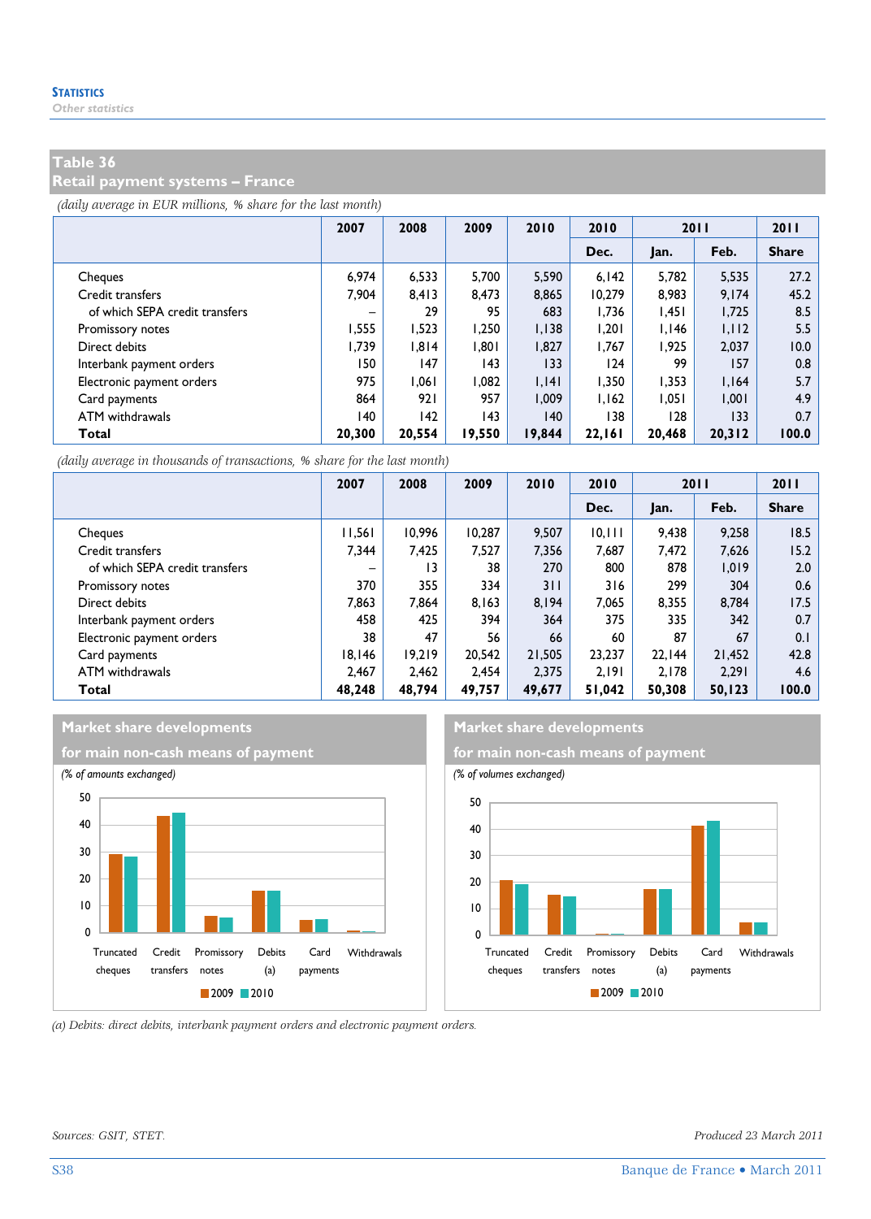## Table 36
## Retail payment systems – France

*(daily average in EUR millions, % share for the last month)*

| | 2007 | 2008 | 2009 | 2010 | 2010 | 2011 | | 2011 |
|---|---|---|---|---|---|---|---|---|
| | | | | | Dec. | Jan. | Feb. | Share |
| Cheques | 6,974 | 6,533 | 5,700 | 5,590 | 6,142 | 5,782 | 5,535 | 27.2 |
| Credit transfers | 7,904 | 8,413 | 8,473 | 8,865 | 10,279 | 8,983 | 9,174 | 45.2 |
| of which SEPA credit transfers | – | 29 | 95 | 683 | 1,736 | 1,451 | 1,725 | 8.5 |
| Promissory notes | 1,555 | 1,523 | 1,250 | 1,138 | 1,201 | 1,146 | 1,112 | 5.5 |
| Direct debits | 1,739 | 1,814 | 1,801 | 1,827 | 1,767 | 1,925 | 2,037 | 10.0 |
| Interbank payment orders | 150 | 147 | 143 | 133 | 124 | 99 | 157 | 0.8 |
| Electronic payment orders | 975 | 1,061 | 1,082 | 1,141 | 1,350 | 1,353 | 1,164 | 5.7 |
| Card payments | 864 | 921 | 957 | 1,009 | 1,162 | 1,051 | 1,001 | 4.9 |
| ATM withdrawals | 140 | 142 | 143 | 140 | 138 | 128 | 133 | 0.7 |
| **Total** | **20,300** | **20,554** | **19,550** | **19,844** | **22,161** | **20,468** | **20,312** | **100.0** |

*(daily average in thousands of transactions, % share for the last month)*

| | 2007 | 2008 | 2009 | 2010 | 2010 | 2011 | | 2011 |
|---|---|---|---|---|---|---|---|---|
| | | | | | Dec. | Jan. | Feb. | Share |
| Cheques | 11,561 | 10,996 | 10,287 | 9,507 | 10,111 | 9,438 | 9,258 | 18.5 |
| Credit transfers | 7,344 | 7,425 | 7,527 | 7,356 | 7,687 | 7,472 | 7,626 | 15.2 |
| of which SEPA credit transfers | – | 13 | 38 | 270 | 800 | 878 | 1,019 | 2.0 |
| Promissory notes | 370 | 355 | 334 | 311 | 316 | 299 | 304 | 0.6 |
| Direct debits | 7,863 | 7,864 | 8,163 | 8,194 | 7,065 | 8,355 | 8,784 | 17.5 |
| Interbank payment orders | 458 | 425 | 394 | 364 | 375 | 335 | 342 | 0.7 |
| Electronic payment orders | 38 | 47 | 56 | 66 | 60 | 87 | 67 | 0.1 |
| Card payments | 18,146 | 19,219 | 20,542 | 21,505 | 23,237 | 22,144 | 21,452 | 42.8 |
| ATM withdrawals | 2,467 | 2,462 | 2,454 | 2,375 | 2,191 | 2,178 | 2,291 | 4.6 |
| **Total** | **48,248** | **48,794** | **49,757** | **49,677** | **51,042** | **50,308** | **50,123** | **100.0** |

### Market share developments for main non-cash means of payment

*(% of amounts exchanged)*

Truncated cheques, Credit transfers, Promissory notes, Debits (a), Card payments, Withdrawals

2009 2010

### Market share developments for main non-cash means of payment

*(% of volumes exchanged)*

Truncated cheques, Credit transfers, Promissory notes, Debits (a), Card payments, Withdrawals

2009 2010

*(a) Debits: direct debits, interbank payment orders and electronic payment orders.*

*Sources: GSIT, STET.*

*Produced 23 March 2011*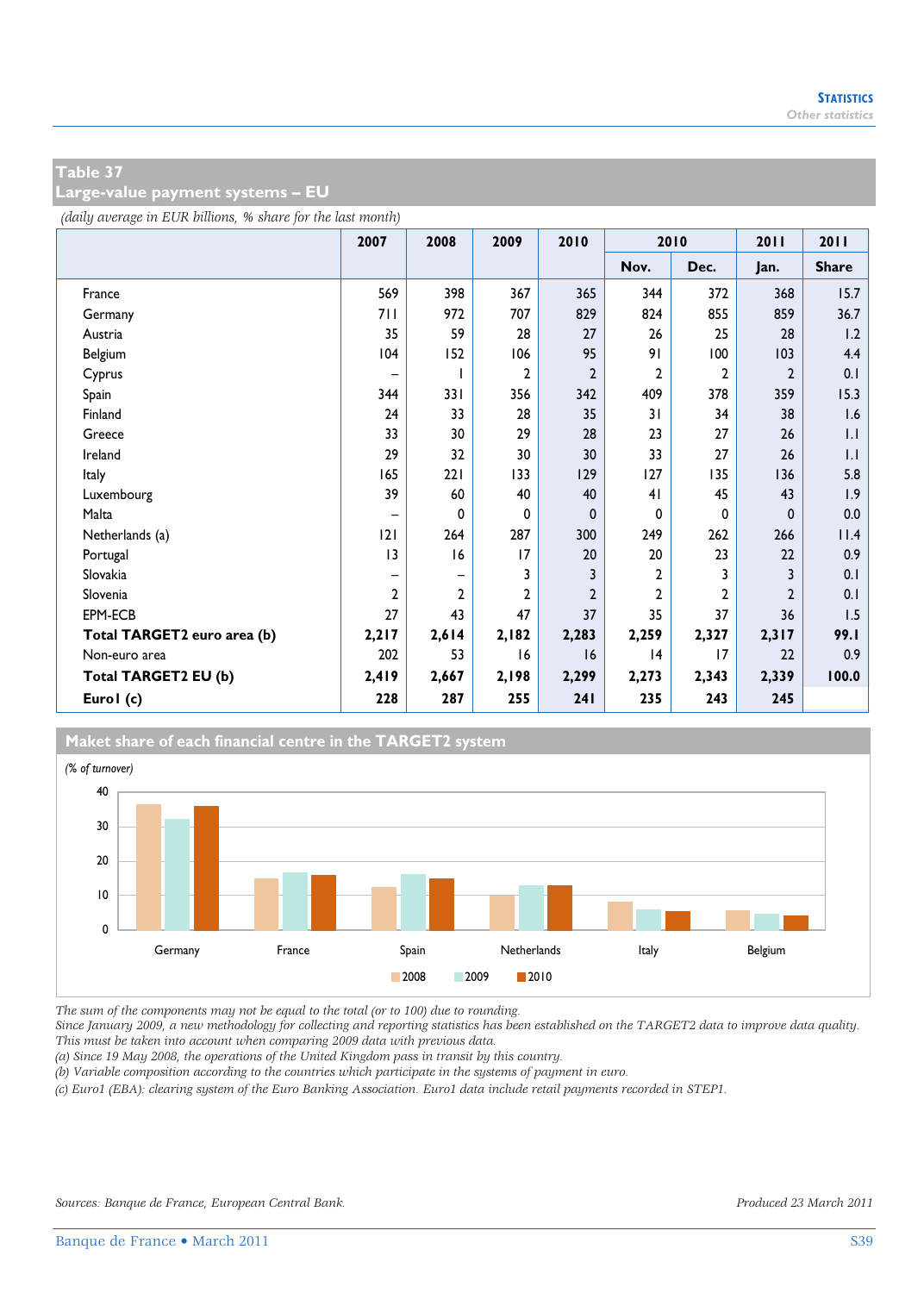## Table 37
## Large-value payment systems – EU

*(daily average in EUR billions, % share for the last month)*

| | 2007 | 2008 | 2009 | 2010 | 2010 | | 2011 | 2011 |
|---|---|---|---|---|---|---|---|---|
| | | | | | Nov. | Dec. | Jan. | Share |
| France | 569 | 398 | 367 | 365 | 344 | 372 | 368 | 15.7 |
| Germany | 711 | 972 | 707 | 829 | 824 | 855 | 859 | 36.7 |
| Austria | 35 | 59 | 28 | 27 | 26 | 25 | 28 | 1.2 |
| Belgium | 104 | 152 | 106 | 95 | 91 | 100 | 103 | 4.4 |
| Cyprus | – | 1 | 2 | 2 | 2 | 2 | 2 | 0.1 |
| Spain | 344 | 331 | 356 | 342 | 409 | 378 | 359 | 15.3 |
| Finland | 24 | 33 | 28 | 35 | 31 | 34 | 38 | 1.6 |
| Greece | 33 | 30 | 29 | 28 | 23 | 27 | 26 | 1.1 |
| Ireland | 29 | 32 | 30 | 30 | 33 | 27 | 26 | 1.1 |
| Italy | 165 | 221 | 133 | 129 | 127 | 135 | 136 | 5.8 |
| Luxembourg | 39 | 60 | 40 | 40 | 41 | 45 | 43 | 1.9 |
| Malta | – | 0 | 0 | 0 | 0 | 0 | 0 | 0.0 |
| Netherlands (a) | 121 | 264 | 287 | 300 | 249 | 262 | 266 | 11.4 |
| Portugal | 13 | 16 | 17 | 20 | 20 | 23 | 22 | 0.9 |
| Slovakia | – | – | 3 | 3 | 2 | 3 | 3 | 0.1 |
| Slovenia | 2 | 2 | 2 | 2 | 2 | 2 | 2 | 0.1 |
| EPM-ECB | 27 | 43 | 47 | 37 | 35 | 37 | 36 | 1.5 |
| **Total TARGET2 euro area (b)** | **2,217** | **2,614** | **2,182** | **2,283** | **2,259** | **2,327** | **2,317** | **99.1** |
| Non-euro area | 202 | 53 | 16 | 16 | 14 | 17 | 22 | 0.9 |
| **Total TARGET2 EU (b)** | **2,419** | **2,667** | **2,198** | **2,299** | **2,273** | **2,343** | **2,339** | **100.0** |
| **Euro1 (c)** | **228** | **287** | **255** | **241** | **235** | **243** | **245** | |

**Maket share of each financial centre in the TARGET2 system**

*(% of turnover)*

| | 2008 | 2009 | 2010 |
|---|---|---|---|
| Germany | 36.4 | 32.5 | 36.1 |
| France | 14.9 | 16.7 | 15.9 |
| Spain | 12.4 | 16.2 | 14.9 |
| Netherlands | 9.9 | 13.1 | 13.1 |
| Italy | 8.3 | 6.1 | 5.6 |
| Belgium | 5.7 | 4.8 | 4.1 |

*The sum of the components may not be equal to the total (or to 100) due to rounding.*
*Since January 2009, a new methodology for collecting and reporting statistics has been established on the TARGET2 data to improve data quality. This must be taken into account when comparing 2009 data with previous data.*
*(a) Since 19 May 2008, the operations of the United Kingdom pass in transit by this country.*
*(b) Variable composition according to the countries which participate in the systems of payment in euro.*
*(c) Euro1 (EBA): clearing system of the Euro Banking Association. Euro1 data include retail payments recorded in STEP1.*

*Sources: Banque de France, European Central Bank.*

*Produced 23 March 2011*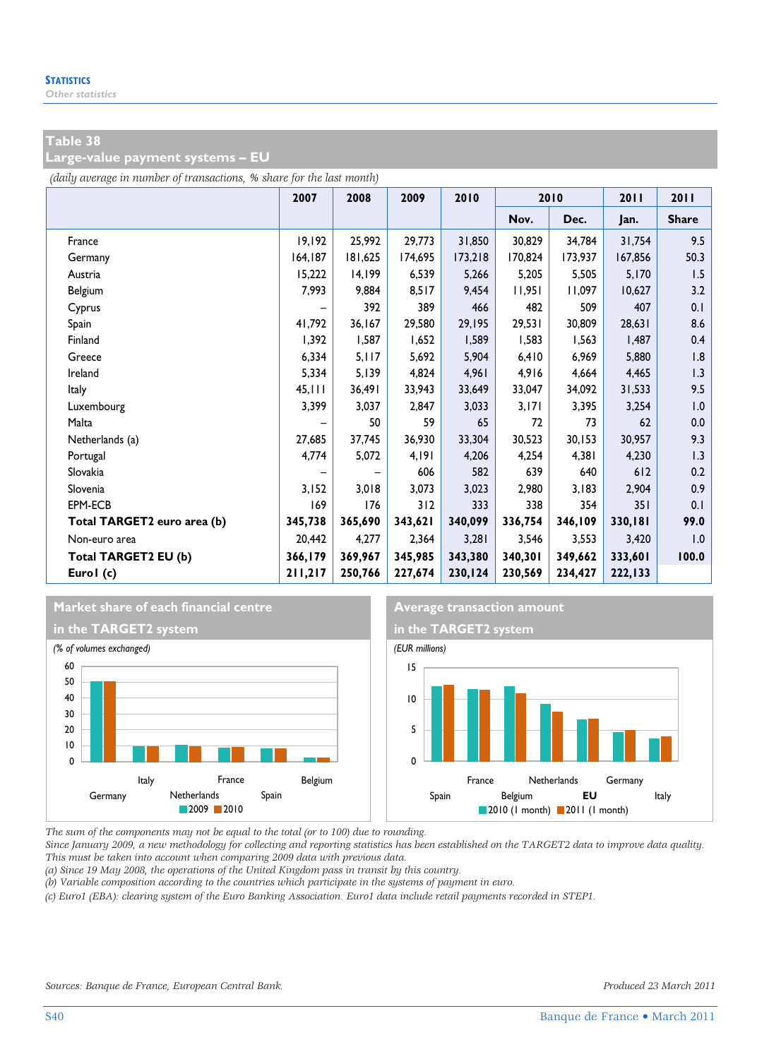## Table 38
## Large-value payment systems – EU

*(daily average in number of transactions, % share for the last month)*

| | 2007 | 2008 | 2009 | 2010 | 2010 | | 2011 | 2011 |
|---|---|---|---|---|---|---|---|---|
| | | | | | Nov. | Dec. | Jan. | Share |
| France | 19,192 | 25,992 | 29,773 | 31,850 | 30,829 | 34,784 | 31,754 | 9.5 |
| Germany | 164,187 | 181,625 | 174,695 | 173,218 | 170,824 | 173,937 | 167,856 | 50.3 |
| Austria | 15,222 | 14,199 | 6,539 | 5,266 | 5,205 | 5,505 | 5,170 | 1.5 |
| Belgium | 7,993 | 9,884 | 8,517 | 9,454 | 11,951 | 11,097 | 10,627 | 3.2 |
| Cyprus | – | 392 | 389 | 466 | 482 | 509 | 407 | 0.1 |
| Spain | 41,792 | 36,167 | 29,580 | 29,195 | 29,531 | 30,809 | 28,631 | 8.6 |
| Finland | 1,392 | 1,587 | 1,652 | 1,589 | 1,583 | 1,563 | 1,487 | 0.4 |
| Greece | 6,334 | 5,117 | 5,692 | 5,904 | 6,410 | 6,969 | 5,880 | 1.8 |
| Ireland | 5,334 | 5,139 | 4,824 | 4,961 | 4,916 | 4,664 | 4,465 | 1.3 |
| Italy | 45,111 | 36,491 | 33,943 | 33,649 | 33,047 | 34,092 | 31,533 | 9.5 |
| Luxembourg | 3,399 | 3,037 | 2,847 | 3,033 | 3,171 | 3,395 | 3,254 | 1.0 |
| Malta | – | 50 | 59 | 65 | 72 | 73 | 62 | 0.0 |
| Netherlands (a) | 27,685 | 37,745 | 36,930 | 33,304 | 30,523 | 30,153 | 30,957 | 9.3 |
| Portugal | 4,774 | 5,072 | 4,191 | 4,206 | 4,254 | 4,381 | 4,230 | 1.3 |
| Slovakia | – | – | 606 | 582 | 639 | 640 | 612 | 0.2 |
| Slovenia | 3,152 | 3,018 | 3,073 | 3,023 | 2,980 | 3,183 | 2,904 | 0.9 |
| EPM-ECB | 169 | 176 | 312 | 333 | 338 | 354 | 351 | 0.1 |
| **Total TARGET2 euro area (b)** | **345,738** | **365,690** | **343,621** | **340,099** | **336,754** | **346,109** | **330,181** | **99.0** |
| Non-euro area | 20,442 | 4,277 | 2,364 | 3,281 | 3,546 | 3,553 | 3,420 | 1.0 |
| **Total TARGET2 EU (b)** | **366,179** | **369,967** | **345,985** | **343,380** | **340,301** | **349,662** | **333,601** | **100.0** |
| **Euro1 (c)** | **211,217** | **250,766** | **227,674** | **230,124** | **230,569** | **234,427** | **222,133** | |

**Market share of each financial centre in the TARGET2 system**

*(% of volumes exchanged)*

**Average transaction amount in the TARGET2 system**

*(EUR millions)*

*The sum of the components may not be equal to the total (or to 100) due to rounding.*
*Since January 2009, a new methodology for collecting and reporting statistics has been established on the TARGET2 data to improve data quality. This must be taken into account when comparing 2009 data with previous data.*
*(a) Since 19 May 2008, the operations of the United Kingdom pass in transit by this country.*
*(b) Variable composition according to the countries which participate in the systems of payment in euro.*
*(c) Euro1 (EBA): clearing system of the Euro Banking Association. Euro1 data include retail payments recorded in STEP1.*

*Sources: Banque de France, European Central Bank.*

*Produced 23 March 2011*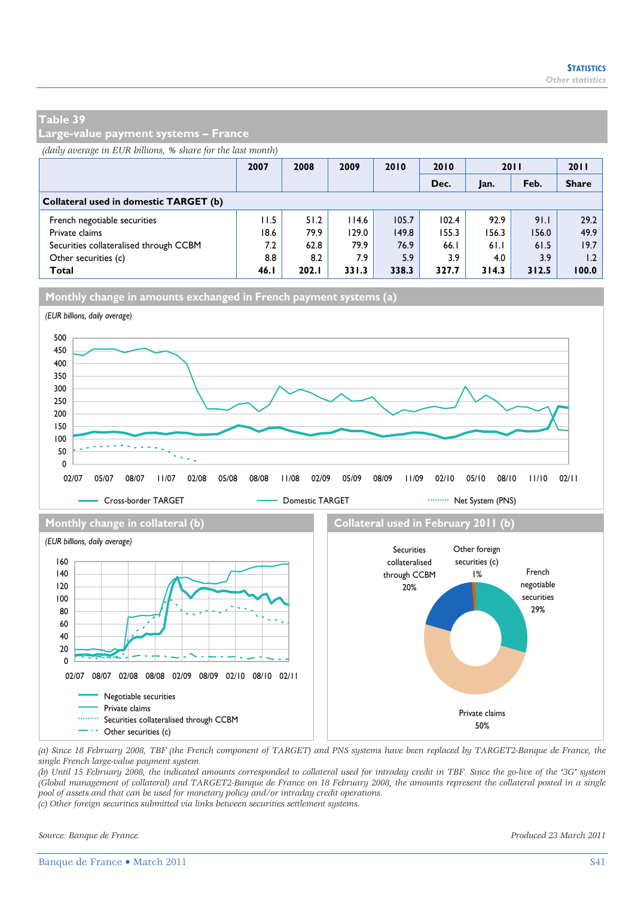## Table 39
## Large-value payment systems – France

*(daily average in EUR billions, % share for the last month)*

| | 2007 | 2008 | 2009 | 2010 | 2010 | 2011 | | 2011 |
|---|---|---|---|---|---|---|---|---|
| | | | | | Dec. | Jan. | Feb. | Share |
| **Collateral used in domestic TARGET (b)** | | | | | | | | |
| French negotiable securities | 11.5 | 51.2 | 114.6 | 105.7 | 102.4 | 92.9 | 91.1 | 29.2 |
| Private claims | 18.6 | 79.9 | 129.0 | 149.8 | 155.3 | 156.3 | 156.0 | 49.9 |
| Securities collateralised through CCBM | 7.2 | 62.8 | 79.9 | 76.9 | 66.1 | 61.1 | 61.5 | 19.7 |
| Other securities (c) | 8.8 | 8.2 | 7.9 | 5.9 | 3.9 | 4.0 | 3.9 | 1.2 |
| **Total** | **46.1** | **202.1** | **331.3** | **338.3** | **327.7** | **314.3** | **312.5** | **100.0** |

### Monthly change in amounts exchanged in French payment systems (a)

*(EUR billions, daily average)*

### Monthly change in collateral (b)

*(EUR billions, daily average)*

### Collateral used in February 2011 (b)

*(a) Since 18 February 2008, TBF (the French component of TARGET) and PNS systems have been replaced by TARGET2-Banque de France, the single French large-value payment system.*
*(b) Until 15 February 2008, the indicated amounts corresponded to collateral used for intraday credit in TBF. Since the go-live of the "3G" system (Global management of collateral) and TARGET2-Banque de France on 18 February 2008, the amounts represent the collateral posted in a single pool of assets and that can be used for monetary policy and/or intraday credit operations.*
*(c) Other foreign securities submitted via links between securities settlement systems.*

*Source: Banque de France.*

*Produced 23 March 2011*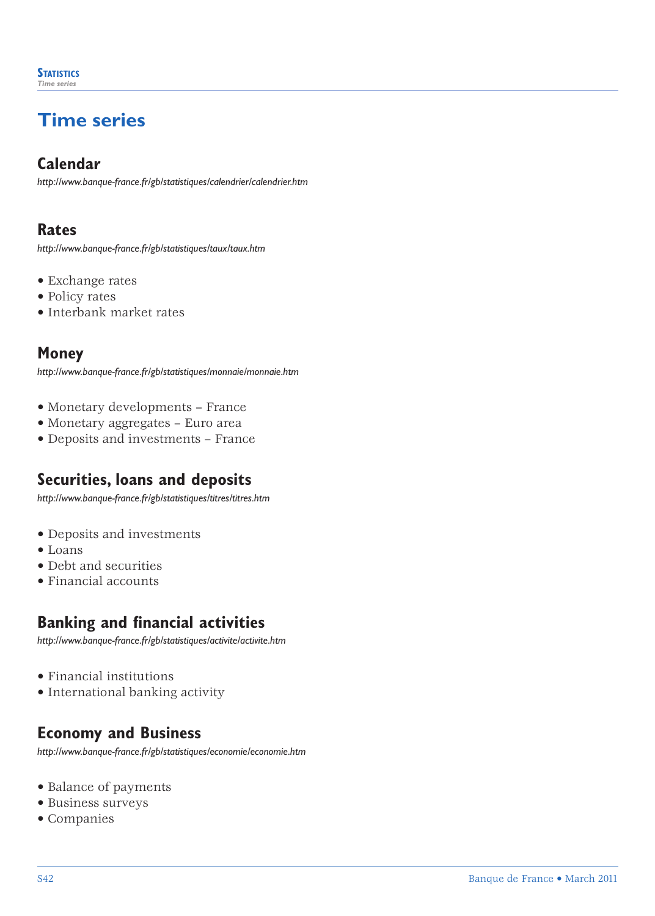# Time series

## Calendar

*http://www.banque-france.fr/gb/statistiques/calendrier/calendrier.htm*

## Rates

*http://www.banque-france.fr/gb/statistiques/taux/taux.htm*

- Exchange rates
- Policy rates
- Interbank market rates

## Money

*http://www.banque-france.fr/gb/statistiques/monnaie/monnaie.htm*

- Monetary developments – France
- Monetary aggregates – Euro area
- Deposits and investments – France

## Securities, loans and deposits

*http://www.banque-france.fr/gb/statistiques/titres/titres.htm*

- Deposits and investments
- Loans
- Debt and securities
- Financial accounts

## Banking and financial activities

*http://www.banque-france.fr/gb/statistiques/activite/activite.htm*

- Financial institutions
- International banking activity

## Economy and Business

*http://www.banque-france.fr/gb/statistiques/economie/economie.htm*

- Balance of payments
- Business surveys
- Companies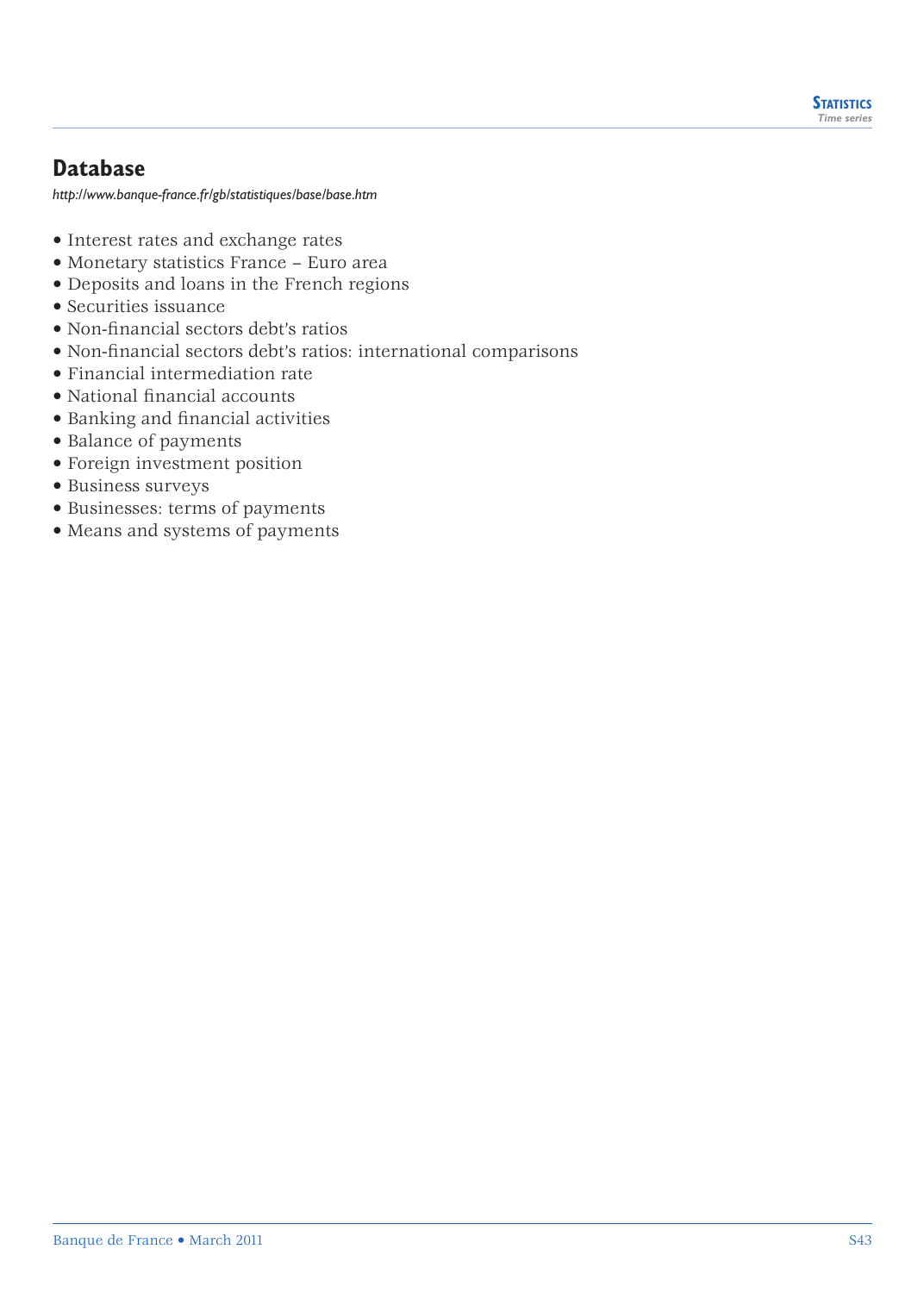## Database

*http://www.banque-france.fr/gb/statistiques/base/base.htm*

- Interest rates and exchange rates
- Monetary statistics France – Euro area
- Deposits and loans in the French regions
- Securities issuance
- Non-financial sectors debt's ratios
- Non-financial sectors debt's ratios: international comparisons
- Financial intermediation rate
- National financial accounts
- Banking and financial activities
- Balance of payments
- Foreign investment position
- Business surveys
- Businesses: terms of payments
- Means and systems of payments